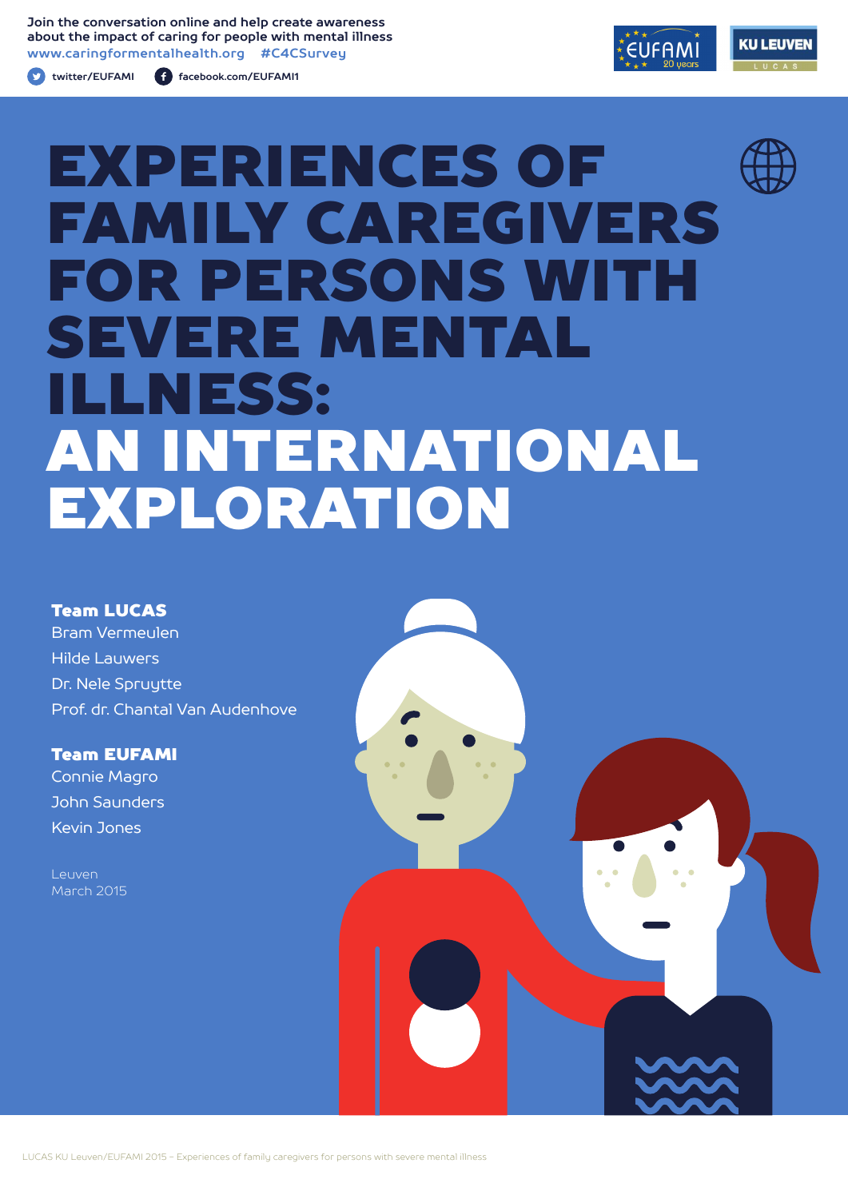Join the conversation online and help create awareness about the impact of caring for people with mental illness
www.caringformentalhealth.org #C4CSurvey

twitter/EUFAMI facebook.com/EUFAMI1

# EXPERIENCES OF FAMILY CAREGIVERS FOR PERSONS WITH SEVERE MENTAL ILLNESS: AN INTERNATIONAL EXPLORATION

**Team LUCAS**
Bram Vermeulen
Hilde Lauwers
Dr. Nele Spruytte
Prof. dr. Chantal Van Audenhove

**Team EUFAMI**
Connie Magro
John Saunders
Kevin Jones

Leuven
March 2015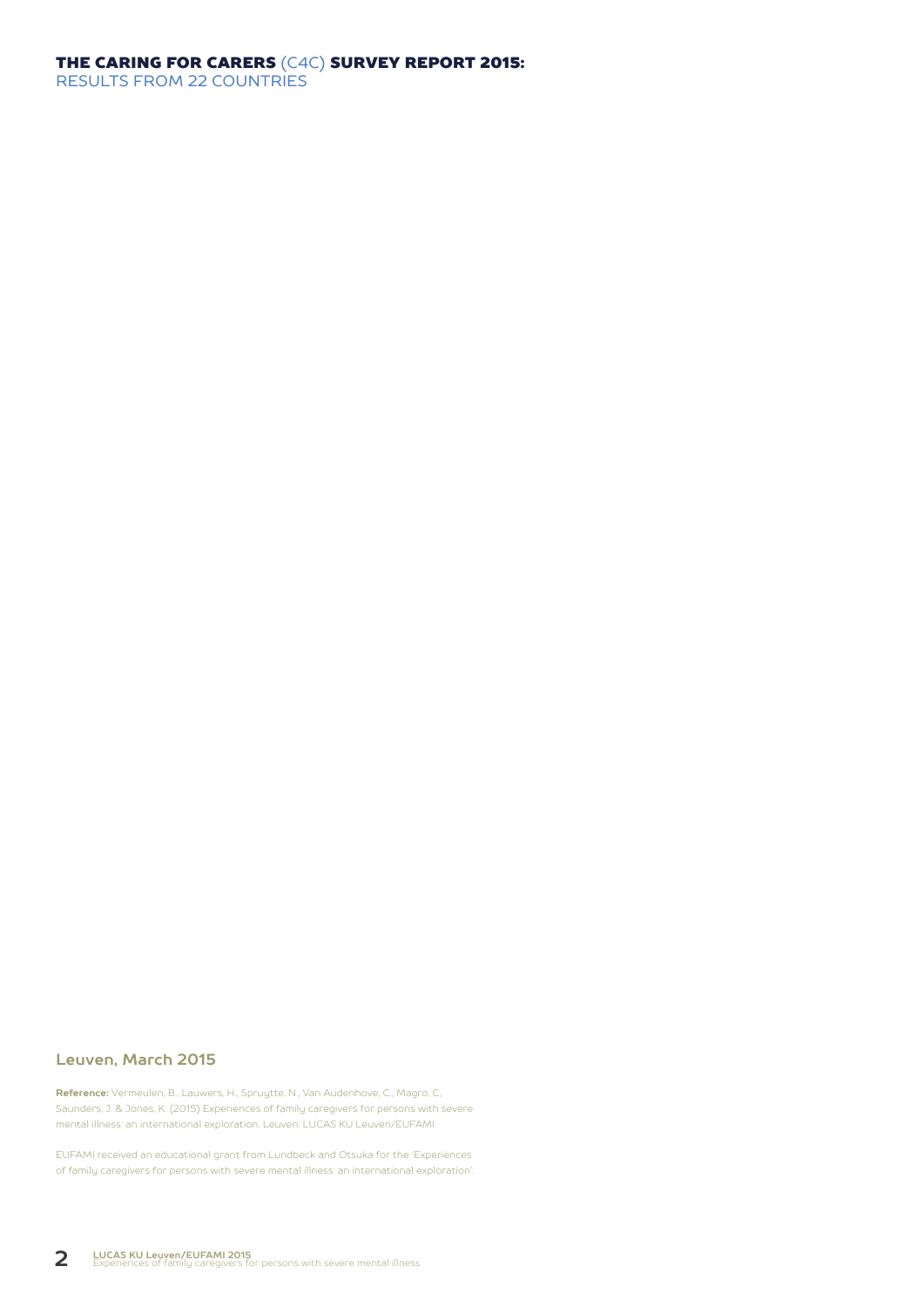**Leuven, March 2015**

**Reference:** Vermeulen, B., Lauwers, H., Spruytte, N., Van Audenhove, C., Magro, C., Saunders, J. & Jones, K. (2015) Experiences of family caregivers for persons with severe mental illness: an international exploration. Leuven: LUCAS KU Leuven/EUFAMI.

EUFAMI received an educational grant from Lundbeck and Otsuka for the 'Experiences of family caregivers for persons with severe mental illness: an international exploration'.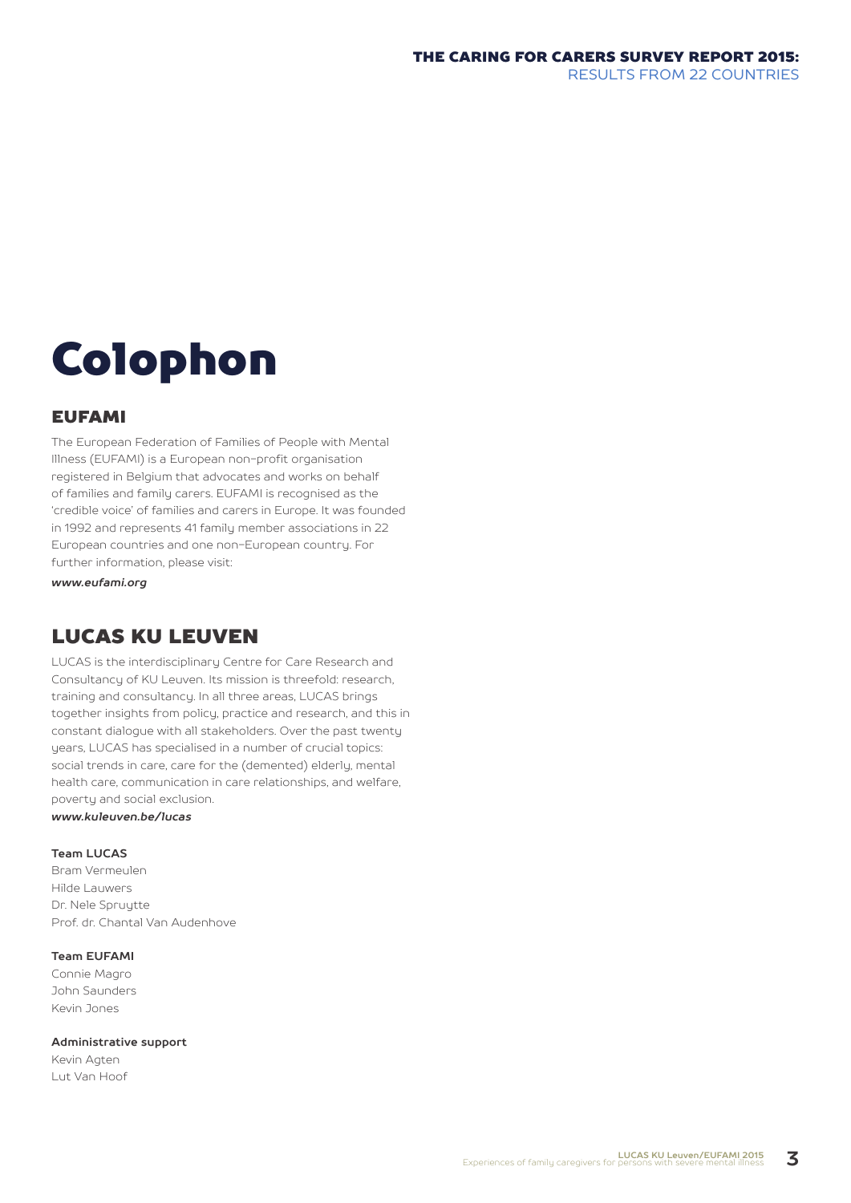# Colophon

## EUFAMI

The European Federation of Families of People with Mental Illness (EUFAMI) is a European non-profit organisation registered in Belgium that advocates and works on behalf of families and family carers. EUFAMI is recognised as the 'credible voice' of families and carers in Europe. It was founded in 1992 and represents 41 family member associations in 22 European countries and one non-European country. For further information, please visit:

***www.eufami.org***

## LUCAS KU LEUVEN

LUCAS is the interdisciplinary Centre for Care Research and Consultancy of KU Leuven. Its mission is threefold: research, training and consultancy. In all three areas, LUCAS brings together insights from policy, practice and research, and this in constant dialogue with all stakeholders. Over the past twenty years, LUCAS has specialised in a number of crucial topics: social trends in care, care for the (demented) elderly, mental health care, communication in care relationships, and welfare, poverty and social exclusion.

***www.kuleuven.be/lucas***

**Team LUCAS**

Bram Vermeulen
Hilde Lauwers
Dr. Nele Spruytte
Prof. dr. Chantal Van Audenhove

**Team EUFAMI**

Connie Magro
John Saunders
Kevin Jones

**Administrative support**

Kevin Agten
Lut Van Hoof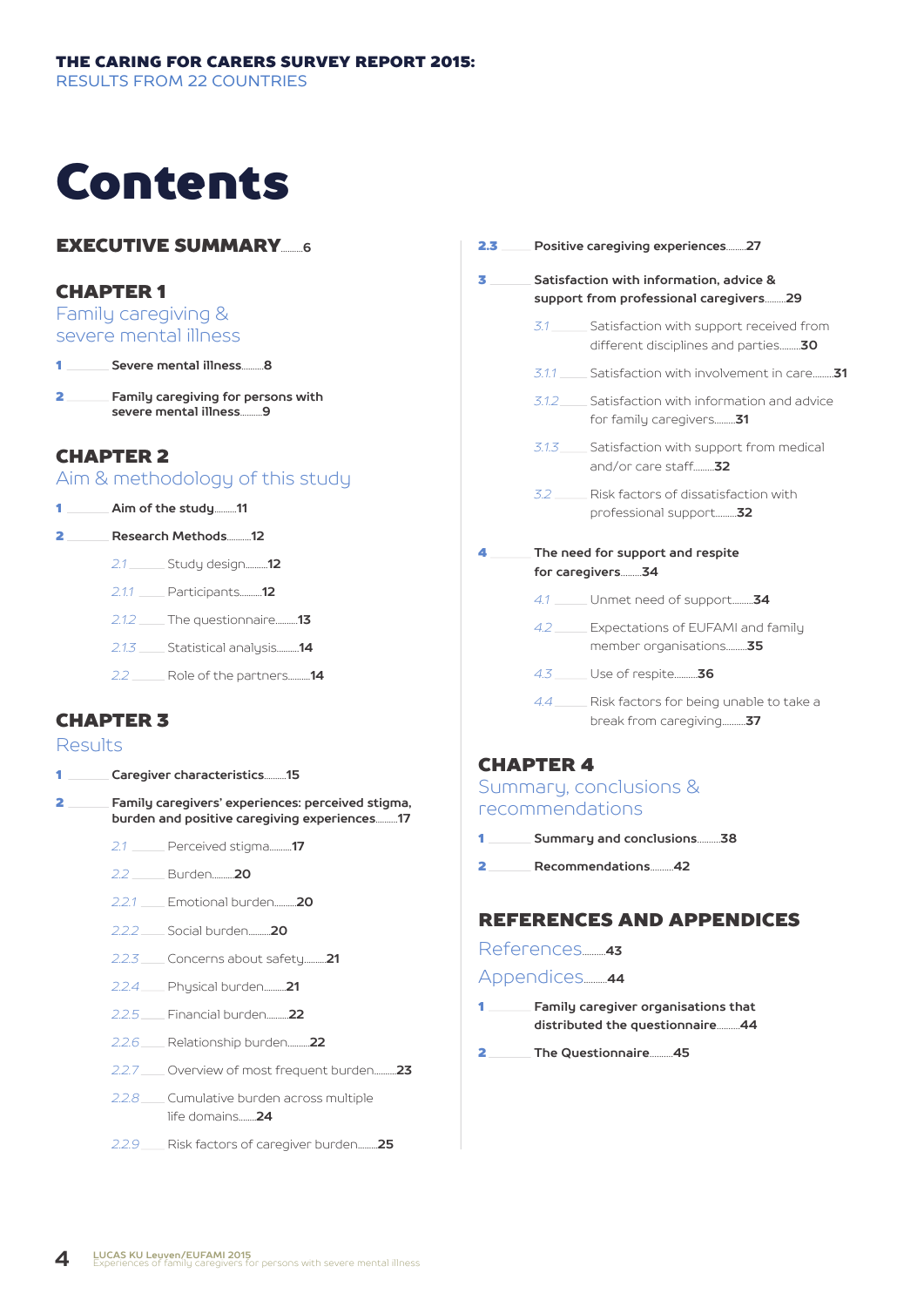# Contents

## EXECUTIVE SUMMARY 6

## CHAPTER 1
### Family caregiving & severe mental illness

- **1** **Severe mental illness** 8
- **2** **Family caregiving for persons with severe mental illness** 9

## CHAPTER 2
### Aim & methodology of this study

- **1** **Aim of the study** 11
- **2** **Research Methods** 12
  - *2.1* Study design 12
  - *2.1.1* Participants 12
  - *2.1.2* The questionnaire 13
  - *2.1.3* Statistical analysis 14
  - *2.2* Role of the partners 14

## CHAPTER 3
### Results

- **1** **Caregiver characteristics** 15
- **2** **Family caregivers' experiences: perceived stigma, burden and positive caregiving experiences** 17
  - *2.1* Perceived stigma 17
  - *2.2* Burden 20
  - *2.2.1* Emotional burden 20
  - *2.2.2* Social burden 20
  - *2.2.3* Concerns about safety 21
  - *2.2.4* Physical burden 21
  - *2.2.5* Financial burden 22
  - *2.2.6* Relationship burden 22
  - *2.2.7* Overview of most frequent burden 23
  - *2.2.8* Cumulative burden across multiple life domains 24
  - *2.2.9* Risk factors of caregiver burden 25
- **2.3** **Positive caregiving experiences** 27
- **3** **Satisfaction with information, advice & support from professional caregivers** 29
  - *3.1* Satisfaction with support received from different disciplines and parties 30
  - *3.1.1* Satisfaction with involvement in care 31
  - *3.1.2* Satisfaction with information and advice for family caregivers 31
  - *3.1.3* Satisfaction with support from medical and/or care staff 32
  - *3.2* Risk factors of dissatisfaction with professional support 32
- **4** **The need for support and respite for caregivers** 34
  - *4.1* Unmet need of support 34
  - *4.2* Expectations of EUFAMI and family member organisations 35
  - *4.3* Use of respite 36
  - *4.4* Risk factors for being unable to take a break from caregiving 37

## CHAPTER 4
### Summary, conclusions & recommendations

- **1** **Summary and conclusions** 38
- **2** **Recommendations** 42

## REFERENCES AND APPENDICES

### References 43

### Appendices 44

- **1** **Family caregiver organisations that distributed the questionnaire** 44
- **2** **The Questionnaire** 45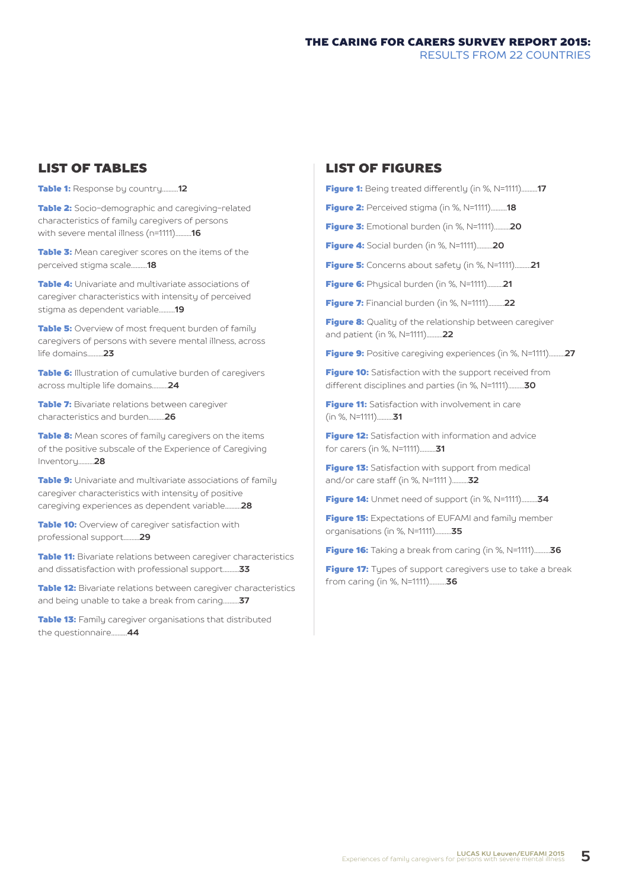## LIST OF TABLES

**Table 1:** Response by country.........**12**

**Table 2:** Socio-demographic and caregiving-related characteristics of family caregivers of persons with severe mental illness (n=1111).........**16**

**Table 3:** Mean caregiver scores on the items of the perceived stigma scale.........**18**

**Table 4:** Univariate and multivariate associations of caregiver characteristics with intensity of perceived stigma as dependent variable.........**19**

**Table 5:** Overview of most frequent burden of family caregivers of persons with severe mental illness, across life domains.........**23**

**Table 6:** Illustration of cumulative burden of caregivers across multiple life domains.........**24**

**Table 7:** Bivariate relations between caregiver characteristics and burden.........**26**

**Table 8:** Mean scores of family caregivers on the items of the positive subscale of the Experience of Caregiving Inventory.........**28**

**Table 9:** Univariate and multivariate associations of family caregiver characteristics with intensity of positive caregiving experiences as dependent variable.........**28**

**Table 10:** Overview of caregiver satisfaction with professional support.........**29**

**Table 11:** Bivariate relations between caregiver characteristics and dissatisfaction with professional support.........**33**

**Table 12:** Bivariate relations between caregiver characteristics and being unable to take a break from caring.........**37**

**Table 13:** Family caregiver organisations that distributed the questionnaire.........**44**

## LIST OF FIGURES

**Figure 1:** Being treated differently (in %, N=1111).........**17**

**Figure 2:** Perceived stigma (in %, N=1111).........**18**

**Figure 3:** Emotional burden (in %, N=1111).........**20**

**Figure 4:** Social burden (in %, N=1111).........**20**

**Figure 5:** Concerns about safety (in %, N=1111).........**21**

**Figure 6:** Physical burden (in %, N=1111).........**21**

**Figure 7:** Financial burden (in %, N=1111).........**22**

**Figure 8:** Quality of the relationship between caregiver and patient (in %, N=1111).........**22**

**Figure 9:** Positive caregiving experiences (in %, N=1111).........**27**

**Figure 10:** Satisfaction with the support received from different disciplines and parties (in %, N=1111).........**30**

**Figure 11:** Satisfaction with involvement in care (in %, N=1111).........**31**

**Figure 12:** Satisfaction with information and advice for carers (in %, N=1111).........**31**

**Figure 13:** Satisfaction with support from medical and/or care staff (in %, N=1111 ).........**32**

**Figure 14:** Unmet need of support (in %, N=1111).........**34**

**Figure 15:** Expectations of EUFAMI and family member organisations (in %, N=1111).........**35**

**Figure 16:** Taking a break from caring (in %, N=1111).........**36**

**Figure 17:** Types of support caregivers use to take a break from caring (in %, N=1111).........**36**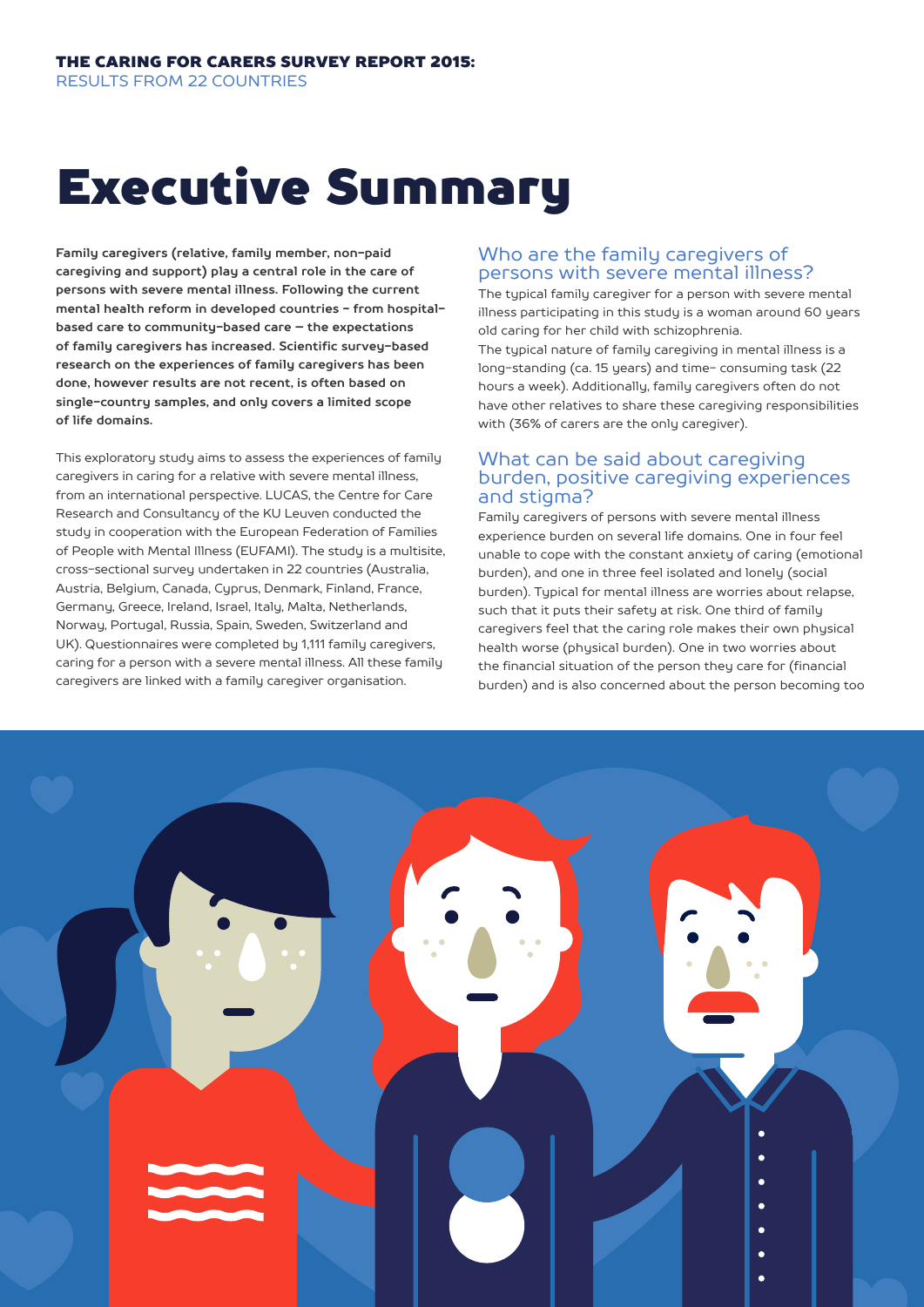# Executive Summary

**Family caregivers (relative, family member, non-paid caregiving and support) play a central role in the care of persons with severe mental illness. Following the current mental health reform in developed countries – from hospital-based care to community-based care — the expectations of family caregivers has increased. Scientific survey-based research on the experiences of family caregivers has been done, however results are not recent, is often based on single-country samples, and only covers a limited scope of life domains.**

This exploratory study aims to assess the experiences of family caregivers in caring for a relative with severe mental illness, from an international perspective. LUCAS, the Centre for Care Research and Consultancy of the KU Leuven conducted the study in cooperation with the European Federation of Families of People with Mental Illness (EUFAMI). The study is a multisite, cross-sectional survey undertaken in 22 countries (Australia, Austria, Belgium, Canada, Cyprus, Denmark, Finland, France, Germany, Greece, Ireland, Israel, Italy, Malta, Netherlands, Norway, Portugal, Russia, Spain, Sweden, Switzerland and UK). Questionnaires were completed by 1,111 family caregivers, caring for a person with a severe mental illness. All these family caregivers are linked with a family caregiver organisation.

## Who are the family caregivers of persons with severe mental illness?

The typical family caregiver for a person with severe mental illness participating in this study is a woman around 60 years old caring for her child with schizophrenia.

The typical nature of family caregiving in mental illness is a long-standing (ca. 15 years) and time- consuming task (22 hours a week). Additionally, family caregivers often do not have other relatives to share these caregiving responsibilities with (36% of carers are the only caregiver).

## What can be said about caregiving burden, positive caregiving experiences and stigma?

Family caregivers of persons with severe mental illness experience burden on several life domains. One in four feel unable to cope with the constant anxiety of caring (emotional burden), and one in three feel isolated and lonely (social burden). Typical for mental illness are worries about relapse, such that it puts their safety at risk. One third of family caregivers feel that the caring role makes their own physical health worse (physical burden). One in two worries about the financial situation of the person they care for (financial burden) and is also concerned about the person becoming too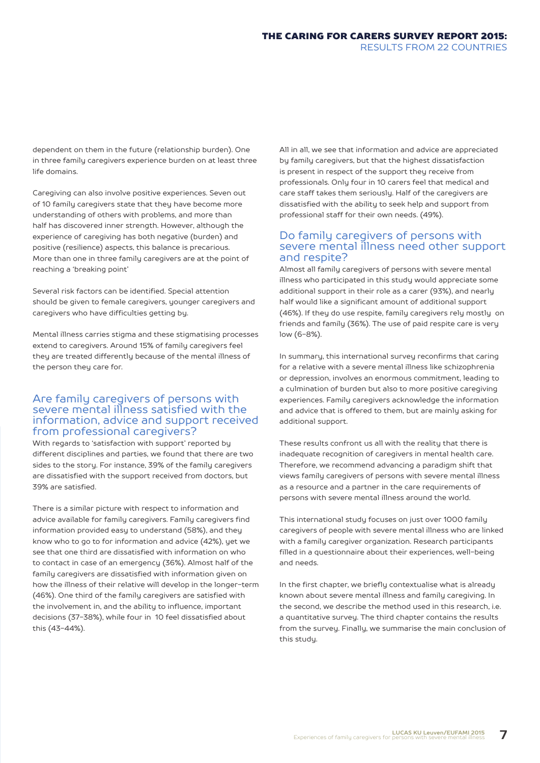dependent on them in the future (relationship burden). One in three family caregivers experience burden on at least three life domains.

Caregiving can also involve positive experiences. Seven out of 10 family caregivers state that they have become more understanding of others with problems, and more than half has discovered inner strength. However, although the experience of caregiving has both negative (burden) and positive (resilience) aspects, this balance is precarious. More than one in three family caregivers are at the point of reaching a 'breaking point'

Several risk factors can be identified. Special attention should be given to female caregivers, younger caregivers and caregivers who have difficulties getting by.

Mental illness carries stigma and these stigmatising processes extend to caregivers. Around 15% of family caregivers feel they are treated differently because of the mental illness of the person they care for.

## Are family caregivers of persons with severe mental illness satisfied with the information, advice and support received from professional caregivers?

With regards to 'satisfaction with support' reported by different disciplines and parties, we found that there are two sides to the story. For instance, 39% of the family caregivers are dissatisfied with the support received from doctors, but 39% are satisfied.

There is a similar picture with respect to information and advice available for family caregivers. Family caregivers find information provided easy to understand (58%), and they know who to go to for information and advice (42%), yet we see that one third are dissatisfied with information on who to contact in case of an emergency (36%). Almost half of the family caregivers are dissatisfied with information given on how the illness of their relative will develop in the longer-term (46%). One third of the family caregivers are satisfied with the involvement in, and the ability to influence, important decisions (37–38%), while four in 10 feel dissatisfied about this (43–44%).

All in all, we see that information and advice are appreciated by family caregivers, but that the highest dissatisfaction is present in respect of the support they receive from professionals. Only four in 10 carers feel that medical and care staff takes them seriously. Half of the caregivers are dissatisfied with the ability to seek help and support from professional staff for their own needs. (49%).

## Do family caregivers of persons with severe mental illness need other support and respite?

Almost all family caregivers of persons with severe mental illness who participated in this study would appreciate some additional support in their role as a carer (93%), and nearly half would like a significant amount of additional support (46%). If they do use respite, family caregivers rely mostly on friends and family (36%). The use of paid respite care is very low (6–8%).

In summary, this international survey reconfirms that caring for a relative with a severe mental illness like schizophrenia or depression, involves an enormous commitment, leading to a culmination of burden but also to more positive caregiving experiences. Family caregivers acknowledge the information and advice that is offered to them, but are mainly asking for additional support.

These results confront us all with the reality that there is inadequate recognition of caregivers in mental health care. Therefore, we recommend advancing a paradigm shift that views family caregivers of persons with severe mental illness as a resource and a partner in the care requirements of persons with severe mental illness around the world.

This international study focuses on just over 1000 family caregivers of people with severe mental illness who are linked with a family caregiver organization. Research participants filled in a questionnaire about their experiences, well-being and needs.

In the first chapter, we briefly contextualise what is already known about severe mental illness and family caregiving. In the second, we describe the method used in this research, i.e. a quantitative survey. The third chapter contains the results from the survey. Finally, we summarise the main conclusion of this study.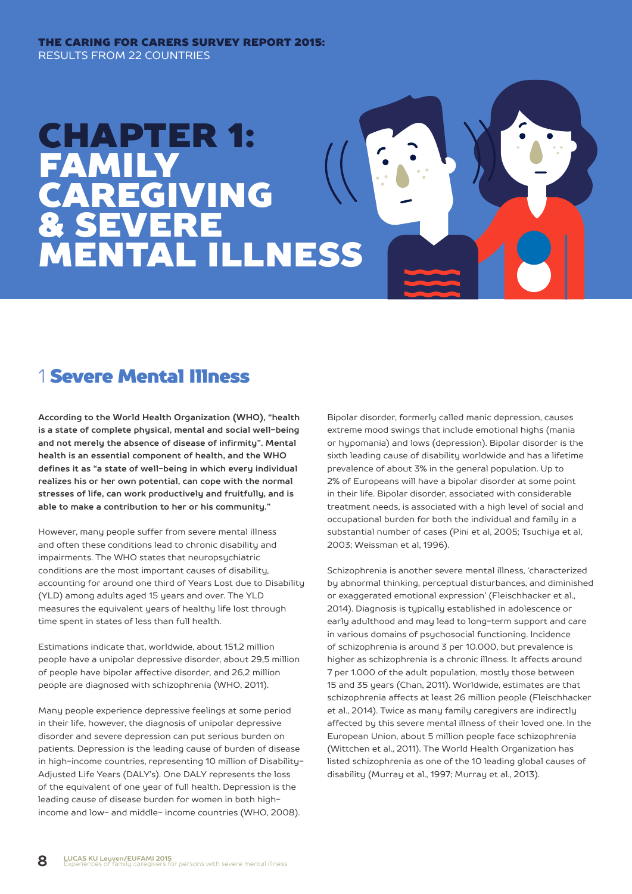# CHAPTER 1: FAMILY CAREGIVING & SEVERE MENTAL ILLNESS

## 1 Severe Mental Illness

**According to the World Health Organization (WHO), "health is a state of complete physical, mental and social well-being and not merely the absence of disease of infirmity". Mental health is an essential component of health, and the WHO defines it as "a state of well-being in which every individual realizes his or her own potential, can cope with the normal stresses of life, can work productively and fruitfully, and is able to make a contribution to her or his community."**

However, many people suffer from severe mental illness and often these conditions lead to chronic disability and impairments. The WHO states that neuropsychiatric conditions are the most important causes of disability, accounting for around one third of Years Lost due to Disability (YLD) among adults aged 15 years and over. The YLD measures the equivalent years of healthy life lost through time spent in states of less than full health.

Estimations indicate that, worldwide, about 151,2 million people have a unipolar depressive disorder, about 29,5 million of people have bipolar affective disorder, and 26,2 million people are diagnosed with schizophrenia (WHO, 2011).

Many people experience depressive feelings at some period in their life, however, the diagnosis of unipolar depressive disorder and severe depression can put serious burden on patients. Depression is the leading cause of burden of disease in high-income countries, representing 10 million of Disability-Adjusted Life Years (DALY's). One DALY represents the loss of the equivalent of one year of full health. Depression is the leading cause of disease burden for women in both high-income and low- and middle- income countries (WHO, 2008).

Bipolar disorder, formerly called manic depression, causes extreme mood swings that include emotional highs (mania or hypomania) and lows (depression). Bipolar disorder is the sixth leading cause of disability worldwide and has a lifetime prevalence of about 3% in the general population. Up to 2% of Europeans will have a bipolar disorder at some point in their life. Bipolar disorder, associated with considerable treatment needs, is associated with a high level of social and occupational burden for both the individual and family in a substantial number of cases (Pini et al, 2005; Tsuchiya et al, 2003; Weissman et al, 1996).

Schizophrenia is another severe mental illness, 'characterized by abnormal thinking, perceptual disturbances, and diminished or exaggerated emotional expression' (Fleischhacker et al., 2014). Diagnosis is typically established in adolescence or early adulthood and may lead to long-term support and care in various domains of psychosocial functioning. Incidence of schizophrenia is around 3 per 10.000, but prevalence is higher as schizophrenia is a chronic illness. It affects around 7 per 1.000 of the adult population, mostly those between 15 and 35 years (Chan, 2011). Worldwide, estimates are that schizophrenia affects at least 26 million people (Fleischhacker et al., 2014). Twice as many family caregivers are indirectly affected by this severe mental illness of their loved one. In the European Union, about 5 million people face schizophrenia (Wittchen et al., 2011). The World Health Organization has listed schizophrenia as one of the 10 leading global causes of disability (Murray et al., 1997; Murray et al., 2013).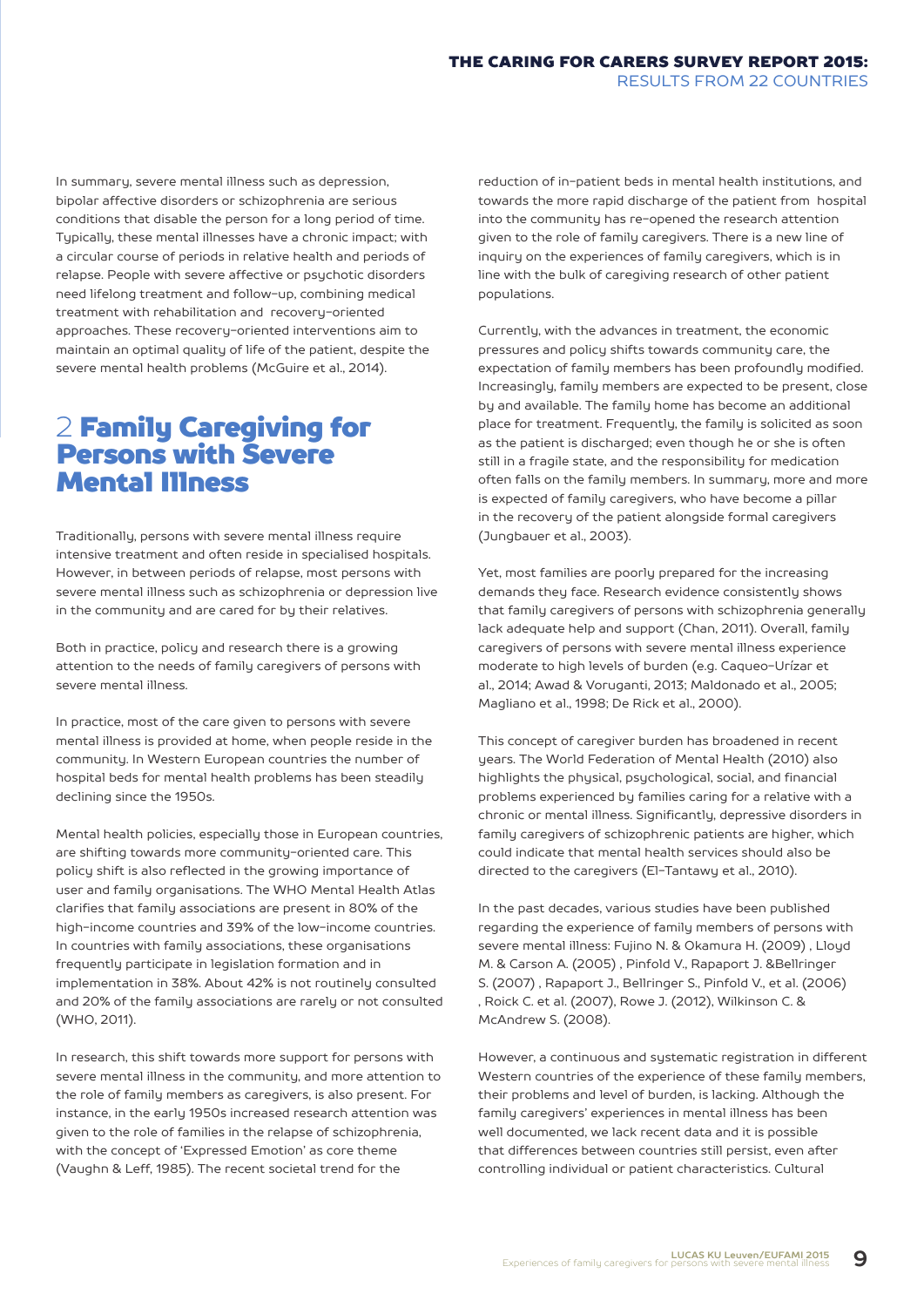In summary, severe mental illness such as depression, bipolar affective disorders or schizophrenia are serious conditions that disable the person for a long period of time. Typically, these mental illnesses have a chronic impact; with a circular course of periods in relative health and periods of relapse. People with severe affective or psychotic disorders need lifelong treatment and follow-up, combining medical treatment with rehabilitation and recovery-oriented approaches. These recovery-oriented interventions aim to maintain an optimal quality of life of the patient, despite the severe mental health problems (McGuire et al., 2014).

## 2 Family Caregiving for Persons with Severe Mental Illness

Traditionally, persons with severe mental illness require intensive treatment and often reside in specialised hospitals. However, in between periods of relapse, most persons with severe mental illness such as schizophrenia or depression live in the community and are cared for by their relatives.

Both in practice, policy and research there is a growing attention to the needs of family caregivers of persons with severe mental illness.

In practice, most of the care given to persons with severe mental illness is provided at home, when people reside in the community. In Western European countries the number of hospital beds for mental health problems has been steadily declining since the 1950s.

Mental health policies, especially those in European countries, are shifting towards more community-oriented care. This policy shift is also reflected in the growing importance of user and family organisations. The WHO Mental Health Atlas clarifies that family associations are present in 80% of the high-income countries and 39% of the low-income countries. In countries with family associations, these organisations frequently participate in legislation formation and in implementation in 38%. About 42% is not routinely consulted and 20% of the family associations are rarely or not consulted (WHO, 2011).

In research, this shift towards more support for persons with severe mental illness in the community, and more attention to the role of family members as caregivers, is also present. For instance, in the early 1950s increased research attention was given to the role of families in the relapse of schizophrenia, with the concept of 'Expressed Emotion' as core theme (Vaughn & Leff, 1985). The recent societal trend for the reduction of in-patient beds in mental health institutions, and towards the more rapid discharge of the patient from hospital into the community has re-opened the research attention given to the role of family caregivers. There is a new line of inquiry on the experiences of family caregivers, which is in line with the bulk of caregiving research of other patient populations.

Currently, with the advances in treatment, the economic pressures and policy shifts towards community care, the expectation of family members has been profoundly modified. Increasingly, family members are expected to be present, close by and available. The family home has become an additional place for treatment. Frequently, the family is solicited as soon as the patient is discharged; even though he or she is often still in a fragile state, and the responsibility for medication often falls on the family members. In summary, more and more is expected of family caregivers, who have become a pillar in the recovery of the patient alongside formal caregivers (Jungbauer et al., 2003).

Yet, most families are poorly prepared for the increasing demands they face. Research evidence consistently shows that family caregivers of persons with schizophrenia generally lack adequate help and support (Chan, 2011). Overall, family caregivers of persons with severe mental illness experience moderate to high levels of burden (e.g. Caqueo-Urízar et al., 2014; Awad & Voruganti, 2013; Maldonado et al., 2005; Magliano et al., 1998; De Rick et al., 2000).

This concept of caregiver burden has broadened in recent years. The World Federation of Mental Health (2010) also highlights the physical, psychological, social, and financial problems experienced by families caring for a relative with a chronic or mental illness. Significantly, depressive disorders in family caregivers of schizophrenic patients are higher, which could indicate that mental health services should also be directed to the caregivers (El-Tantawy et al., 2010).

In the past decades, various studies have been published regarding the experience of family members of persons with severe mental illness: Fujino N. & Okamura H. (2009) , Lloyd M. & Carson A. (2005) , Pinfold V., Rapaport J. &Bellringer S. (2007) , Rapaport J., Bellringer S., Pinfold V., et al. (2006) , Roick C. et al. (2007), Rowe J. (2012), Wilkinson C. & McAndrew S. (2008).

However, a continuous and systematic registration in different Western countries of the experience of these family members, their problems and level of burden, is lacking. Although the family caregivers' experiences in mental illness has been well documented, we lack recent data and it is possible that differences between countries still persist, even after controlling individual or patient characteristics. Cultural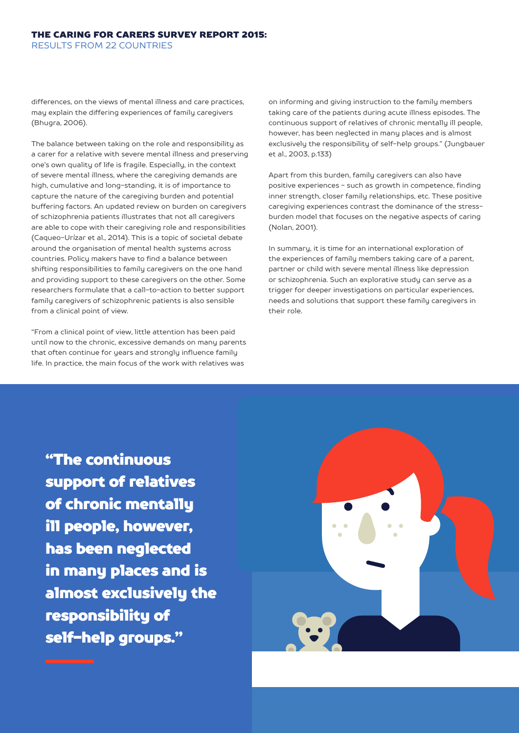differences, on the views of mental illness and care practices, may explain the differing experiences of family caregivers (Bhugra, 2006).

The balance between taking on the role and responsibility as a carer for a relative with severe mental illness and preserving one's own quality of life is fragile. Especially, in the context of severe mental illness, where the caregiving demands are high, cumulative and long-standing, it is of importance to capture the nature of the caregiving burden and potential buffering factors. An updated review on burden on caregivers of schizophrenia patients illustrates that not all caregivers are able to cope with their caregiving role and responsibilities (Caqueo-Urízar et al., 2014). This is a topic of societal debate around the organisation of mental health systems across countries. Policy makers have to find a balance between shifting responsibilities to family caregivers on the one hand and providing support to these caregivers on the other. Some researchers formulate that a call-to-action to better support family caregivers of schizophrenic patients is also sensible from a clinical point of view.

"From a clinical point of view, little attention has been paid until now to the chronic, excessive demands on many parents that often continue for years and strongly influence family life. In practice, the main focus of the work with relatives was on informing and giving instruction to the family members taking care of the patients during acute illness episodes. The continuous support of relatives of chronic mentally ill people, however, has been neglected in many places and is almost exclusively the responsibility of self-help groups." (Jungbauer et al., 2003, p.133)

Apart from this burden, family caregivers can also have positive experiences – such as growth in competence, finding inner strength, closer family relationships, etc. These positive caregiving experiences contrast the dominance of the stress-burden model that focuses on the negative aspects of caring (Nolan, 2001).

In summary, it is time for an international exploration of the experiences of family members taking care of a parent, partner or child with severe mental illness like depression or schizophrenia. Such an explorative study can serve as a trigger for deeper investigations on particular experiences, needs and solutions that support these family caregivers in their role.

**"The continuous support of relatives of chronic mentally ill people, however, has been neglected in many places and is almost exclusively the responsibility of self-help groups."**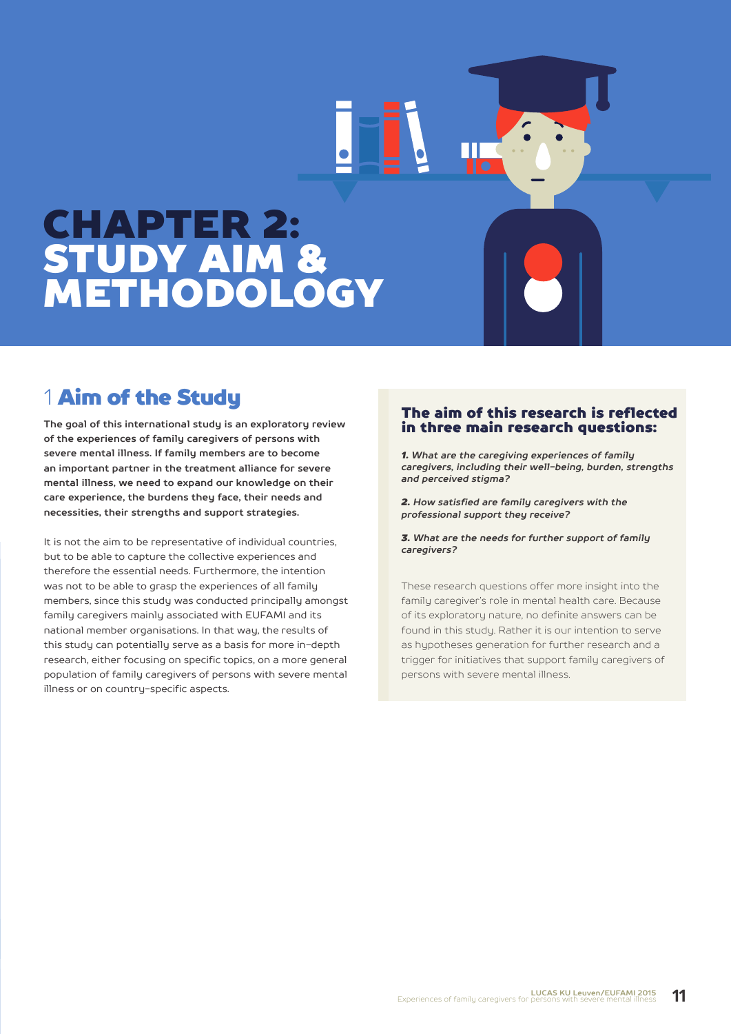# CHAPTER 2: STUDY AIM & METHODOLOGY

## 1 Aim of the Study

**The goal of this international study is an exploratory review of the experiences of family caregivers of persons with severe mental illness. If family members are to become an important partner in the treatment alliance for severe mental illness, we need to expand our knowledge on their care experience, the burdens they face, their needs and necessities, their strengths and support strategies.**

It is not the aim to be representative of individual countries, but to be able to capture the collective experiences and therefore the essential needs. Furthermore, the intention was not to be able to grasp the experiences of all family members, since this study was conducted principally amongst family caregivers mainly associated with EUFAMI and its national member organisations. In that way, the results of this study can potentially serve as a basis for more in-depth research, either focusing on specific topics, on a more general population of family caregivers of persons with severe mental illness or on country-specific aspects.

### The aim of this research is reflected in three main research questions:

***1.** What are the caregiving experiences of family caregivers, including their well-being, burden, strengths and perceived stigma?*

***2.** How satisfied are family caregivers with the professional support they receive?*

***3.** What are the needs for further support of family caregivers?*

These research questions offer more insight into the family caregiver's role in mental health care. Because of its exploratory nature, no definite answers can be found in this study. Rather it is our intention to serve as hypotheses generation for further research and a trigger for initiatives that support family caregivers of persons with severe mental illness.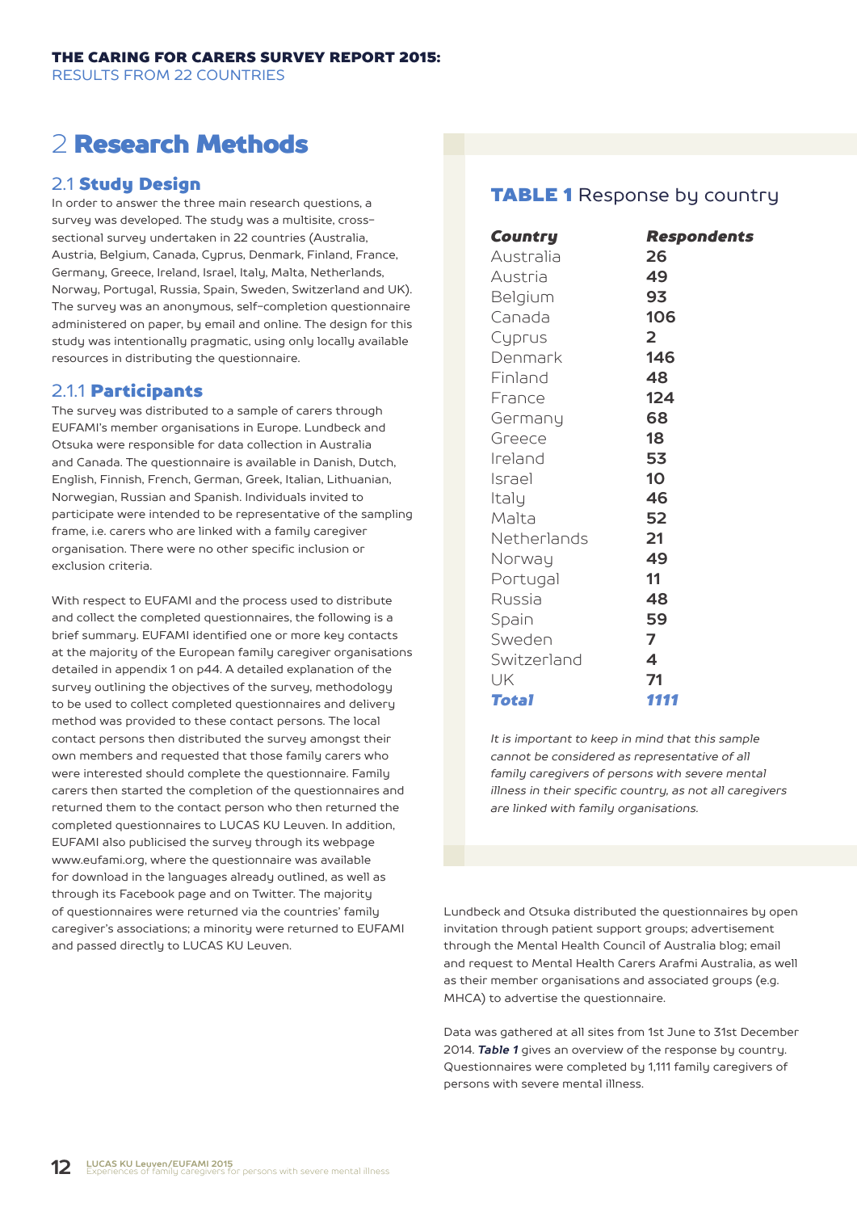# 2 Research Methods

## 2.1 Study Design

In order to answer the three main research questions, a survey was developed. The study was a multisite, cross-sectional survey undertaken in 22 countries (Australia, Austria, Belgium, Canada, Cyprus, Denmark, Finland, France, Germany, Greece, Ireland, Israel, Italy, Malta, Netherlands, Norway, Portugal, Russia, Spain, Sweden, Switzerland and UK). The survey was an anonymous, self-completion questionnaire administered on paper, by email and online. The design for this study was intentionally pragmatic, using only locally available resources in distributing the questionnaire.

### 2.1.1 Participants

The survey was distributed to a sample of carers through EUFAMI's member organisations in Europe. Lundbeck and Otsuka were responsible for data collection in Australia and Canada. The questionnaire is available in Danish, Dutch, English, Finnish, French, German, Greek, Italian, Lithuanian, Norwegian, Russian and Spanish. Individuals invited to participate were intended to be representative of the sampling frame, i.e. carers who are linked with a family caregiver organisation. There were no other specific inclusion or exclusion criteria.

With respect to EUFAMI and the process used to distribute and collect the completed questionnaires, the following is a brief summary. EUFAMI identified one or more key contacts at the majority of the European family caregiver organisations detailed in appendix 1 on p44. A detailed explanation of the survey outlining the objectives of the survey, methodology to be used to collect completed questionnaires and delivery method was provided to these contact persons. The local contact persons then distributed the survey amongst their own members and requested that those family carers who were interested should complete the questionnaire. Family carers then started the completion of the questionnaires and returned them to the contact person who then returned the completed questionnaires to LUCAS KU Leuven. In addition, EUFAMI also publicised the survey through its webpage www.eufami.org, where the questionnaire was available for download in the languages already outlined, as well as through its Facebook page and on Twitter. The majority of questionnaires were returned via the countries' family caregiver's associations; a minority were returned to EUFAMI and passed directly to LUCAS KU Leuven.

**TABLE 1** Response by country

| *Country* | *Respondents* |
|---|---|
| Australia | 26 |
| Austria | 49 |
| Belgium | 93 |
| Canada | 106 |
| Cyprus | 2 |
| Denmark | 146 |
| Finland | 48 |
| France | 124 |
| Germany | 68 |
| Greece | 18 |
| Ireland | 53 |
| Israel | 10 |
| Italy | 46 |
| Malta | 52 |
| Netherlands | 21 |
| Norway | 49 |
| Portugal | 11 |
| Russia | 48 |
| Spain | 59 |
| Sweden | 7 |
| Switzerland | 4 |
| UK | 71 |
| ***Total*** | ***1111*** |

*It is important to keep in mind that this sample cannot be considered as representative of all family caregivers of persons with severe mental illness in their specific country, as not all caregivers are linked with family organisations.*

Lundbeck and Otsuka distributed the questionnaires by open invitation through patient support groups; advertisement through the Mental Health Council of Australia blog; email and request to Mental Health Carers Arafmi Australia, as well as their member organisations and associated groups (e.g. MHCA) to advertise the questionnaire.

Data was gathered at all sites from 1st June to 31st December 2014. ***Table 1*** gives an overview of the response by country. Questionnaires were completed by 1,111 family caregivers of persons with severe mental illness.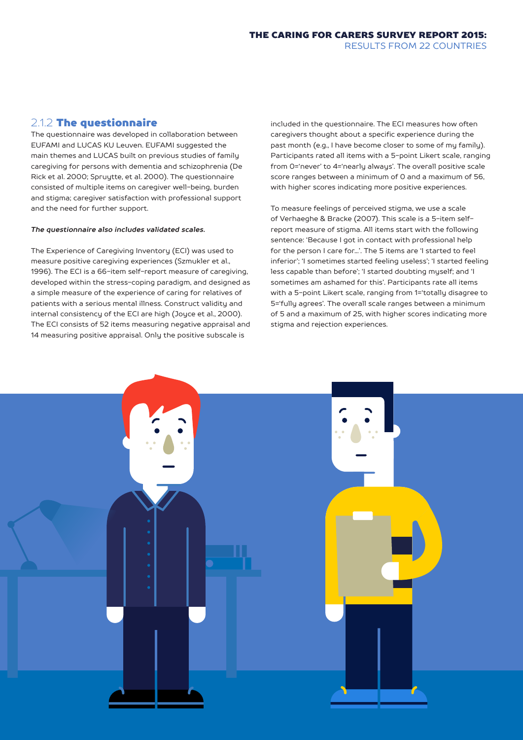### 2.1.2 **The questionnaire**

The questionnaire was developed in collaboration between EUFAMI and LUCAS KU Leuven. EUFAMI suggested the main themes and LUCAS built on previous studies of family caregiving for persons with dementia and schizophrenia (De Rick et al. 2000; Spruytte, et al. 2000). The questionnaire consisted of multiple items on caregiver well-being, burden and stigma; caregiver satisfaction with professional support and the need for further support.

***The questionnaire also includes validated scales.***

The Experience of Caregiving Inventory (ECI) was used to measure positive caregiving experiences (Szmukler et al., 1996). The ECI is a 66-item self-report measure of caregiving, developed within the stress-coping paradigm, and designed as a simple measure of the experience of caring for relatives of patients with a serious mental illness. Construct validity and internal consistency of the ECI are high (Joyce et al., 2000). The ECI consists of 52 items measuring negative appraisal and 14 measuring positive appraisal. Only the positive subscale is included in the questionnaire. The ECI measures how often caregivers thought about a specific experience during the past month (e.g., I have become closer to some of my family). Participants rated all items with a 5-point Likert scale, ranging from 0='never' to 4='nearly always'. The overall positive scale score ranges between a minimum of 0 and a maximum of 56, with higher scores indicating more positive experiences.

To measure feelings of perceived stigma, we use a scale of Verhaeghe & Bracke (2007). This scale is a 5-item self-report measure of stigma. All items start with the following sentence: 'Because I got in contact with professional help for the person I care for…'. The 5 items are 'I started to feel inferior'; 'I sometimes started feeling useless'; 'I started feeling less capable than before'; 'I started doubting myself; and 'I sometimes am ashamed for this'. Participants rate all items with a 5-point Likert scale, ranging from 1='totally disagree to 5='fully agrees'. The overall scale ranges between a minimum of 5 and a maximum of 25, with higher scores indicating more stigma and rejection experiences.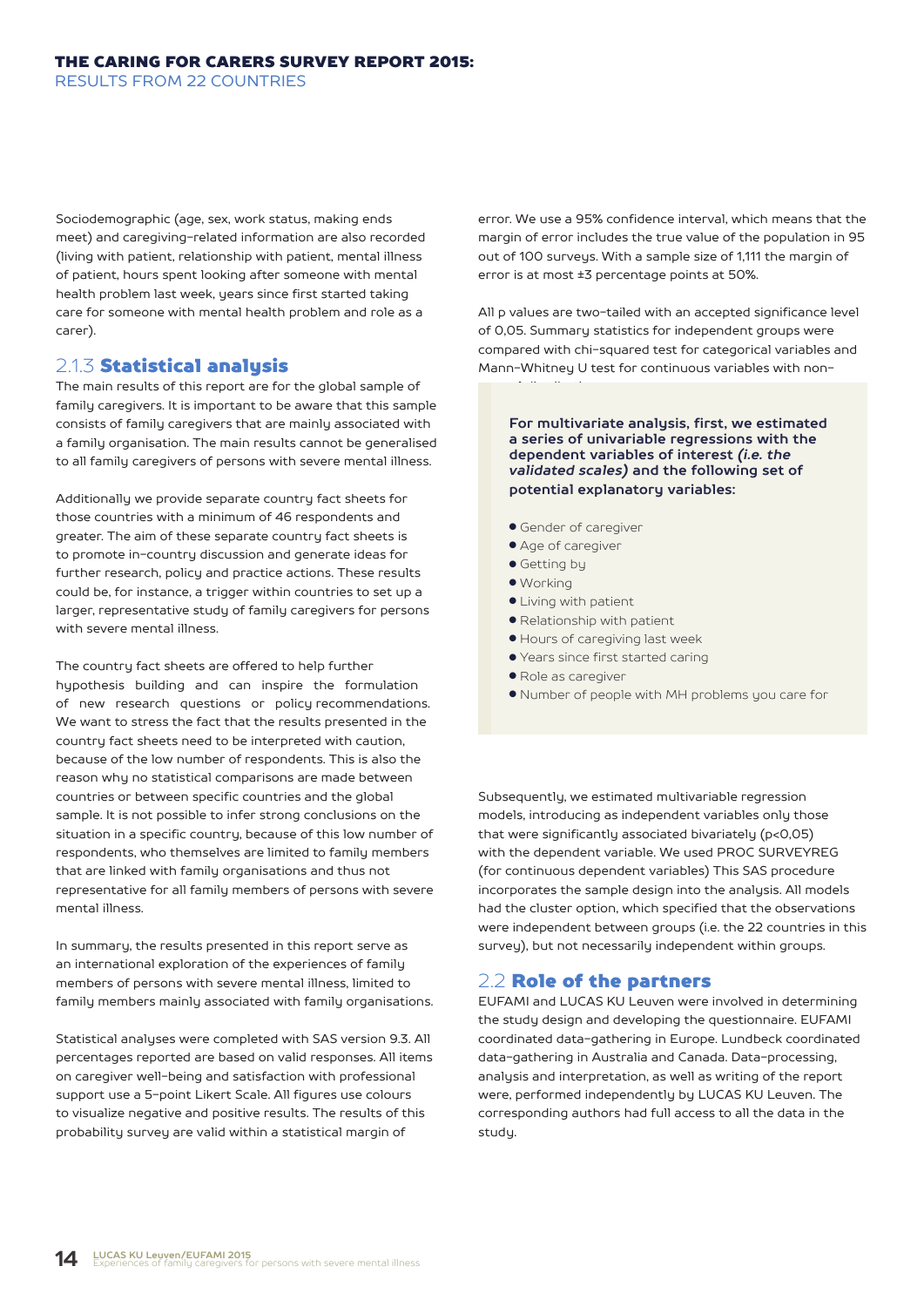Sociodemographic (age, sex, work status, making ends meet) and caregiving-related information are also recorded (living with patient, relationship with patient, mental illness of patient, hours spent looking after someone with mental health problem last week, years since first started taking care for someone with mental health problem and role as a carer).

### 2.1.3 **Statistical analysis**

The main results of this report are for the global sample of family caregivers. It is important to be aware that this sample consists of family caregivers that are mainly associated with a family organisation. The main results cannot be generalised to all family caregivers of persons with severe mental illness.

Additionally we provide separate country fact sheets for those countries with a minimum of 46 respondents and greater. The aim of these separate country fact sheets is to promote in-country discussion and generate ideas for further research, policy and practice actions. These results could be, for instance, a trigger within countries to set up a larger, representative study of family caregivers for persons with severe mental illness.

The country fact sheets are offered to help further hypothesis building and can inspire the formulation of new research questions or policy recommendations. We want to stress the fact that the results presented in the country fact sheets need to be interpreted with caution, because of the low number of respondents. This is also the reason why no statistical comparisons are made between countries or between specific countries and the global sample. It is not possible to infer strong conclusions on the situation in a specific country, because of this low number of respondents, who themselves are limited to family members that are linked with family organisations and thus not representative for all family members of persons with severe mental illness.

In summary, the results presented in this report serve as an international exploration of the experiences of family members of persons with severe mental illness, limited to family members mainly associated with family organisations.

Statistical analyses were completed with SAS version 9.3. All percentages reported are based on valid responses. All items on caregiver well-being and satisfaction with professional support use a 5-point Likert Scale. All figures use colours to visualize negative and positive results. The results of this probability survey are valid within a statistical margin of error. We use a 95% confidence interval, which means that the margin of error includes the true value of the population in 95 out of 100 surveys. With a sample size of 1,111 the margin of error is at most ±3 percentage points at 50%.

All p values are two-tailed with an accepted significance level of 0,05. Summary statistics for independent groups were compared with chi-squared test for categorical variables and Mann-Whitney U test for continuous variables with non-

**For multivariate analysis, first, we estimated a series of univariable regressions with the dependent variables of interest *(i.e. the validated scales)* and the following set of potential explanatory variables:**

- Gender of caregiver
- Age of caregiver
- Getting by
- Working
- Living with patient
- Relationship with patient
- Hours of caregiving last week
- Years since first started caring
- Role as caregiver
- Number of people with MH problems you care for

Subsequently, we estimated multivariable regression models, introducing as independent variables only those that were significantly associated bivariately ($p<0,05$) with the dependent variable. We used PROC SURVEYREG (for continuous dependent variables) This SAS procedure incorporates the sample design into the analysis. All models had the cluster option, which specified that the observations were independent between groups (i.e. the 22 countries in this survey), but not necessarily independent within groups.

## 2.2 **Role of the partners**

EUFAMI and LUCAS KU Leuven were involved in determining the study design and developing the questionnaire. EUFAMI coordinated data-gathering in Europe. Lundbeck coordinated data-gathering in Australia and Canada. Data-processing, analysis and interpretation, as well as writing of the report were, performed independently by LUCAS KU Leuven. The corresponding authors had full access to all the data in the study.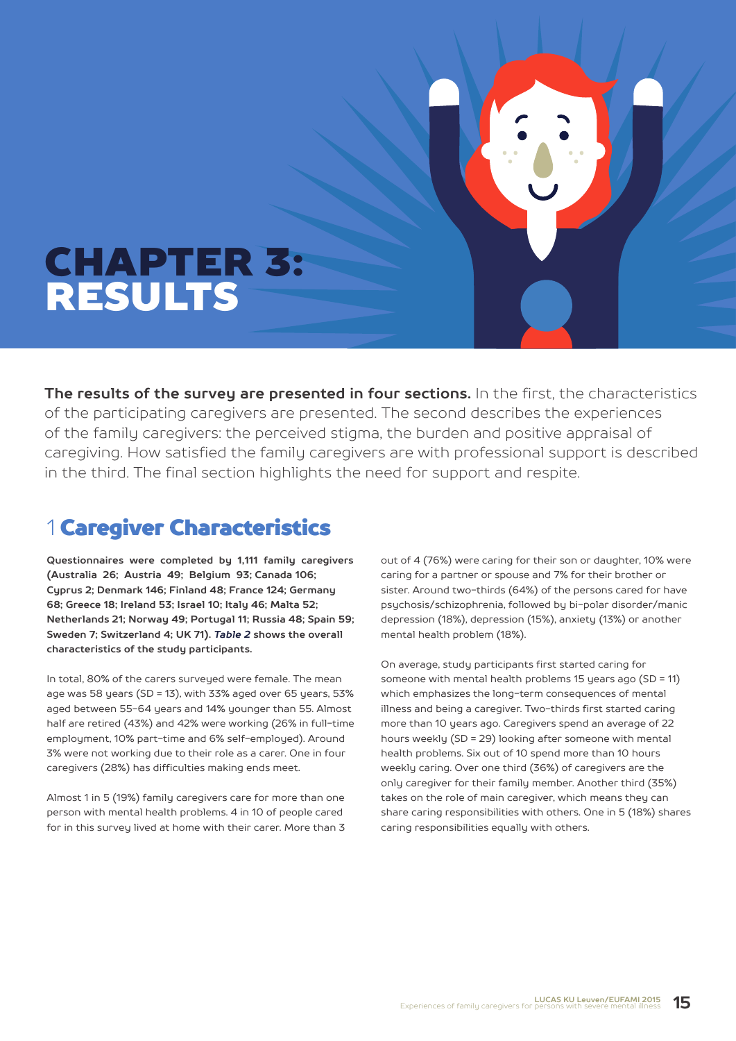# CHAPTER 3: RESULTS

**The results of the survey are presented in four sections.** In the first, the characteristics of the participating caregivers are presented. The second describes the experiences of the family caregivers: the perceived stigma, the burden and positive appraisal of caregiving. How satisfied the family caregivers are with professional support is described in the third. The final section highlights the need for support and respite.

## 1 Caregiver Characteristics

**Questionnaires were completed by 1,111 family caregivers (Australia 26; Austria 49; Belgium 93; Canada 106; Cyprus 2; Denmark 146; Finland 48; France 124; Germany 68; Greece 18; Ireland 53; Israel 10; Italy 46; Malta 52; Netherlands 21; Norway 49; Portugal 11; Russia 48; Spain 59; Sweden 7; Switzerland 4; UK 71). *Table 2* shows the overall characteristics of the study participants.**

In total, 80% of the carers surveyed were female. The mean age was 58 years (SD = 13), with 33% aged over 65 years, 53% aged between 55–64 years and 14% younger than 55. Almost half are retired (43%) and 42% were working (26% in full-time employment, 10% part-time and 6% self-employed). Around 3% were not working due to their role as a carer. One in four caregivers (28%) has difficulties making ends meet.

Almost 1 in 5 (19%) family caregivers care for more than one person with mental health problems. 4 in 10 of people cared for in this survey lived at home with their carer. More than 3 out of 4 (76%) were caring for their son or daughter, 10% were caring for a partner or spouse and 7% for their brother or sister. Around two-thirds (64%) of the persons cared for have psychosis/schizophrenia, followed by bi-polar disorder/manic depression (18%), depression (15%), anxiety (13%) or another mental health problem (18%).

On average, study participants first started caring for someone with mental health problems 15 years ago (SD = 11) which emphasizes the long-term consequences of mental illness and being a caregiver. Two-thirds first started caring more than 10 years ago. Caregivers spend an average of 22 hours weekly (SD = 29) looking after someone with mental health problems. Six out of 10 spend more than 10 hours weekly caring. Over one third (36%) of caregivers are the only caregiver for their family member. Another third (35%) takes on the role of main caregiver, which means they can share caring responsibilities with others. One in 5 (18%) shares caring responsibilities equally with others.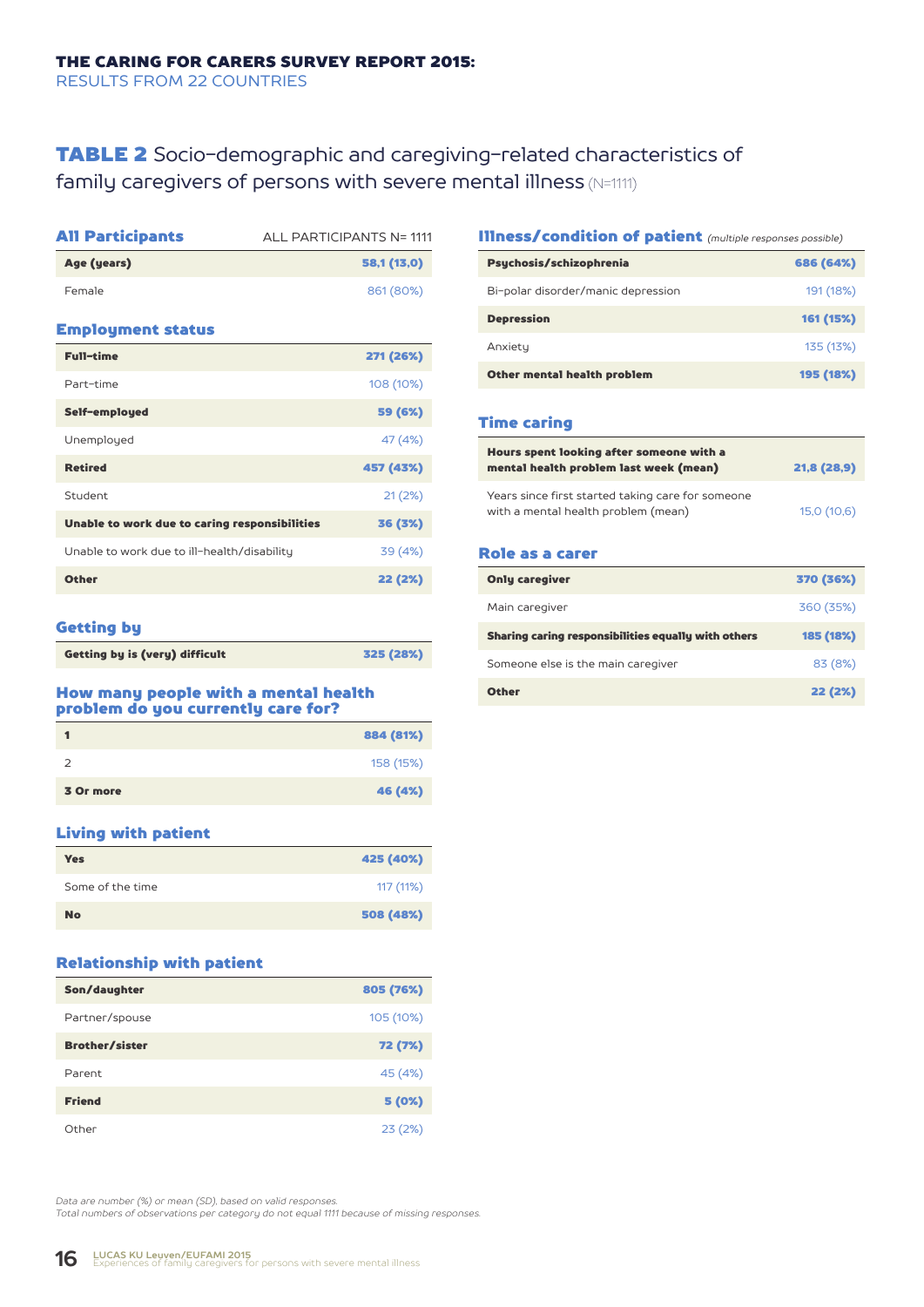## TABLE 2 Socio-demographic and caregiving-related characteristics of family caregivers of persons with severe mental illness (N=1111)

| All Participants | ALL PARTICIPANTS N= 1111 |
|---|---|
| **Age (years)** | **58,1 (13,0)** |
| Female | 861 (80%) |

### Employment status

| | |
|---|---|
| **Full-time** | **271 (26%)** |
| Part-time | 108 (10%) |
| **Self-employed** | **59 (6%)** |
| Unemployed | 47 (4%) |
| **Retired** | **457 (43%)** |
| Student | 21 (2%) |
| **Unable to work due to caring responsibilities** | **36 (3%)** |
| Unable to work due to ill-health/disability | 39 (4%) |
| **Other** | **22 (2%)** |

### Getting by

| | |
|---|---|
| **Getting by is (very) difficult** | **325 (28%)** |

### How many people with a mental health problem do you currently care for?

| | |
|---|---|
| **1** | **884 (81%)** |
| 2 | 158 (15%) |
| **3 Or more** | **46 (4%)** |

### Living with patient

| | |
|---|---|
| **Yes** | **425 (40%)** |
| Some of the time | 117 (11%) |
| **No** | **508 (48%)** |

### Relationship with patient

| | |
|---|---|
| **Son/daughter** | **805 (76%)** |
| Partner/spouse | 105 (10%) |
| **Brother/sister** | **72 (7%)** |
| Parent | 45 (4%) |
| **Friend** | **5 (0%)** |
| Other | 23 (2%) |

### Illness/condition of patient *(multiple responses possible)*

| | |
|---|---|
| **Psychosis/schizophrenia** | **686 (64%)** |
| Bi-polar disorder/manic depression | 191 (18%) |
| **Depression** | **161 (15%)** |
| Anxiety | 135 (13%) |
| **Other mental health problem** | **195 (18%)** |

### Time caring

| | |
|---|---|
| **Hours spent looking after someone with a mental health problem last week (mean)** | **21,8 (28,9)** |
| Years since first started taking care for someone with a mental health problem (mean) | 15,0 (10,6) |

### Role as a carer

| | |
|---|---|
| **Only caregiver** | **370 (36%)** |
| Main caregiver | 360 (35%) |
| **Sharing caring responsibilities equally with others** | **185 (18%)** |
| Someone else is the main caregiver | 83 (8%) |
| **Other** | **22 (2%)** |

*Data are number (%) or mean (SD), based on valid responses.*
*Total numbers of observations per category do not equal 1111 because of missing responses.*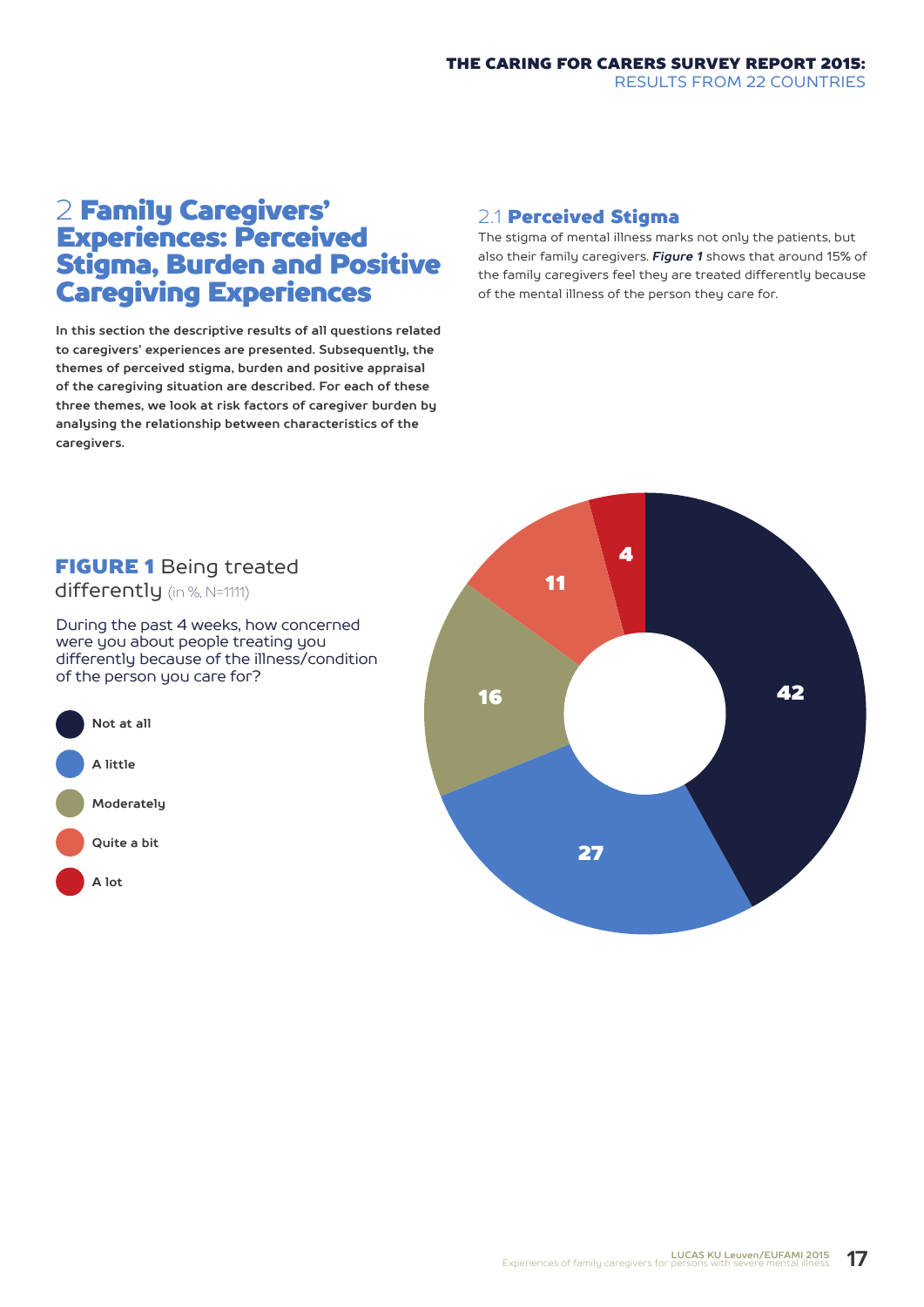# 2 Family Caregivers' Experiences: Perceived Stigma, Burden and Positive Caregiving Experiences

**In this section the descriptive results of all questions related to caregivers' experiences are presented. Subsequently, the themes of perceived stigma, burden and positive appraisal of the caregiving situation are described. For each of these three themes, we look at risk factors of caregiver burden by analysing the relationship between characteristics of the caregivers.**

## 2.1 Perceived Stigma

The stigma of mental illness marks not only the patients, but also their family caregivers. ***Figure 1*** shows that around 15% of the family caregivers feel they are treated differently because of the mental illness of the person they care for.

**FIGURE 1** Being treated differently (in %, N=1111)

During the past 4 weeks, how concerned were you about people treating you differently because of the illness/condition of the person you care for?

| Response | % |
|---|---|
| Not at all | 42 |
| A little | 27 |
| Moderately | 16 |
| Quite a bit | 11 |
| A lot | 4 |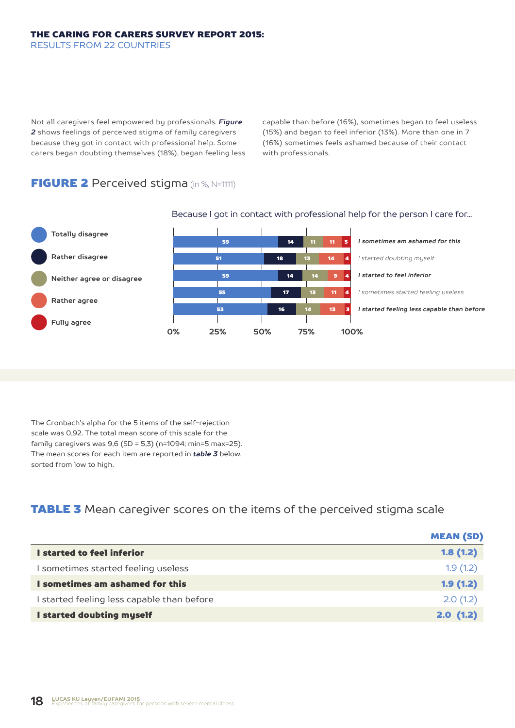Not all caregivers feel empowered by professionals. ***Figure 2*** shows feelings of perceived stigma of family caregivers because they got in contact with professional help. Some carers began doubting themselves (18%), began feeling less capable than before (16%), sometimes began to feel useless (15%) and began to feel inferior (13%). More than one in 7 (16%) sometimes feels ashamed because of their contact with professionals.

## FIGURE 2 Perceived stigma (in %, N=1111)

Because I got in contact with professional help for the person I care for...

| | Totally disagree | Rather disagree | Neither agree or disagree | Rather agree | Fully agree |
|---|---|---|---|---|---|
| I sometimes am ashamed for this | 59 | 14 | 11 | 11 | 5 |
| I started doubting myself | 51 | 18 | 13 | 14 | 4 |
| I started to feel inferior | 59 | 14 | 14 | 9 | 4 |
| I sometimes started feeling useless | 55 | 17 | 13 | 11 | 4 |
| I started feeling less capable than before | 53 | 16 | 14 | 13 | 3 |

The Cronbach's alpha for the 5 items of the self-rejection scale was 0,92. The total mean score of this scale for the family caregivers was 9,6 (SD = 5,3) (n=1094; min=5 max=25). The mean scores for each item are reported in ***table 3*** below, sorted from low to high.

## TABLE 3 Mean caregiver scores on the items of the perceived stigma scale

| | MEAN (SD) |
|---|---|
| **I started to feel inferior** | **1.8 (1.2)** |
| I sometimes started feeling useless | 1.9 (1.2) |
| **I sometimes am ashamed for this** | **1.9 (1.2)** |
| I started feeling less capable than before | 2.0 (1.2) |
| **I started doubting myself** | **2.0 (1.2)** |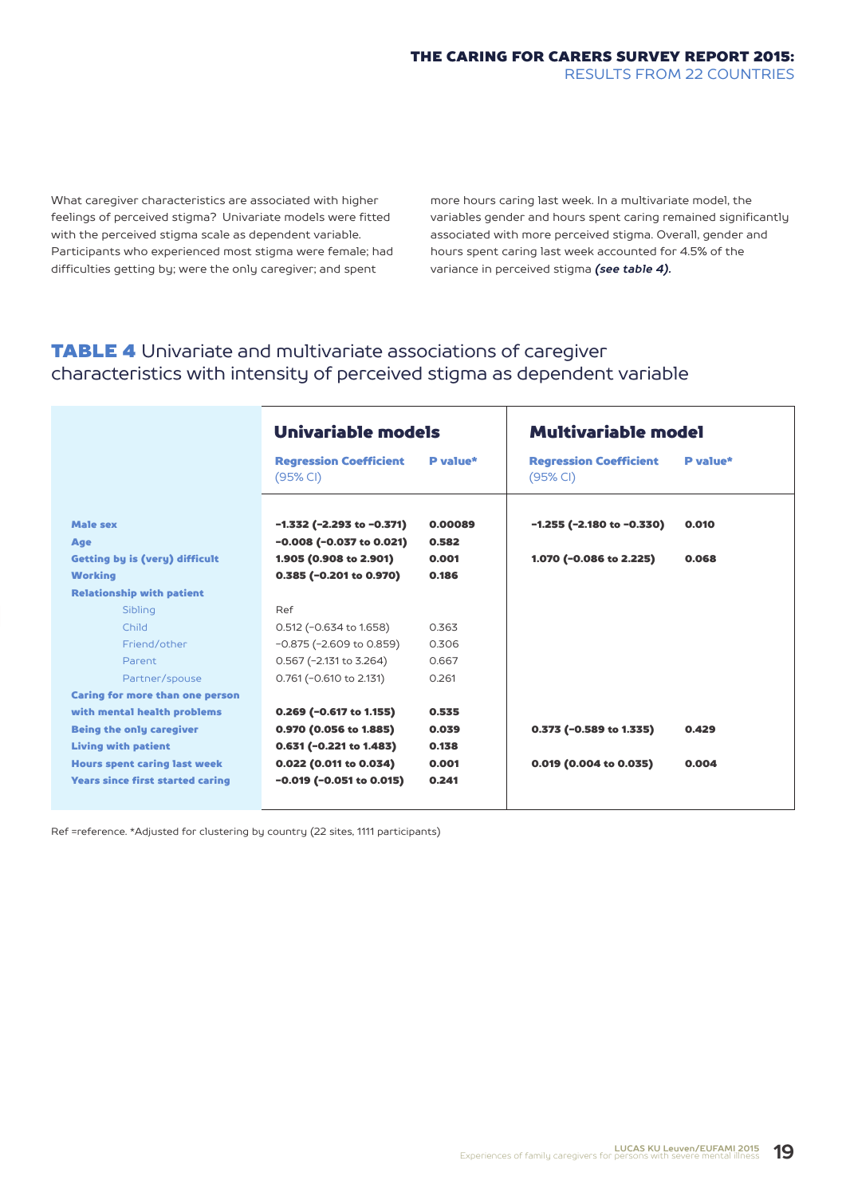What caregiver characteristics are associated with higher feelings of perceived stigma? Univariate models were fitted with the perceived stigma scale as dependent variable. Participants who experienced most stigma were female; had difficulties getting by; were the only caregiver; and spent more hours caring last week. In a multivariate model, the variables gender and hours spent caring remained significantly associated with more perceived stigma. Overall, gender and hours spent caring last week accounted for 4.5% of the variance in perceived stigma ***(see table 4).***

## TABLE 4 Univariate and multivariate associations of caregiver characteristics with intensity of perceived stigma as dependent variable

| | Univariable models | | Multivariable model | |
|---|---|---|---|---|
| | **Regression Coefficient** (95% CI) | **P value*** | **Regression Coefficient** (95% CI) | **P value*** |
| **Male sex** | **−1.332 (−2.293 to −0.371)** | **0.00089** | **−1.255 (−2.180 to −0.330)** | **0.010** |
| **Age** | **−0.008 (−0.037 to 0.021)** | **0.582** | | |
| **Getting by is (very) difficult** | **1.905 (0.908 to 2.901)** | **0.001** | **1.070 (−0.086 to 2.225)** | **0.068** |
| **Working** | **0.385 (−0.201 to 0.970)** | **0.186** | | |
| **Relationship with patient** | | | | |
| Sibling | Ref | | | |
| Child | 0.512 (−0.634 to 1.658) | 0.363 | | |
| Friend/other | −0.875 (−2.609 to 0.859) | 0.306 | | |
| Parent | 0.567 (−2.131 to 3.264) | 0.667 | | |
| Partner/spouse | 0.761 (−0.610 to 2.131) | 0.261 | | |
| **Caring for more than one person with mental health problems** | **0.269 (−0.617 to 1.155)** | **0.535** | | |
| **Being the only caregiver** | **0.970 (0.056 to 1.885)** | **0.039** | **0.373 (−0.589 to 1.335)** | **0.429** |
| **Living with patient** | **0.631 (−0.221 to 1.483)** | **0.138** | | |
| **Hours spent caring last week** | **0.022 (0.011 to 0.034)** | **0.001** | **0.019 (0.004 to 0.035)** | **0.004** |
| **Years since first started caring** | **−0.019 (−0.051 to 0.015)** | **0.241** | | |

Ref =reference. *Adjusted for clustering by country (22 sites, 1111 participants)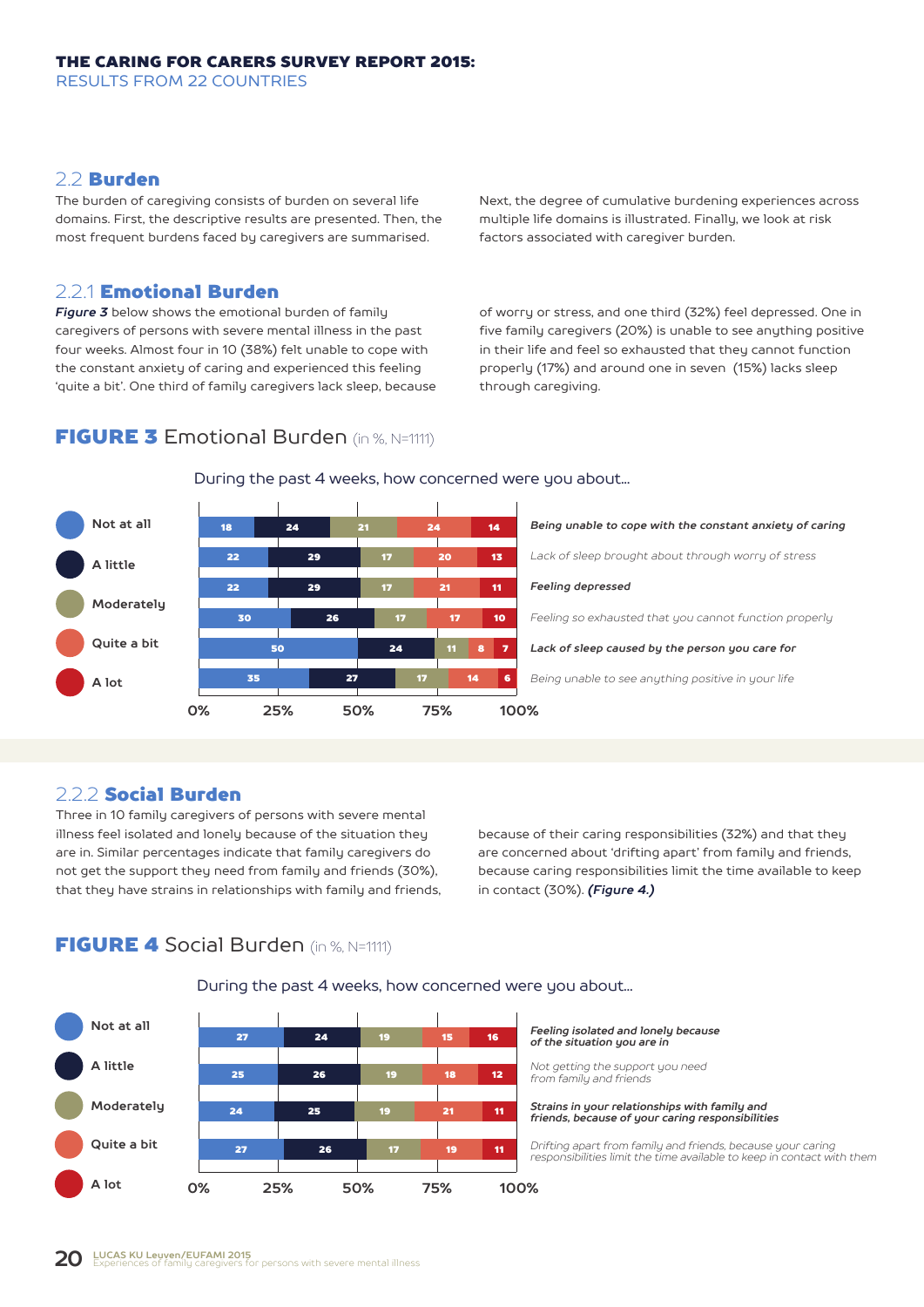## 2.2 Burden

The burden of caregiving consists of burden on several life domains. First, the descriptive results are presented. Then, the most frequent burdens faced by caregivers are summarised. Next, the degree of cumulative burdening experiences across multiple life domains is illustrated. Finally, we look at risk factors associated with caregiver burden.

### 2.2.1 Emotional Burden

***Figure 3*** below shows the emotional burden of family caregivers of persons with severe mental illness in the past four weeks. Almost four in 10 (38%) felt unable to cope with the constant anxiety of caring and experienced this feeling 'quite a bit'. One third of family caregivers lack sleep, because of worry or stress, and one third (32%) feel depressed. One in five family caregivers (20%) is unable to see anything positive in their life and feel so exhausted that they cannot function properly (17%) and around one in seven (15%) lacks sleep through caregiving.

**FIGURE 3** Emotional Burden (in %, N=1111)

During the past 4 weeks, how concerned were you about...

| | Not at all | A little | Moderately | Quite a bit | A lot |
|---|---|---|---|---|---|
| ***Being unable to cope with the constant anxiety of caring*** | 18 | 24 | 21 | 24 | 14 |
| *Lack of sleep brought about through worry of stress* | 22 | 29 | 17 | 20 | 13 |
| ***Feeling depressed*** | 22 | 29 | 17 | 21 | 11 |
| *Feeling so exhausted that you cannot function properly* | 30 | 26 | 17 | 17 | 10 |
| ***Lack of sleep caused by the person you care for*** | 50 | 24 | 11 | 8 | 7 |
| *Being unable to see anything positive in your life* | 35 | 27 | 17 | 14 | 6 |

### 2.2.2 Social Burden

Three in 10 family caregivers of persons with severe mental illness feel isolated and lonely because of the situation they are in. Similar percentages indicate that family caregivers do not get the support they need from family and friends (30%), that they have strains in relationships with family and friends, because of their caring responsibilities (32%) and that they are concerned about 'drifting apart' from family and friends, because caring responsibilities limit the time available to keep in contact (30%). ***(Figure 4.)***

**FIGURE 4** Social Burden (in %, N=1111)

During the past 4 weeks, how concerned were you about...

| | Not at all | A little | Moderately | Quite a bit | A lot |
|---|---|---|---|---|---|
| ***Feeling isolated and lonely because of the situation you are in*** | 27 | 24 | 19 | 15 | 16 |
| *Not getting the support you need from family and friends* | 25 | 26 | 19 | 18 | 12 |
| ***Strains in your relationships with family and friends, because of your caring responsibilities*** | 24 | 25 | 19 | 21 | 11 |
| *Drifting apart from family and friends, because your caring responsibilities limit the time available to keep in contact with them* | 27 | 26 | 17 | 19 | 11 |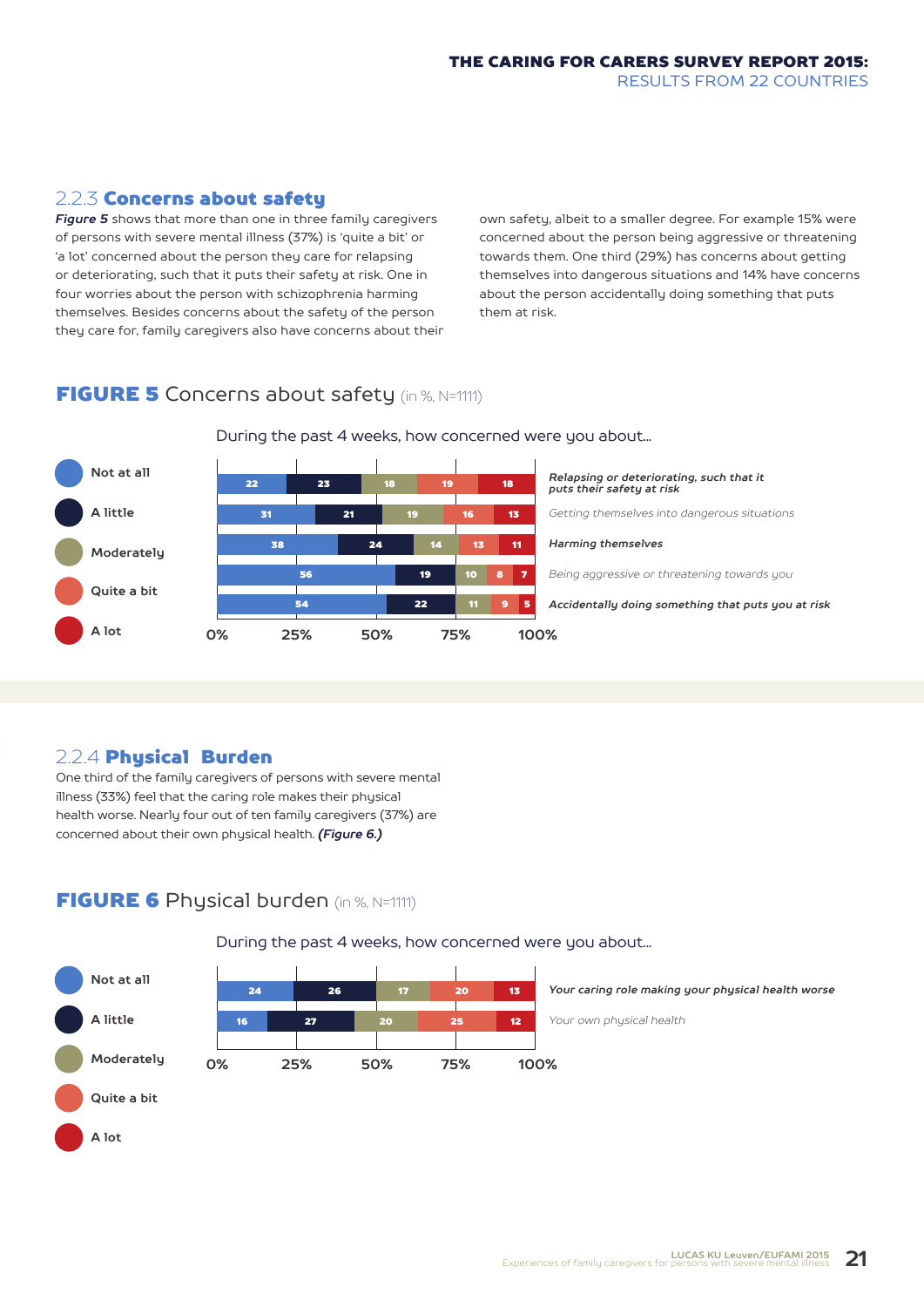### 2.2.3 Concerns about safety

*Figure 5* shows that more than one in three family caregivers of persons with severe mental illness (37%) is 'quite a bit' or 'a lot' concerned about the person they care for relapsing or deteriorating, such that it puts their safety at risk. One in four worries about the person with schizophrenia harming themselves. Besides concerns about the safety of the person they care for, family caregivers also have concerns about their own safety, albeit to a smaller degree. For example 15% were concerned about the person being aggressive or threatening towards them. One third (29%) has concerns about getting themselves into dangerous situations and 14% have concerns about the person accidentally doing something that puts them at risk.

**FIGURE 5** Concerns about safety (in %, N=1111)

During the past 4 weeks, how concerned were you about...

| | Not at all | A little | Moderately | Quite a bit | A lot |
|---|---|---|---|---|---|
| ***Relapsing or deteriorating, such that it puts their safety at risk*** | 22 | 23 | 18 | 19 | 18 |
| *Getting themselves into dangerous situations* | 31 | 21 | 19 | 16 | 13 |
| ***Harming themselves*** | 38 | 24 | 14 | 13 | 11 |
| *Being aggressive or threatening towards you* | 56 | 19 | 10 | 8 | 7 |
| ***Accidentally doing something that puts you at risk*** | 54 | 22 | 11 | 9 | 5 |

### 2.2.4 Physical Burden

One third of the family caregivers of persons with severe mental illness (33%) feel that the caring role makes their physical health worse. Nearly four out of ten family caregivers (37%) are concerned about their own physical health. ***(Figure 6.)***

**FIGURE 6** Physical burden (in %, N=1111)

During the past 4 weeks, how concerned were you about...

| | Not at all | A little | Moderately | Quite a bit | A lot |
|---|---|---|---|---|---|
| ***Your caring role making your physical health worse*** | 24 | 26 | 17 | 20 | 13 |
| *Your own physical health* | 16 | 27 | 20 | 25 | 12 |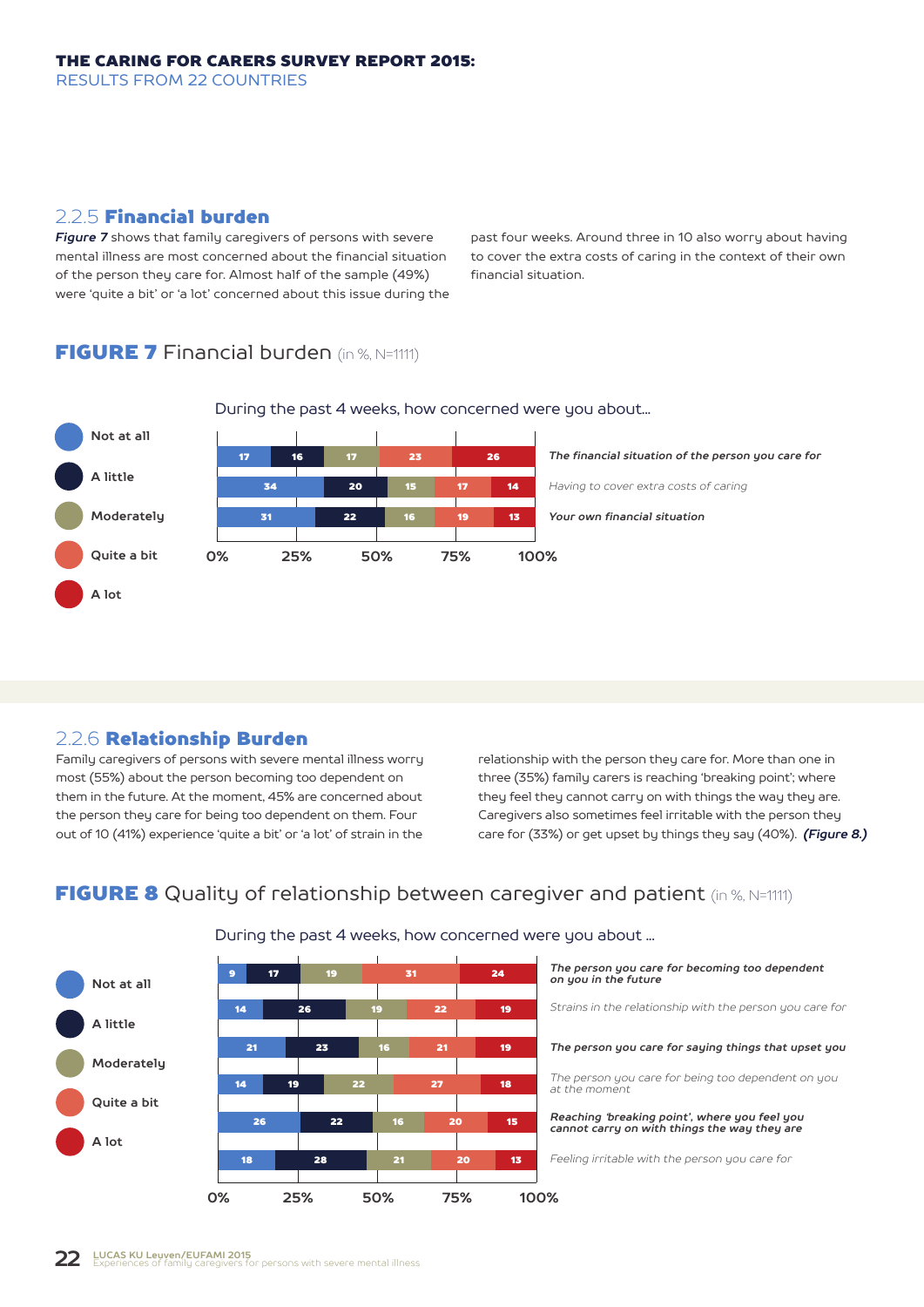## 2.2.5 **Financial burden**

***Figure 7*** shows that family caregivers of persons with severe mental illness are most concerned about the financial situation of the person they care for. Almost half of the sample (49%) were 'quite a bit' or 'a lot' concerned about this issue during the past four weeks. Around three in 10 also worry about having to cover the extra costs of caring in the context of their own financial situation.

### **FIGURE 7** Financial burden (in %, N=1111)

During the past 4 weeks, how concerned were you about...

| | Not at all | A little | Moderately | Quite a bit | A lot |
|---|---|---|---|---|---|
| *The financial situation of the person you care for* | 17 | 16 | 17 | 23 | 26 |
| *Having to cover extra costs of caring* | 34 | 20 | 15 | 17 | 14 |
| *Your own financial situation* | 31 | 22 | 16 | 19 | 13 |

## 2.2.6 **Relationship Burden**

Family caregivers of persons with severe mental illness worry most (55%) about the person becoming too dependent on them in the future. At the moment, 45% are concerned about the person they care for being too dependent on them. Four out of 10 (41%) experience 'quite a bit' or 'a lot' of strain in the relationship with the person they care for. More than one in three (35%) family carers is reaching 'breaking point'; where they feel they cannot carry on with things the way they are. Caregivers also sometimes feel irritable with the person they care for (33%) or get upset by things they say (40%). ***(Figure 8.)***

### **FIGURE 8** Quality of relationship between caregiver and patient (in %, N=1111)

During the past 4 weeks, how concerned were you about ...

| | Not at all | A little | Moderately | Quite a bit | A lot |
|---|---|---|---|---|---|
| *The person you care for becoming too dependent on you in the future* | 9 | 17 | 19 | 31 | 24 |
| *Strains in the relationship with the person you care for* | 14 | 26 | 19 | 22 | 19 |
| *The person you care for saying things that upset you* | 21 | 23 | 16 | 21 | 19 |
| *The person you care for being too dependent on you at the moment* | 14 | 19 | 22 | 27 | 18 |
| *Reaching 'breaking point', where you feel you cannot carry on with things the way they are* | 26 | 22 | 16 | 20 | 15 |
| *Feeling irritable with the person you care for* | 18 | 28 | 21 | 20 | 13 |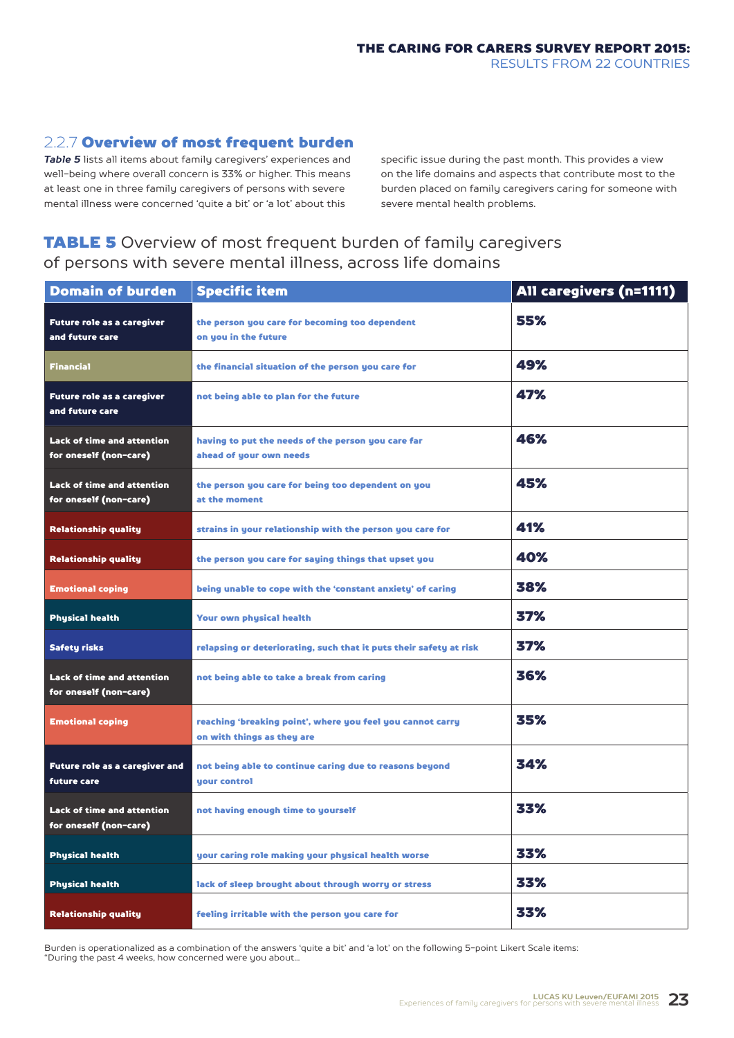### 2.2.7 **Overview of most frequent burden**

***Table 5*** lists all items about family caregivers' experiences and well-being where overall concern is 33% or higher. This means at least one in three family caregivers of persons with severe mental illness were concerned 'quite a bit' or 'a lot' about this specific issue during the past month. This provides a view on the life domains and aspects that contribute most to the burden placed on family caregivers caring for someone with severe mental health problems.

**TABLE 5** Overview of most frequent burden of family caregivers of persons with severe mental illness, across life domains

| Domain of burden | Specific item | All caregivers (n=1111) |
|---|---|---|
| Future role as a caregiver and future care | the person you care for becoming too dependent on you in the future | 55% |
| Financial | the financial situation of the person you care for | 49% |
| Future role as a caregiver and future care | not being able to plan for the future | 47% |
| Lack of time and attention for oneself (non-care) | having to put the needs of the person you care far ahead of your own needs | 46% |
| Lack of time and attention for oneself (non-care) | the person you care for being too dependent on you at the moment | 45% |
| Relationship quality | strains in your relationship with the person you care for | 41% |
| Relationship quality | the person you care for saying things that upset you | 40% |
| Emotional coping | being unable to cope with the 'constant anxiety' of caring | 38% |
| Physical health | Your own physical health | 37% |
| Safety risks | relapsing or deteriorating, such that it puts their safety at risk | 37% |
| Lack of time and attention for oneself (non-care) | not being able to take a break from caring | 36% |
| Emotional coping | reaching 'breaking point', where you feel you cannot carry on with things as they are | 35% |
| Future role as a caregiver and future care | not being able to continue caring due to reasons beyond your control | 34% |
| Lack of time and attention for oneself (non-care) | not having enough time to yourself | 33% |
| Physical health | your caring role making your physical health worse | 33% |
| Physical health | lack of sleep brought about through worry or stress | 33% |
| Relationship quality | feeling irritable with the person you care for | 33% |

Burden is operationalized as a combination of the answers 'quite a bit' and 'a lot' on the following 5-point Likert Scale items: "During the past 4 weeks, how concerned were you about...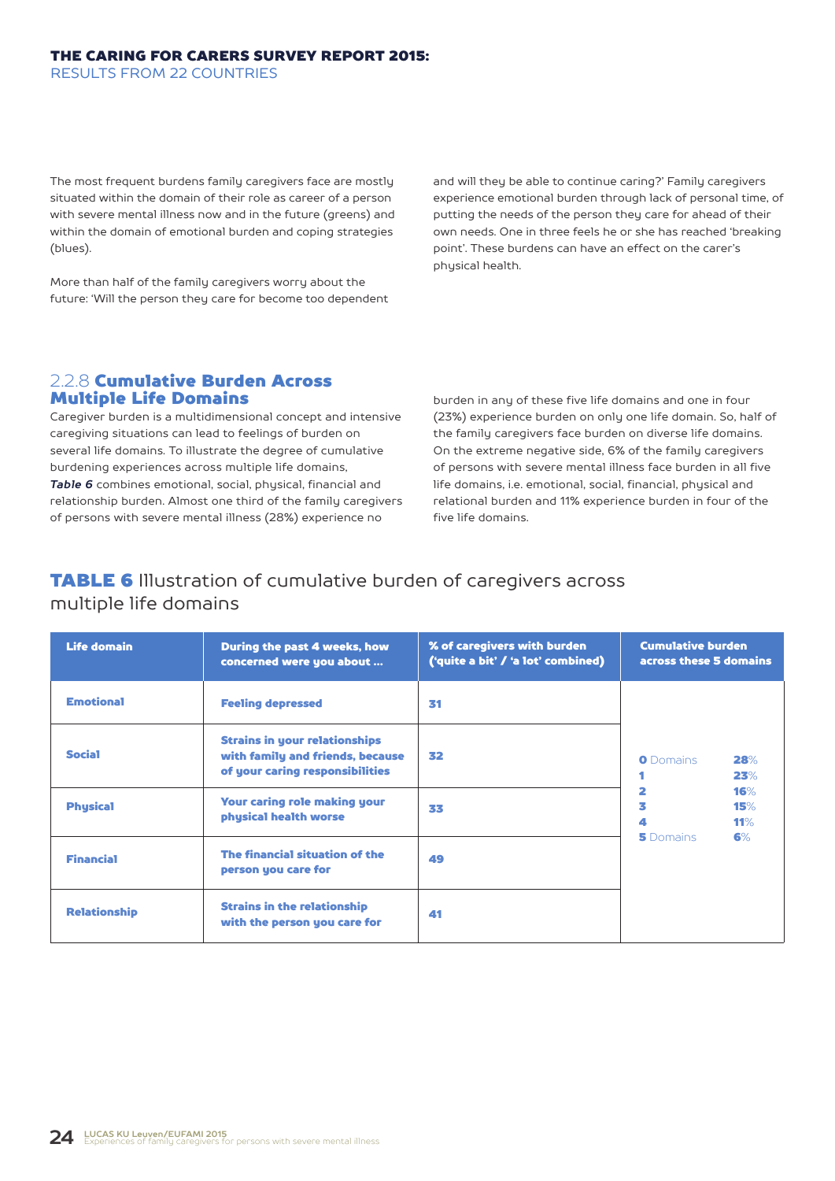The most frequent burdens family caregivers face are mostly situated within the domain of their role as career of a person with severe mental illness now and in the future (greens) and within the domain of emotional burden and coping strategies (blues).

More than half of the family caregivers worry about the future: 'Will the person they care for become too dependent and will they be able to continue caring?' Family caregivers experience emotional burden through lack of personal time, of putting the needs of the person they care for ahead of their own needs. One in three feels he or she has reached 'breaking point'. These burdens can have an effect on the carer's physical health.

### 2.2.8 **Cumulative Burden Across Multiple Life Domains**

Caregiver burden is a multidimensional concept and intensive caregiving situations can lead to feelings of burden on several life domains. To illustrate the degree of cumulative burdening experiences across multiple life domains, ***Table 6*** combines emotional, social, physical, financial and relationship burden. Almost one third of the family caregivers of persons with severe mental illness (28%) experience no burden in any of these five life domains and one in four (23%) experience burden on only one life domain. So, half of the family caregivers face burden on diverse life domains. On the extreme negative side, 6% of the family caregivers of persons with severe mental illness face burden in all five life domains, i.e. emotional, social, financial, physical and relational burden and 11% experience burden in four of the five life domains.

## **TABLE 6** Illustration of cumulative burden of caregivers across multiple life domains

| Life domain | During the past 4 weeks, how concerned were you about ... | % of caregivers with burden ('quite a bit' / 'a lot' combined) | Cumulative burden across these 5 domains |
|---|---|---|---|
| **Emotional** | **Feeling depressed** | **31** | **0** Domains **28**% |
| **Social** | **Strains in your relationships with family and friends, because of your caring responsibilities** | **32** | **1** **23**% |
| **Physical** | **Your caring role making your physical health worse** | **33** | **2** **16**% |
| **Financial** | **The financial situation of the person you care for** | **49** | **3** **15**% |
| **Relationship** | **Strains in the relationship with the person you care for** | **41** | **4** **11**% |
| | | | **5** Domains **6**% |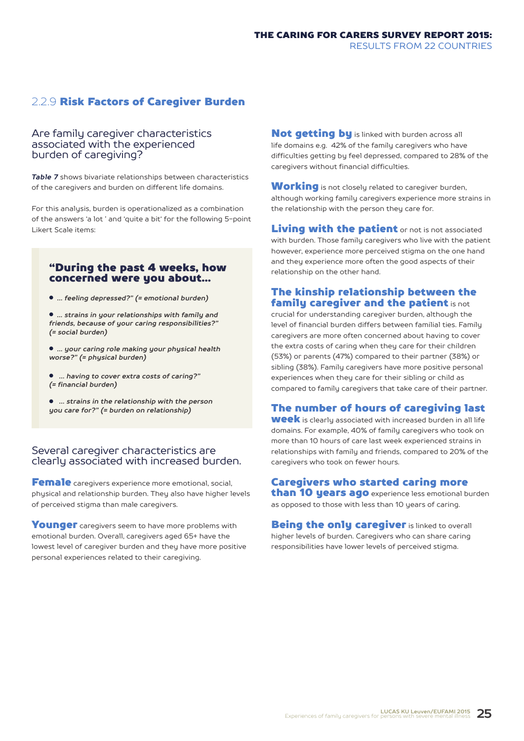### 2.2.9 **Risk Factors of Caregiver Burden**

## Are family caregiver characteristics associated with the experienced burden of caregiving?

***Table 7*** shows bivariate relationships between characteristics of the caregivers and burden on different life domains.

For this analysis, burden is operationalized as a combination of the answers 'a lot ' and 'quite a bit' for the following 5-point Likert Scale items:

> **"During the past 4 weeks, how concerned were you about...**
>
> - ***... feeling depressed?" (= emotional burden)***
> - ***... strains in your relationships with family and friends, because of your caring responsibilities?" (= social burden)***
> - ***... your caring role making your physical health worse?" (= physical burden)***
> - ***... having to cover extra costs of caring?" (= financial burden)***
> - ***... strains in the relationship with the person you care for?" (= burden on relationship)***

## Several caregiver characteristics are clearly associated with increased burden.

**Female** caregivers experience more emotional, social, physical and relationship burden. They also have higher levels of perceived stigma than male caregivers.

**Younger** caregivers seem to have more problems with emotional burden. Overall, caregivers aged 65+ have the lowest level of caregiver burden and they have more positive personal experiences related to their caregiving.

**Not getting by** is linked with burden across all life domains e.g. 42% of the family caregivers who have difficulties getting by feel depressed, compared to 28% of the caregivers without financial difficulties.

**Working** is not closely related to caregiver burden, although working family caregivers experience more strains in the relationship with the person they care for.

**Living with the patient** or not is not associated with burden. Those family caregivers who live with the patient however, experience more perceived stigma on the one hand and they experience more often the good aspects of their relationship on the other hand.

**The kinship relationship between the family caregiver and the patient** is not crucial for understanding caregiver burden, although the level of financial burden differs between familial ties. Family caregivers are more often concerned about having to cover the extra costs of caring when they care for their children (53%) or parents (47%) compared to their partner (38%) or sibling (38%). Family caregivers have more positive personal experiences when they care for their sibling or child as compared to family caregivers that take care of their partner.

**The number of hours of caregiving last week** is clearly associated with increased burden in all life domains. For example, 40% of family caregivers who took on more than 10 hours of care last week experienced strains in relationships with family and friends, compared to 20% of the caregivers who took on fewer hours.

**Caregivers who started caring more than 10 years ago** experience less emotional burden as opposed to those with less than 10 years of caring.

**Being the only caregiver** is linked to overall higher levels of burden. Caregivers who can share caring responsibilities have lower levels of perceived stigma.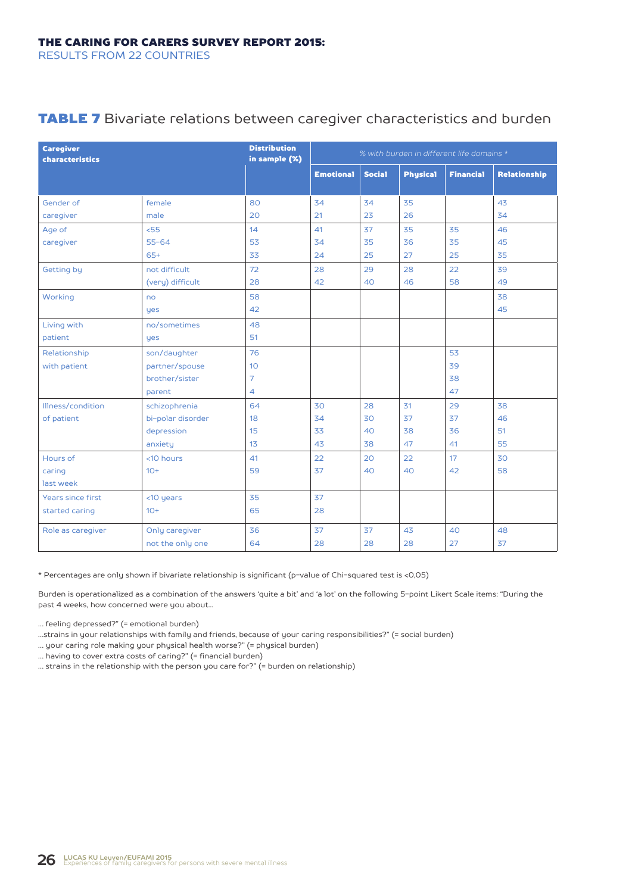## TABLE 7 Bivariate relations between caregiver characteristics and burden

| Caregiver characteristics | | Distribution in sample (%) | % with burden in different life domains * | | | | |
|---|---|---|---|---|---|---|---|
| | | | Emotional | Social | Physical | Financial | Relationship |
| Gender of caregiver | female | 80 | 34 | 34 | 35 | | 43 |
| | male | 20 | 21 | 23 | 26 | | 34 |
| Age of caregiver | <55 | 14 | 41 | 37 | 35 | 35 | 46 |
| | 55-64 | 53 | 34 | 35 | 36 | 35 | 45 |
| | 65+ | 33 | 24 | 25 | 27 | 25 | 35 |
| Getting by | not difficult | 72 | 28 | 29 | 28 | 22 | 39 |
| | (very) difficult | 28 | 42 | 40 | 46 | 58 | 49 |
| Working | no | 58 | | | | | 38 |
| | yes | 42 | | | | | 45 |
| Living with patient | no/sometimes | 48 | | | | | |
| | yes | 51 | | | | | |
| Relationship with patient | son/daughter | 76 | | | | 53 | |
| | partner/spouse | 10 | | | | 39 | |
| | brother/sister | 7 | | | | 38 | |
| | parent | 4 | | | | 47 | |
| Illness/condition of patient | schizophrenia | 64 | 30 | 28 | 31 | 29 | 38 |
| | bi-polar disorder | 18 | 34 | 30 | 37 | 37 | 46 |
| | depression | 15 | 33 | 40 | 38 | 36 | 51 |
| | anxiety | 13 | 43 | 38 | 47 | 41 | 55 |
| Hours of caring last week | <10 hours | 41 | 22 | 20 | 22 | 17 | 30 |
| | 10+ | 59 | 37 | 40 | 40 | 42 | 58 |
| Years since first started caring | <10 years | 35 | 37 | | | | |
| | 10+ | 65 | 28 | | | | |
| Role as caregiver | Only caregiver | 36 | 37 | 37 | 43 | 40 | 48 |
| | not the only one | 64 | 28 | 28 | 28 | 27 | 37 |

* Percentages are only shown if bivariate relationship is significant (p-value of Chi-squared test is <0,05)

Burden is operationalized as a combination of the answers 'quite a bit' and 'a lot' on the following 5-point Likert Scale items: "During the past 4 weeks, how concerned were you about...

... feeling depressed?" (= emotional burden)
...strains in your relationships with family and friends, because of your caring responsibilities?" (= social burden)
... your caring role making your physical health worse?" (= physical burden)
... having to cover extra costs of caring?" (= financial burden)
... strains in the relationship with the person you care for?" (= burden on relationship)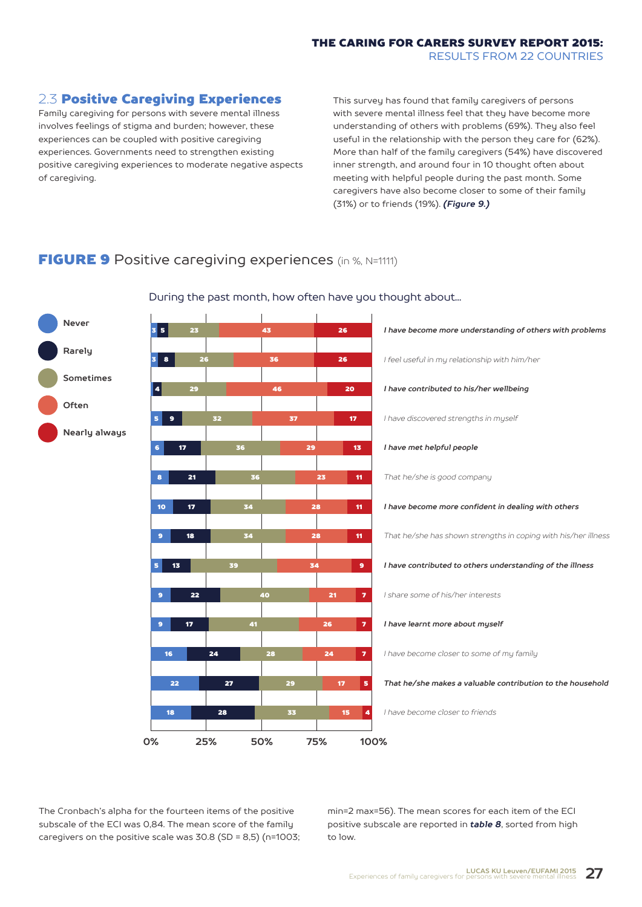## 2.3 **Positive Caregiving Experiences**

Family caregiving for persons with severe mental illness involves feelings of stigma and burden; however, these experiences can be coupled with positive caregiving experiences. Governments need to strengthen existing positive caregiving experiences to moderate negative aspects of caregiving.

This survey has found that family caregivers of persons with severe mental illness feel that they have become more understanding of others with problems (69%). They also feel useful in the relationship with the person they care for (62%). More than half of the family caregivers (54%) have discovered inner strength, and around four in 10 thought often about meeting with helpful people during the past month. Some caregivers have also become closer to some of their family (31%) or to friends (19%). ***(Figure 9.)***

### **FIGURE 9** Positive caregiving experiences (in %, N=1111)

During the past month, how often have you thought about...

| Item | Never | Rarely | Sometimes | Often | Nearly always |
|---|---|---|---|---|---|
| ***I have become more understanding of others with problems*** | 3 | 5 | 23 | 43 | 26 |
| *I feel useful in my relationship with him/her* | 3 | 8 | 26 | 36 | 26 |
| ***I have contributed to his/her wellbeing*** | | 4 | 29 | 46 | 20 |
| *I have discovered strengths in myself* | 5 | 9 | 32 | 37 | 17 |
| ***I have met helpful people*** | 6 | 17 | 36 | 29 | 13 |
| *That he/she is good company* | 8 | 21 | 36 | 23 | 11 |
| ***I have become more confident in dealing with others*** | 10 | 17 | 34 | 28 | 11 |
| *That he/she has shown strengths in coping with his/her illness* | 9 | 18 | 34 | 28 | 11 |
| ***I have contributed to others understanding of the illness*** | 5 | 13 | 39 | 34 | 9 |
| *I share some of his/her interests* | 9 | 22 | 40 | 21 | 7 |
| ***I have learnt more about myself*** | 9 | 17 | 41 | 26 | 7 |
| *I have become closer to some of my family* | 16 | 24 | 28 | 24 | 7 |
| ***That he/she makes a valuable contribution to the household*** | 22 | 27 | 29 | 17 | 5 |
| *I have become closer to friends* | 18 | 28 | 33 | 15 | 4 |

The Cronbach's alpha for the fourteen items of the positive subscale of the ECI was 0,84. The mean score of the family caregivers on the positive scale was 30.8 (SD = 8,5) (n=1003; min=2 max=56). The mean scores for each item of the ECI positive subscale are reported in ***table 8***, sorted from high to low.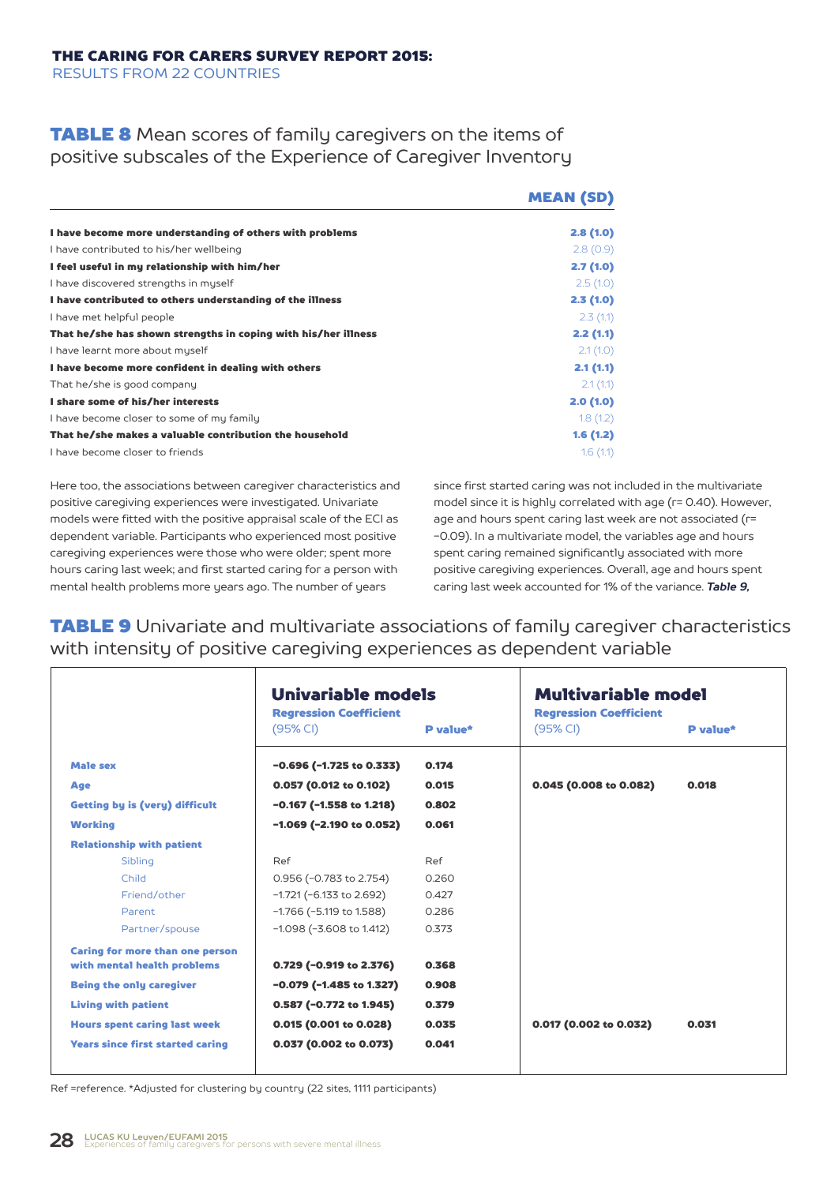## TABLE 8 Mean scores of family caregivers on the items of positive subscales of the Experience of Caregiver Inventory

| | MEAN (SD) |
|---|---|
| **I have become more understanding of others with problems** | **2.8 (1.0)** |
| I have contributed to his/her wellbeing | 2.8 (0.9) |
| **I feel useful in my relationship with him/her** | **2.7 (1.0)** |
| I have discovered strengths in myself | 2.5 (1.0) |
| **I have contributed to others understanding of the illness** | **2.3 (1.0)** |
| I have met helpful people | 2.3 (1.1) |
| **That he/she has shown strengths in coping with his/her illness** | **2.2 (1.1)** |
| I have learnt more about myself | 2.1 (1.0) |
| **I have become more confident in dealing with others** | **2.1 (1.1)** |
| That he/she is good company | 2.1 (1.1) |
| **I share some of his/her interests** | **2.0 (1.0)** |
| I have become closer to some of my family | 1.8 (1.2) |
| **That he/she makes a valuable contribution the household** | **1.6 (1.2)** |
| I have become closer to friends | 1.6 (1.1) |

Here too, the associations between caregiver characteristics and positive caregiving experiences were investigated. Univariate models were fitted with the positive appraisal scale of the ECI as dependent variable. Participants who experienced most positive caregiving experiences were those who were older; spent more hours caring last week; and first started caring for a person with mental health problems more years ago. The number of years since first started caring was not included in the multivariate model since it is highly correlated with age (r= 0.40). However, age and hours spent caring last week are not associated (r= −0.09). In a multivariate model, the variables age and hours spent caring remained significantly associated with more positive caregiving experiences. Overall, age and hours spent caring last week accounted for 1% of the variance. ***Table 9,***

## TABLE 9 Univariate and multivariate associations of family caregiver characteristics with intensity of positive caregiving experiences as dependent variable

| | **Univariable models** | | **Multivariable model** | |
|---|---|---|---|---|
| | Regression Coefficient (95% CI) | P value* | Regression Coefficient (95% CI) | P value* |
| **Male sex** | **−0.696 (−1.725 to 0.333)** | **0.174** | | |
| **Age** | **0.057 (0.012 to 0.102)** | **0.015** | **0.045 (0.008 to 0.082)** | **0.018** |
| **Getting by is (very) difficult** | **−0.167 (−1.558 to 1.218)** | **0.802** | | |
| **Working** | **−1.069 (−2.190 to 0.052)** | **0.061** | | |
| **Relationship with patient** | | | | |
| Sibling | Ref | Ref | | |
| Child | 0.956 (−0.783 to 2.754) | 0.260 | | |
| Friend/other | −1.721 (−6.133 to 2.692) | 0.427 | | |
| Parent | −1.766 (−5.119 to 1.588) | 0.286 | | |
| Partner/spouse | −1.098 (−3.608 to 1.412) | 0.373 | | |
| **Caring for more than one person with mental health problems** | **0.729 (−0.919 to 2.376)** | **0.368** | | |
| **Being the only caregiver** | **−0.079 (−1.485 to 1.327)** | **0.908** | | |
| **Living with patient** | **0.587 (−0.772 to 1.945)** | **0.379** | | |
| **Hours spent caring last week** | **0.015 (0.001 to 0.028)** | **0.035** | **0.017 (0.002 to 0.032)** | **0.031** |
| **Years since first started caring** | **0.037 (0.002 to 0.073)** | **0.041** | | |

Ref =reference. *Adjusted for clustering by country (22 sites, 1111 participants)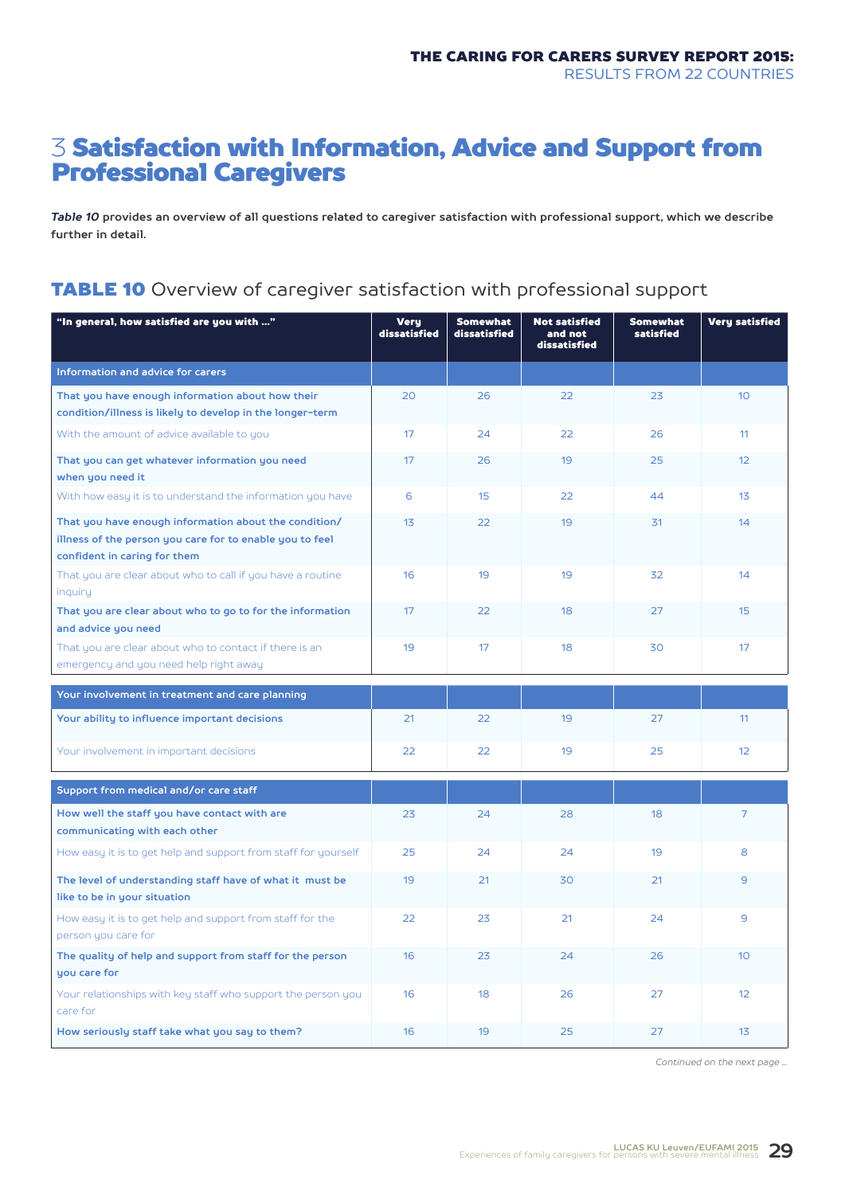# 3 Satisfaction with Information, Advice and Support from Professional Caregivers

***Table 10*** **provides an overview of all questions related to caregiver satisfaction with professional support, which we describe further in detail.**

## TABLE 10 Overview of caregiver satisfaction with professional support

| "In general, how satisfied are you with …" | Very dissatisfied | Somewhat dissatisfied | Not satisfied and not dissatisfied | Somewhat satisfied | Very satisfied |
|---|---|---|---|---|---|
| **Information and advice for carers** | | | | | |
| That you have enough information about how their condition/illness is likely to develop in the longer-term | 20 | 26 | 22 | 23 | 10 |
| With the amount of advice available to you | 17 | 24 | 22 | 26 | 11 |
| That you can get whatever information you need when you need it | 17 | 26 | 19 | 25 | 12 |
| With how easy it is to understand the information you have | 6 | 15 | 22 | 44 | 13 |
| That you have enough information about the condition/ illness of the person you care for to enable you to feel confident in caring for them | 13 | 22 | 19 | 31 | 14 |
| That you are clear about who to call if you have a routine inquiry | 16 | 19 | 19 | 32 | 14 |
| That you are clear about who to go to for the information and advice you need | 17 | 22 | 18 | 27 | 15 |
| That you are clear about who to contact if there is an emergency and you need help right away | 19 | 17 | 18 | 30 | 17 |
| **Your involvement in treatment and care planning** | | | | | |
| Your ability to influence important decisions | 21 | 22 | 19 | 27 | 11 |
| Your involvement in important decisions | 22 | 22 | 19 | 25 | 12 |
| **Support from medical and/or care staff** | | | | | |
| How well the staff you have contact with are communicating with each other | 23 | 24 | 28 | 18 | 7 |
| How easy it is to get help and support from staff for yourself | 25 | 24 | 24 | 19 | 8 |
| The level of understanding staff have of what it must be like to be in your situation | 19 | 21 | 30 | 21 | 9 |
| How easy it is to get help and support from staff for the person you care for | 22 | 23 | 21 | 24 | 9 |
| The quality of help and support from staff for the person you care for | 16 | 23 | 24 | 26 | 10 |
| Your relationships with key staff who support the person you care for | 16 | 18 | 26 | 27 | 12 |
| How seriously staff take what you say to them? | 16 | 19 | 25 | 27 | 13 |

*Continued on the next page …*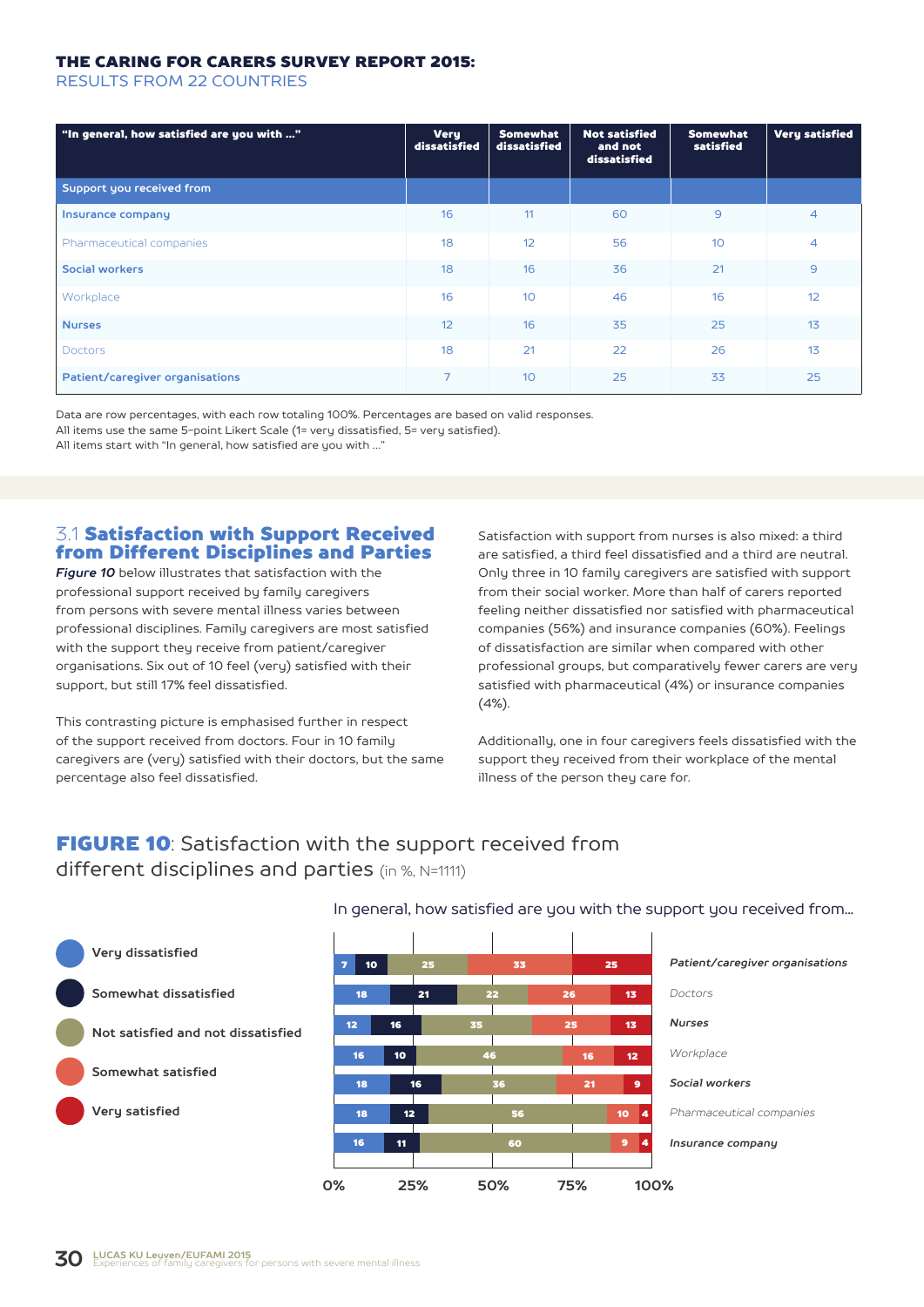## THE CARING FOR CARERS SURVEY REPORT 2015:
RESULTS FROM 22 COUNTRIES

| "In general, how satisfied are you with ..." | Very dissatisfied | Somewhat dissatisfied | Not satisfied and not dissatisfied | Somewhat satisfied | Very satisfied |
|---|---|---|---|---|---|
| **Support you received from** | | | | | |
| **Insurance company** | 16 | 11 | 60 | 9 | 4 |
| Pharmaceutical companies | 18 | 12 | 56 | 10 | 4 |
| **Social workers** | 18 | 16 | 36 | 21 | 9 |
| Workplace | 16 | 10 | 46 | 16 | 12 |
| **Nurses** | 12 | 16 | 35 | 25 | 13 |
| Doctors | 18 | 21 | 22 | 26 | 13 |
| **Patient/caregiver organisations** | 7 | 10 | 25 | 33 | 25 |

Data are row percentages, with each row totaling 100%. Percentages are based on valid responses.
All items use the same 5-point Likert Scale (1= very dissatisfied, 5= very satisfied).
All items start with "In general, how satisfied are you with ..."

### 3.1 Satisfaction with Support Received from Different Disciplines and Parties

***Figure 10*** below illustrates that satisfaction with the professional support received by family caregivers from persons with severe mental illness varies between professional disciplines. Family caregivers are most satisfied with the support they receive from patient/caregiver organisations. Six out of 10 feel (very) satisfied with their support, but still 17% feel dissatisfied.

This contrasting picture is emphasised further in respect of the support received from doctors. Four in 10 family caregivers are (very) satisfied with their doctors, but the same percentage also feel dissatisfied.

Satisfaction with support from nurses is also mixed: a third are satisfied, a third feel dissatisfied and a third are neutral. Only three in 10 family caregivers are satisfied with support from their social worker. More than half of carers reported feeling neither dissatisfied nor satisfied with pharmaceutical companies (56%) and insurance companies (60%). Feelings of dissatisfaction are similar when compared with other professional groups, but comparatively fewer carers are very satisfied with pharmaceutical (4%) or insurance companies (4%).

Additionally, one in four caregivers feels dissatisfied with the support they received from their workplace of the mental illness of the person they care for.

**FIGURE 10**: Satisfaction with the support received from different disciplines and parties (in %, N=1111)

In general, how satisfied are you with the support you received from...

| | Very dissatisfied | Somewhat dissatisfied | Not satisfied and not dissatisfied | Somewhat satisfied | Very satisfied |
|---|---|---|---|---|---|
| *Patient/caregiver organisations* | 7 | 10 | 25 | 33 | 25 |
| *Doctors* | 18 | 21 | 22 | 26 | 13 |
| *Nurses* | 12 | 16 | 35 | 25 | 13 |
| *Workplace* | 16 | 10 | 46 | 16 | 12 |
| *Social workers* | 18 | 16 | 36 | 21 | 9 |
| *Pharmaceutical companies* | 18 | 12 | 56 | 10 | 4 |
| *Insurance company* | 16 | 11 | 60 | 9 | 4 |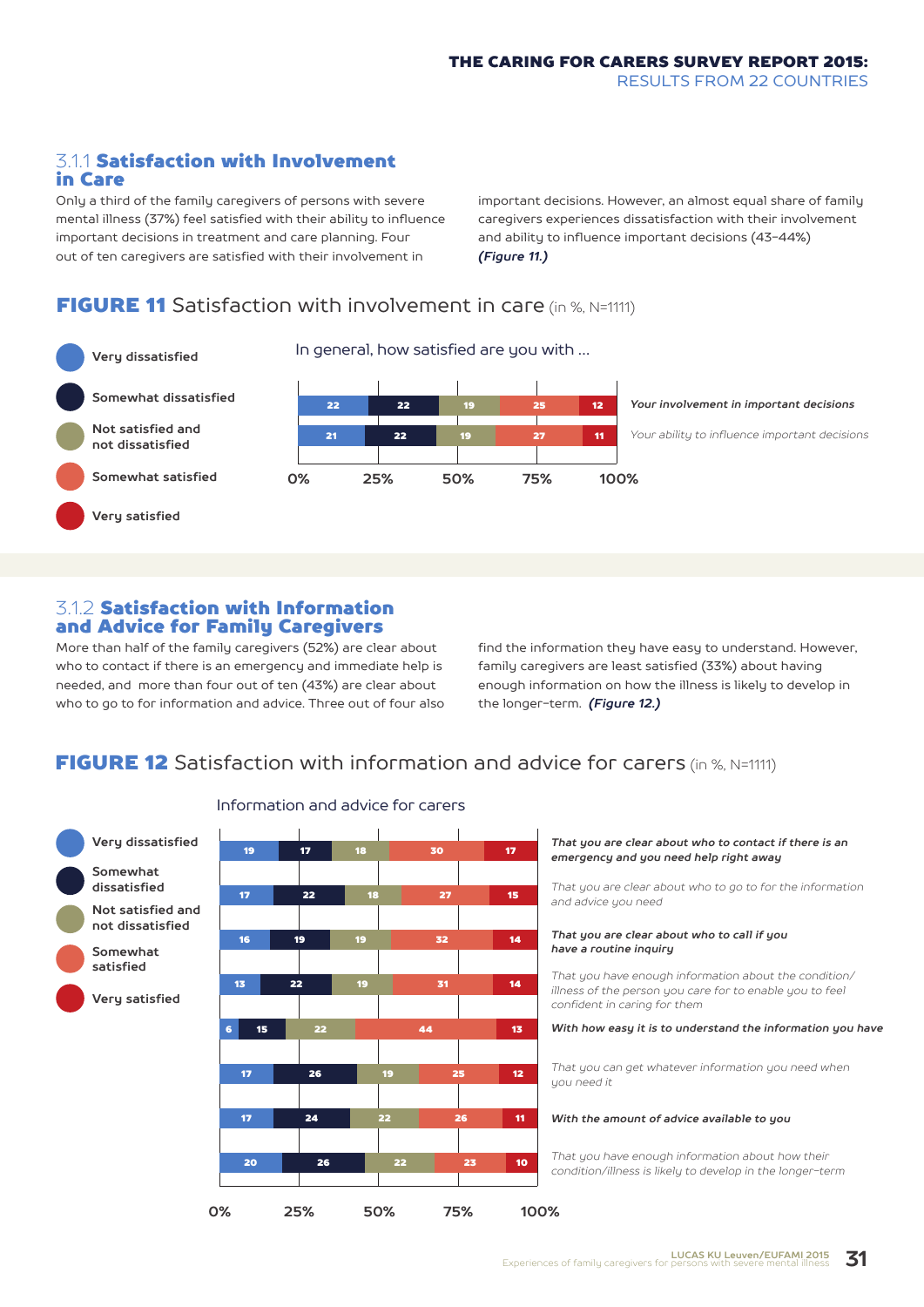## 3.1.1 Satisfaction with Involvement in Care

Only a third of the family caregivers of persons with severe mental illness (37%) feel satisfied with their ability to influence important decisions in treatment and care planning. Four out of ten caregivers are satisfied with their involvement in important decisions. However, an almost equal share of family caregivers experiences dissatisfaction with their involvement and ability to influence important decisions (43–44%) ***(Figure 11.)***

### FIGURE 11 Satisfaction with involvement in care (in %, N=1111)

In general, how satisfied are you with ...

| | Very dissatisfied | Somewhat dissatisfied | Not satisfied and not dissatisfied | Somewhat satisfied | Very satisfied |
|---|---|---|---|---|---|
| Your involvement in important decisions | 22 | 22 | 19 | 25 | 12 |
| Your ability to influence important decisions | 21 | 22 | 19 | 27 | 11 |

## 3.1.2 Satisfaction with Information and Advice for Family Caregivers

More than half of the family caregivers (52%) are clear about who to contact if there is an emergency and immediate help is needed, and more than four out of ten (43%) are clear about who to go to for information and advice. Three out of four also find the information they have easy to understand. However, family caregivers are least satisfied (33%) about having enough information on how the illness is likely to develop in the longer-term. ***(Figure 12.)***

### FIGURE 12 Satisfaction with information and advice for carers (in %, N=1111)

Information and advice for carers

| | Very dissatisfied | Somewhat dissatisfied | Not satisfied and not dissatisfied | Somewhat satisfied | Very satisfied |
|---|---|---|---|---|---|
| That you are clear about who to contact if there is an emergency and you need help right away | 19 | 17 | 18 | 30 | 17 |
| That you are clear about who to go to for the information and advice you need | 17 | 22 | 18 | 27 | 15 |
| That you are clear about who to call if you have a routine inquiry | 16 | 19 | 19 | 32 | 14 |
| That you have enough information about the condition/ illness of the person you care for to enable you to feel confident in caring for them | 13 | 22 | 19 | 31 | 14 |
| With how easy it is to understand the information you have | 6 | 15 | 22 | 44 | 13 |
| That you can get whatever information you need when you need it | 17 | 26 | 19 | 25 | 12 |
| With the amount of advice available to you | 17 | 24 | 22 | 26 | 11 |
| That you have enough information about how their condition/illness is likely to develop in the longer-term | 20 | 26 | 22 | 23 | 10 |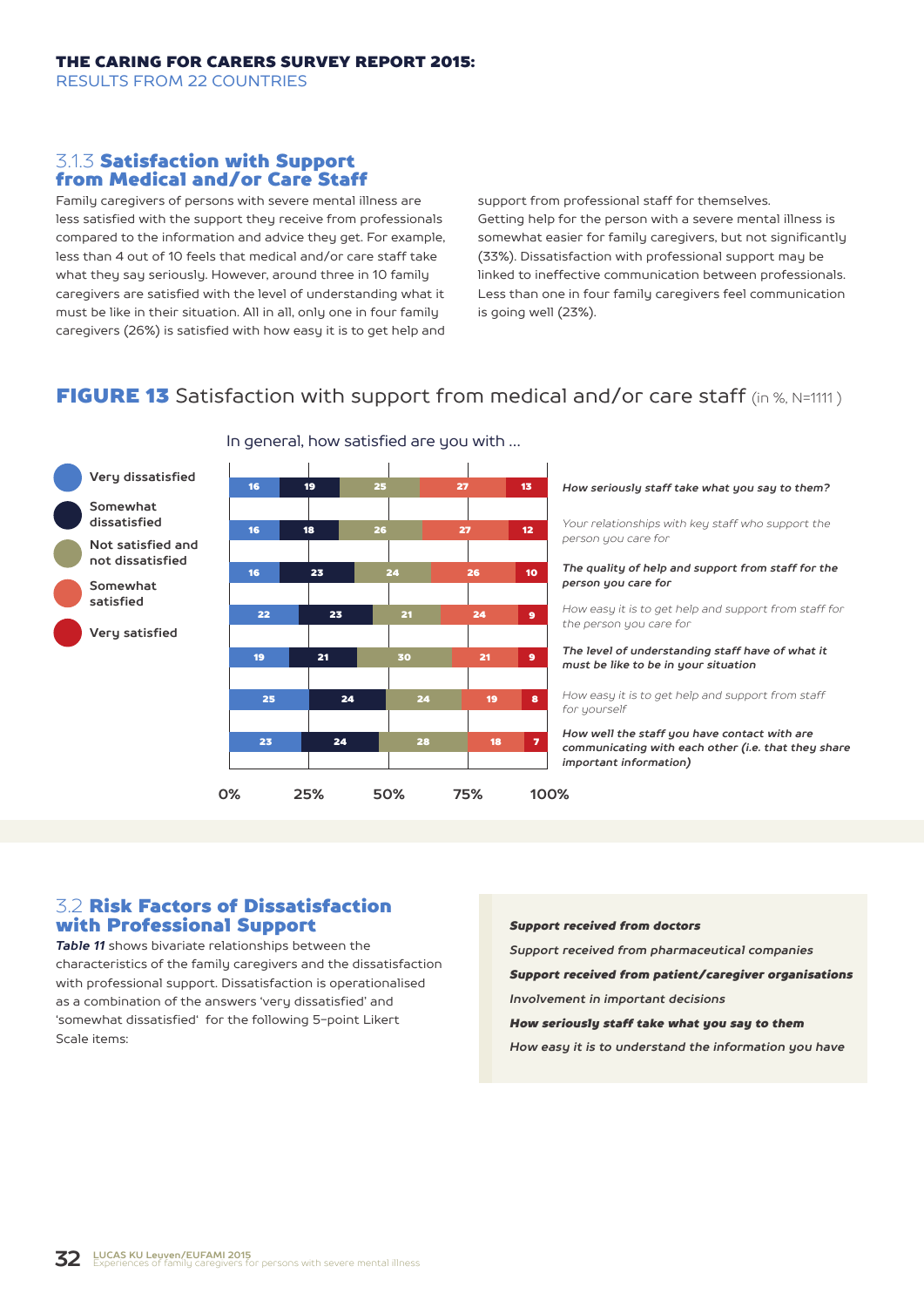### 3.1.3 Satisfaction with Support from Medical and/or Care Staff

Family caregivers of persons with severe mental illness are less satisfied with the support they receive from professionals compared to the information and advice they get. For example, less than 4 out of 10 feels that medical and/or care staff take what they say seriously. However, around three in 10 family caregivers are satisfied with the level of understanding what it must be like in their situation. All in all, only one in four family caregivers (26%) is satisfied with how easy it is to get help and support from professional staff for themselves. Getting help for the person with a severe mental illness is somewhat easier for family caregivers, but not significantly (33%). Dissatisfaction with professional support may be linked to ineffective communication between professionals. Less than one in four family caregivers feel communication is going well (23%).

**FIGURE 13** Satisfaction with support from medical and/or care staff (in %, N=1111 )

In general, how satisfied are you with ...

| | Very dissatisfied | Somewhat dissatisfied | Not satisfied and not dissatisfied | Somewhat satisfied | Very satisfied |
|---|---|---|---|---|---|
| How seriously staff take what you say to them? | 16 | 19 | 25 | 27 | 13 |
| Your relationships with key staff who support the person you care for | 16 | 18 | 26 | 27 | 12 |
| The quality of help and support from staff for the person you care for | 16 | 23 | 24 | 26 | 10 |
| How easy it is to get help and support from staff for the person you care for | 22 | 23 | 21 | 24 | 9 |
| The level of understanding staff have of what it must be like to be in your situation | 19 | 21 | 30 | 21 | 9 |
| How easy it is to get help and support from staff for yourself | 25 | 24 | 24 | 19 | 8 |
| How well the staff you have contact with are communicating with each other (i.e. that they share important information) | 23 | 24 | 28 | 18 | 7 |

### 3.2 Risk Factors of Dissatisfaction with Professional Support

***Table 11*** shows bivariate relationships between the characteristics of the family caregivers and the dissatisfaction with professional support. Dissatisfaction is operationalised as a combination of the answers 'very dissatisfied' and 'somewhat dissatisfied' for the following 5-point Likert Scale items:

- ***Support received from doctors***
- *Support received from pharmaceutical companies*
- ***Support received from patient/caregiver organisations***
- *Involvement in important decisions*
- ***How seriously staff take what you say to them***
- *How easy it is to understand the information you have*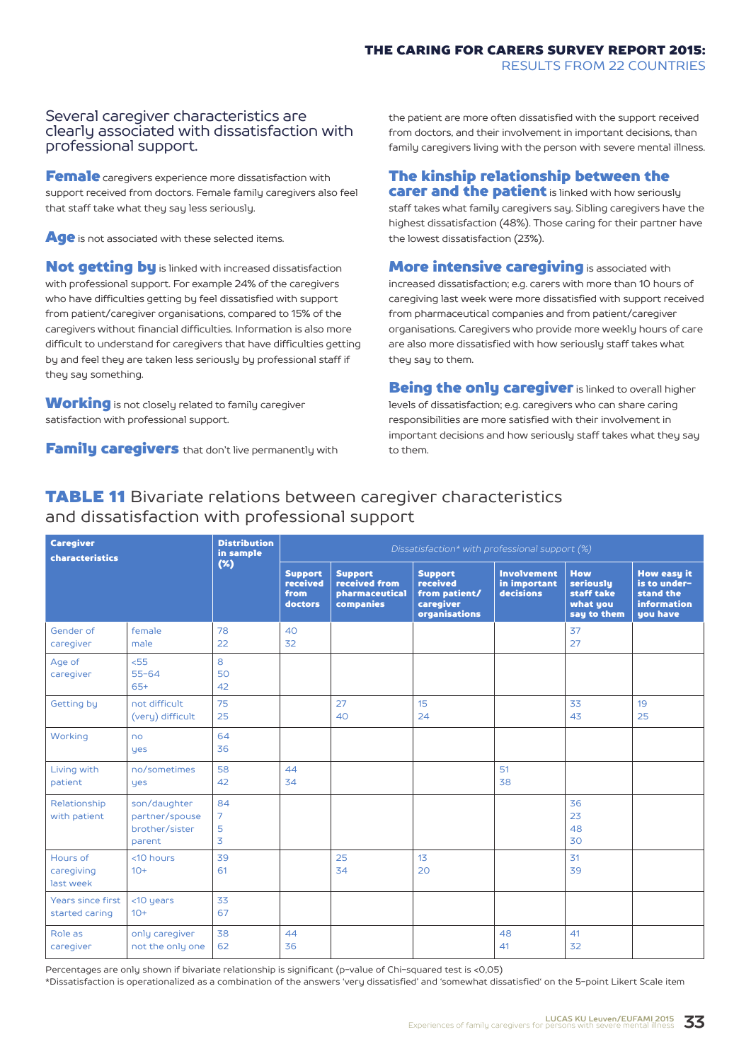Several caregiver characteristics are clearly associated with dissatisfaction with professional support.

**Female** caregivers experience more dissatisfaction with support received from doctors. Female family caregivers also feel that staff take what they say less seriously.

**Age** is not associated with these selected items.

**Not getting by** is linked with increased dissatisfaction with professional support. For example 24% of the caregivers who have difficulties getting by feel dissatisfied with support received from patient/caregiver organisations, compared to 15% of the caregivers without financial difficulties. Information is also more difficult to understand for caregivers that have difficulties getting by and feel they are taken less seriously by professional staff if they say something.

**Working** is not closely related to family caregiver satisfaction with professional support.

**Family caregivers** that don't live permanently with the patient are more often dissatisfied with the support received from doctors, and their involvement in important decisions, than family caregivers living with the person with severe mental illness.

**The kinship relationship between the carer and the patient** is linked with how seriously staff takes what family caregivers say. Sibling caregivers have the highest dissatisfaction (48%). Those caring for their partner have the lowest dissatisfaction (23%).

**More intensive caregiving** is associated with increased dissatisfaction; e.g. carers with more than 10 hours of caregiving last week were more dissatisfied with support received from pharmaceutical companies and from patient/caregiver organisations. Caregivers who provide more weekly hours of care are also more dissatisfied with how seriously staff takes what they say to them.

**Being the only caregiver** is linked to overall higher levels of dissatisfaction; e.g. caregivers who can share caring responsibilities are more satisfied with their involvement in important decisions and how seriously staff takes what they say to them.

## TABLE 11 Bivariate relations between caregiver characteristics and dissatisfaction with professional support

| Caregiver characteristics | | Distribution in sample (%) | *Dissatisfaction\* with professional support (%)* | | | | | |
|---|---|---|---|---|---|---|---|---|
| | | | Support received from doctors | Support received from pharmaceutical companies | Support received from patient/ caregiver organisations | Involvement in important decisions | How seriously staff take what you say to them | How easy it is to under-stand the information you have |
| Gender of caregiver | female | 78 | 40 | | | | 37 | |
| | male | 22 | 32 | | | | 27 | |
| Age of caregiver | <55 | 8 | | | | | | |
| | 55–64 | 50 | | | | | | |
| | 65+ | 42 | | | | | | |
| Getting by | not difficult | 75 | | 27 | 15 | | 33 | 19 |
| | (very) difficult | 25 | | 40 | 24 | | 43 | 25 |
| Working | no | 64 | | | | | | |
| | yes | 36 | | | | | | |
| Living with patient | no/sometimes | 58 | 44 | | | 51 | | |
| | yes | 42 | 34 | | | 38 | | |
| Relationship with patient | son/daughter | 84 | | | | | 36 | |
| | partner/spouse | 7 | | | | | 23 | |
| | brother/sister | 5 | | | | | 48 | |
| | parent | 3 | | | | | 30 | |
| Hours of caregiving last week | <10 hours | 39 | | 25 | 13 | | 31 | |
| | 10+ | 61 | | 34 | 20 | | 39 | |
| Years since first started caring | <10 years | 33 | | | | | | |
| | 10+ | 67 | | | | | | |
| Role as caregiver | only caregiver | 38 | 44 | | | 48 | 41 | |
| | not the only one | 62 | 36 | | | 41 | 32 | |

Percentages are only shown if bivariate relationship is significant (p-value of Chi-squared test is <0,05)
*Dissatisfaction is operationalized as a combination of the answers 'very dissatisfied' and 'somewhat dissatisfied' on the 5-point Likert Scale item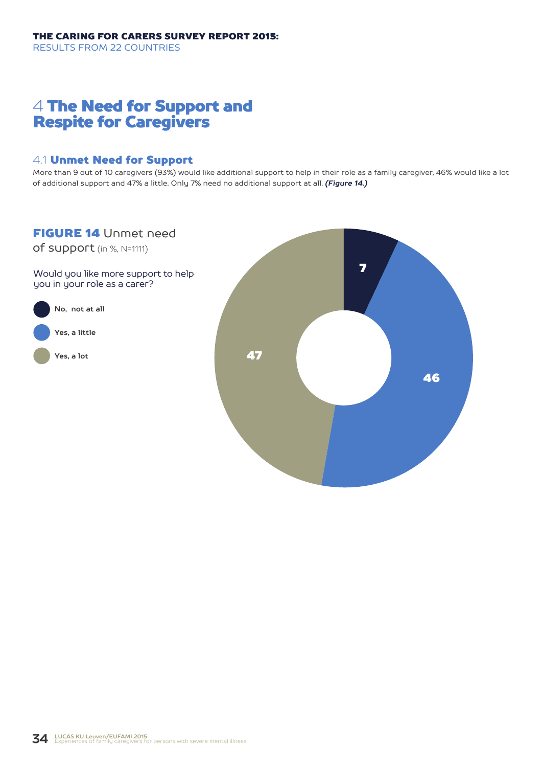# 4 The Need for Support and Respite for Caregivers

## 4.1 Unmet Need for Support

More than 9 out of 10 caregivers (93%) would like additional support to help in their role as a family caregiver, 46% would like a lot of additional support and 47% a little. Only 7% need no additional support at all. ***(Figure 14.)***

**FIGURE 14** Unmet need of support (in %, N=1111)

Would you like more support to help you in your role as a carer?

- **No, not at all** – 7
- **Yes, a little** – 46
- **Yes, a lot** – 47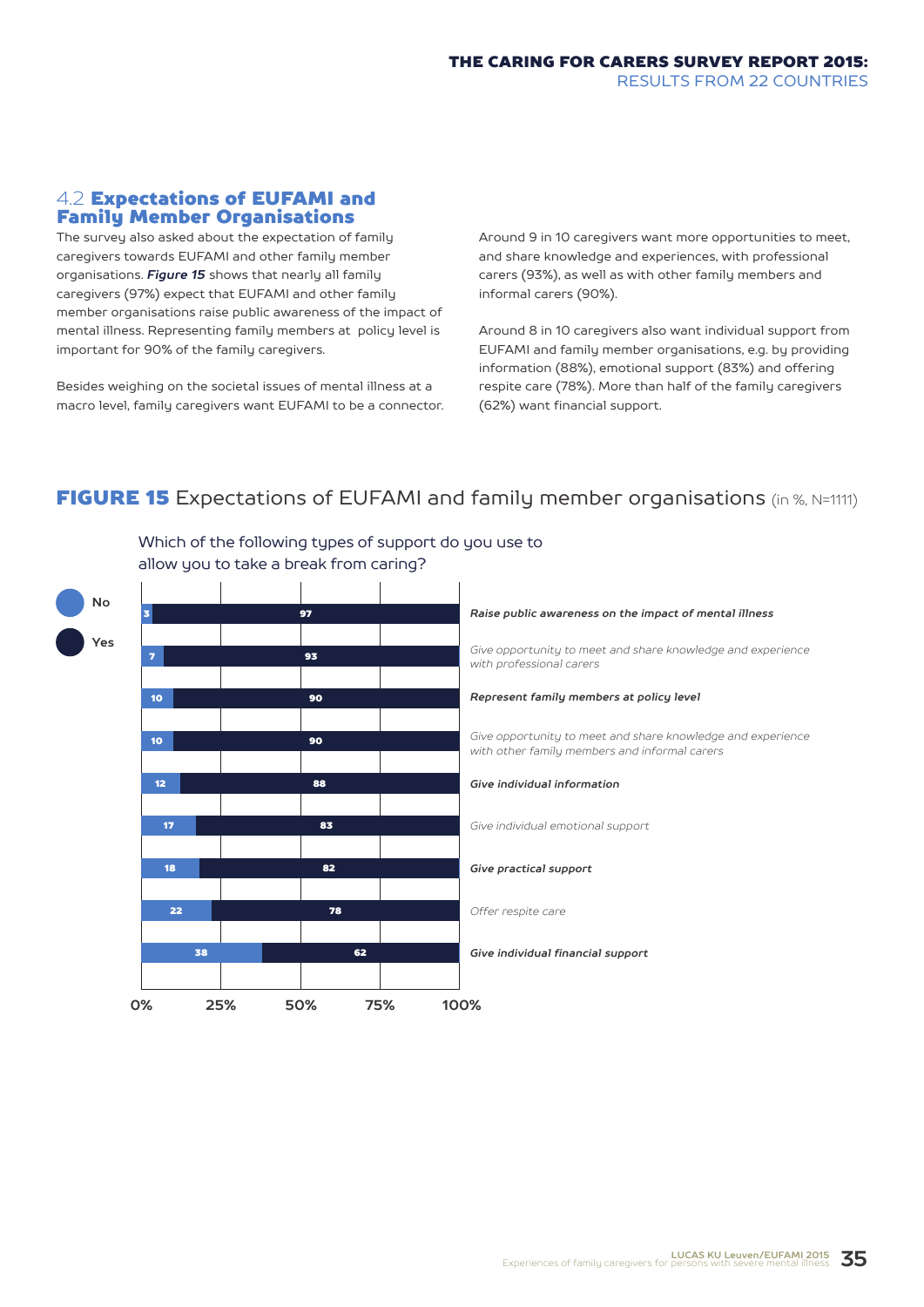## 4.2 Expectations of EUFAMI and Family Member Organisations

The survey also asked about the expectation of family caregivers towards EUFAMI and other family member organisations. ***Figure 15*** shows that nearly all family caregivers (97%) expect that EUFAMI and other family member organisations raise public awareness of the impact of mental illness. Representing family members at policy level is important for 90% of the family caregivers.

Besides weighing on the societal issues of mental illness at a macro level, family caregivers want EUFAMI to be a connector.

Around 9 in 10 caregivers want more opportunities to meet, and share knowledge and experiences, with professional carers (93%), as well as with other family members and informal carers (90%).

Around 8 in 10 caregivers also want individual support from EUFAMI and family member organisations, e.g. by providing information (88%), emotional support (83%) and offering respite care (78%). More than half of the family caregivers (62%) want financial support.

**FIGURE 15** Expectations of EUFAMI and family member organisations (in %, N=1111)

Which of the following types of support do you use to allow you to take a break from caring?

| | No | Yes |
|---|---|---|
| ***Raise public awareness on the impact of mental illness*** | 3 | 97 |
| *Give opportunity to meet and share knowledge and experience with professional carers* | 7 | 93 |
| ***Represent family members at policy level*** | 10 | 90 |
| *Give opportunity to meet and share knowledge and experience with other family members and informal carers* | 10 | 90 |
| ***Give individual information*** | 12 | 88 |
| *Give individual emotional support* | 17 | 83 |
| ***Give practical support*** | 18 | 82 |
| *Offer respite care* | 22 | 78 |
| ***Give individual financial support*** | 38 | 62 |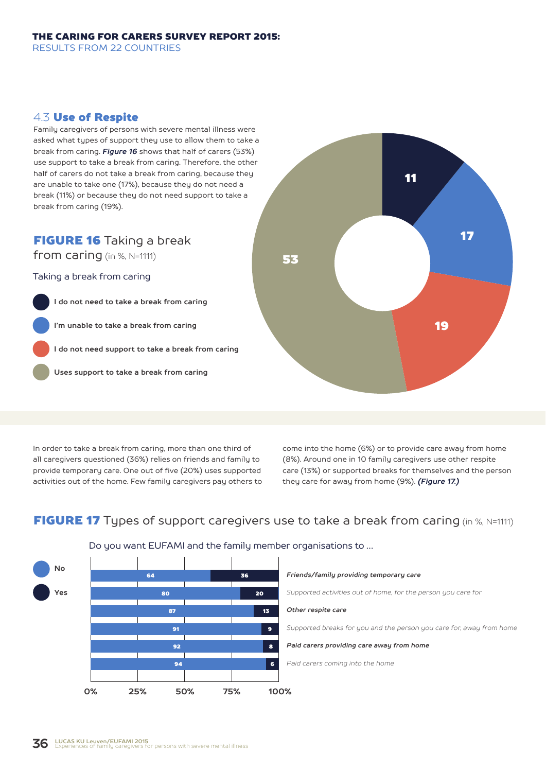## 4.3 Use of Respite

Family caregivers of persons with severe mental illness were asked what types of support they use to allow them to take a break from caring. ***Figure 16*** shows that half of carers (53%) use support to take a break from caring. Therefore, the other half of carers do not take a break from caring, because they are unable to take one (17%), because they do not need a break (11%) or because they do not need support to take a break from caring (19%).

### FIGURE 16 Taking a break from caring (in %, N=1111)

Taking a break from caring

| Taking a break from caring | % |
|---|---|
| I do not need to take a break from caring | 11 |
| I'm unable to take a break from caring | 17 |
| I do not need support to take a break from caring | 19 |
| Uses support to take a break from caring | 53 |

In order to take a break from caring, more than one third of all caregivers questioned (36%) relies on friends and family to provide temporary care. One out of five (20%) uses supported activities out of the home. Few family caregivers pay others to come into the home (6%) or to provide care away from home (8%). Around one in 10 family caregivers use other respite care (13%) or supported breaks for themselves and the person they care for away from home (9%). ***(Figure 17.)***

### FIGURE 17 Types of support caregivers use to take a break from caring (in %, N=1111)

Do you want EUFAMI and the family member organisations to ...

| | No | Yes |
|---|---|---|
| *Friends/family providing temporary care* | 64 | 36 |
| *Supported activities out of home, for the person you care for* | 80 | 20 |
| *Other respite care* | 87 | 13 |
| *Supported breaks for you and the person you care for, away from home* | 91 | 9 |
| *Paid carers providing care away from home* | 92 | 8 |
| *Paid carers coming into the home* | 94 | 6 |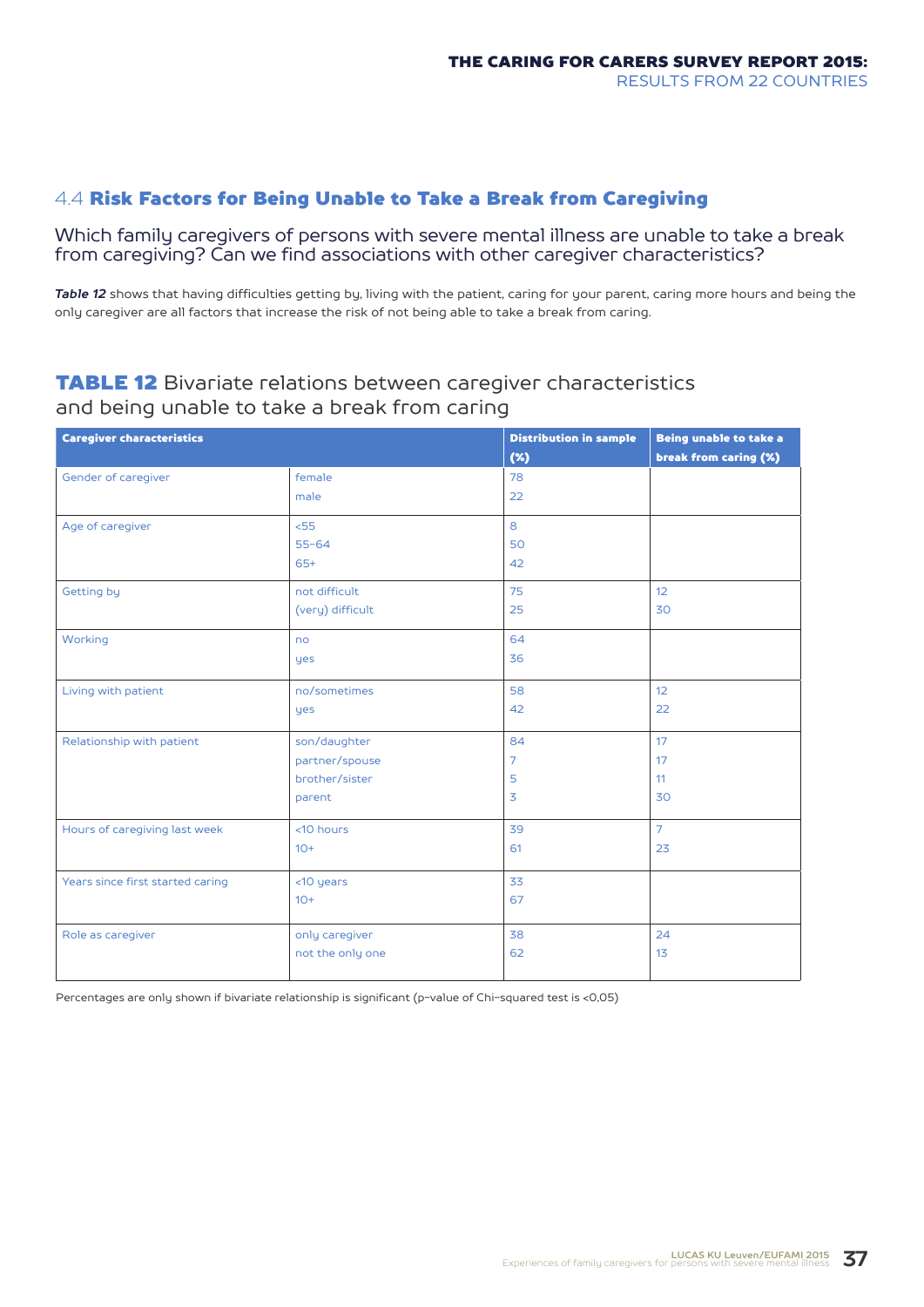## 4.4 **Risk Factors for Being Unable to Take a Break from Caregiving**

Which family caregivers of persons with severe mental illness are unable to take a break from caregiving? Can we find associations with other caregiver characteristics?

***Table 12*** shows that having difficulties getting by, living with the patient, caring for your parent, caring more hours and being the only caregiver are all factors that increase the risk of not being able to take a break from caring.

### **TABLE 12** Bivariate relations between caregiver characteristics and being unable to take a break from caring

| Caregiver characteristics | | Distribution in sample (%) | Being unable to take a break from caring (%) |
|---|---|---|---|
| Gender of caregiver | female | 78 | |
| | male | 22 | |
| Age of caregiver | <55 | 8 | |
| | 55-64 | 50 | |
| | 65+ | 42 | |
| Getting by | not difficult | 75 | 12 |
| | (very) difficult | 25 | 30 |
| Working | no | 64 | |
| | yes | 36 | |
| Living with patient | no/sometimes | 58 | 12 |
| | yes | 42 | 22 |
| Relationship with patient | son/daughter | 84 | 17 |
| | partner/spouse | 7 | 17 |
| | brother/sister | 5 | 11 |
| | parent | 3 | 30 |
| Hours of caregiving last week | <10 hours | 39 | 7 |
| | 10+ | 61 | 23 |
| Years since first started caring | <10 years | 33 | |
| | 10+ | 67 | |
| Role as caregiver | only caregiver | 38 | 24 |
| | not the only one | 62 | 13 |

Percentages are only shown if bivariate relationship is significant (p-value of Chi-squared test is <0,05)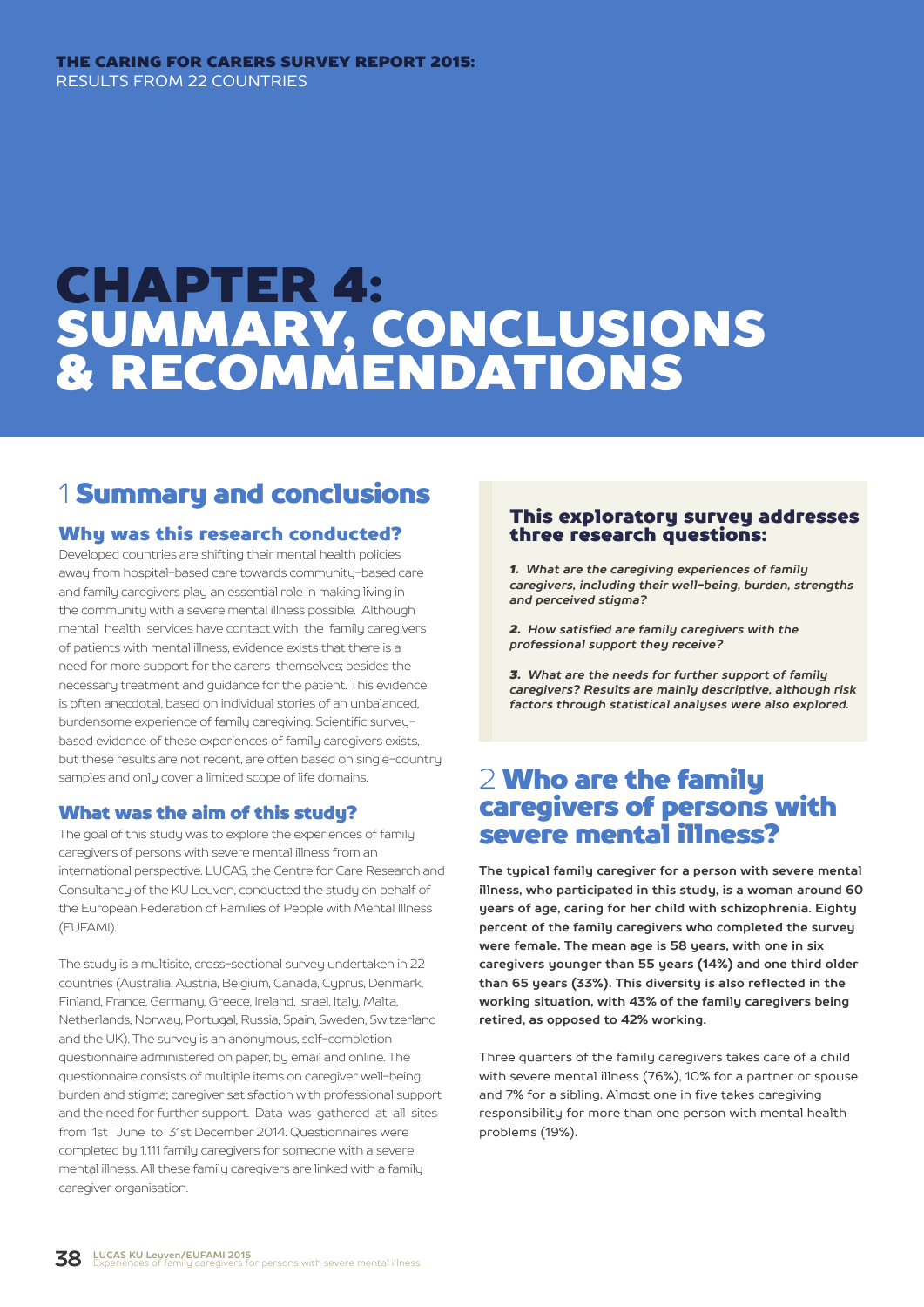# CHAPTER 4: SUMMARY, CONCLUSIONS & RECOMMENDATIONS

## 1 Summary and conclusions

### Why was this research conducted?

Developed countries are shifting their mental health policies away from hospital-based care towards community-based care and family caregivers play an essential role in making living in the community with a severe mental illness possible. Although mental health services have contact with the family caregivers of patients with mental illness, evidence exists that there is a need for more support for the carers themselves; besides the necessary treatment and guidance for the patient. This evidence is often anecdotal, based on individual stories of an unbalanced, burdensome experience of family caregiving. Scientific survey-based evidence of these experiences of family caregivers exists, but these results are not recent, are often based on single-country samples and only cover a limited scope of life domains.

### What was the aim of this study?

The goal of this study was to explore the experiences of family caregivers of persons with severe mental illness from an international perspective. LUCAS, the Centre for Care Research and Consultancy of the KU Leuven, conducted the study on behalf of the European Federation of Families of People with Mental Illness (EUFAMI).

The study is a multisite, cross-sectional survey undertaken in 22 countries (Australia, Austria, Belgium, Canada, Cyprus, Denmark, Finland, France, Germany, Greece, Ireland, Israel, Italy, Malta, Netherlands, Norway, Portugal, Russia, Spain, Sweden, Switzerland and the UK). The survey is an anonymous, self-completion questionnaire administered on paper, by email and online. The questionnaire consists of multiple items on caregiver well-being, burden and stigma; caregiver satisfaction with professional support and the need for further support. Data was gathered at all sites from 1st June to 31st December 2014. Questionnaires were completed by 1,111 family caregivers for someone with a severe mental illness. All these family caregivers are linked with a family caregiver organisation.

### This exploratory survey addresses three research questions:

***1.** What are the caregiving experiences of family caregivers, including their well-being, burden, strengths and perceived stigma?*

***2.** How satisfied are family caregivers with the professional support they receive?*

***3.** What are the needs for further support of family caregivers? Results are mainly descriptive, although risk factors through statistical analyses were also explored.*

## 2 Who are the family caregivers of persons with severe mental illness?

**The typical family caregiver for a person with severe mental illness, who participated in this study, is a woman around 60 years of age, caring for her child with schizophrenia. Eighty percent of the family caregivers who completed the survey were female. The mean age is 58 years, with one in six caregivers younger than 55 years (14%) and one third older than 65 years (33%). This diversity is also reflected in the working situation, with 43% of the family caregivers being retired, as opposed to 42% working.**

Three quarters of the family caregivers takes care of a child with severe mental illness (76%), 10% for a partner or spouse and 7% for a sibling. Almost one in five takes caregiving responsibility for more than one person with mental health problems (19%).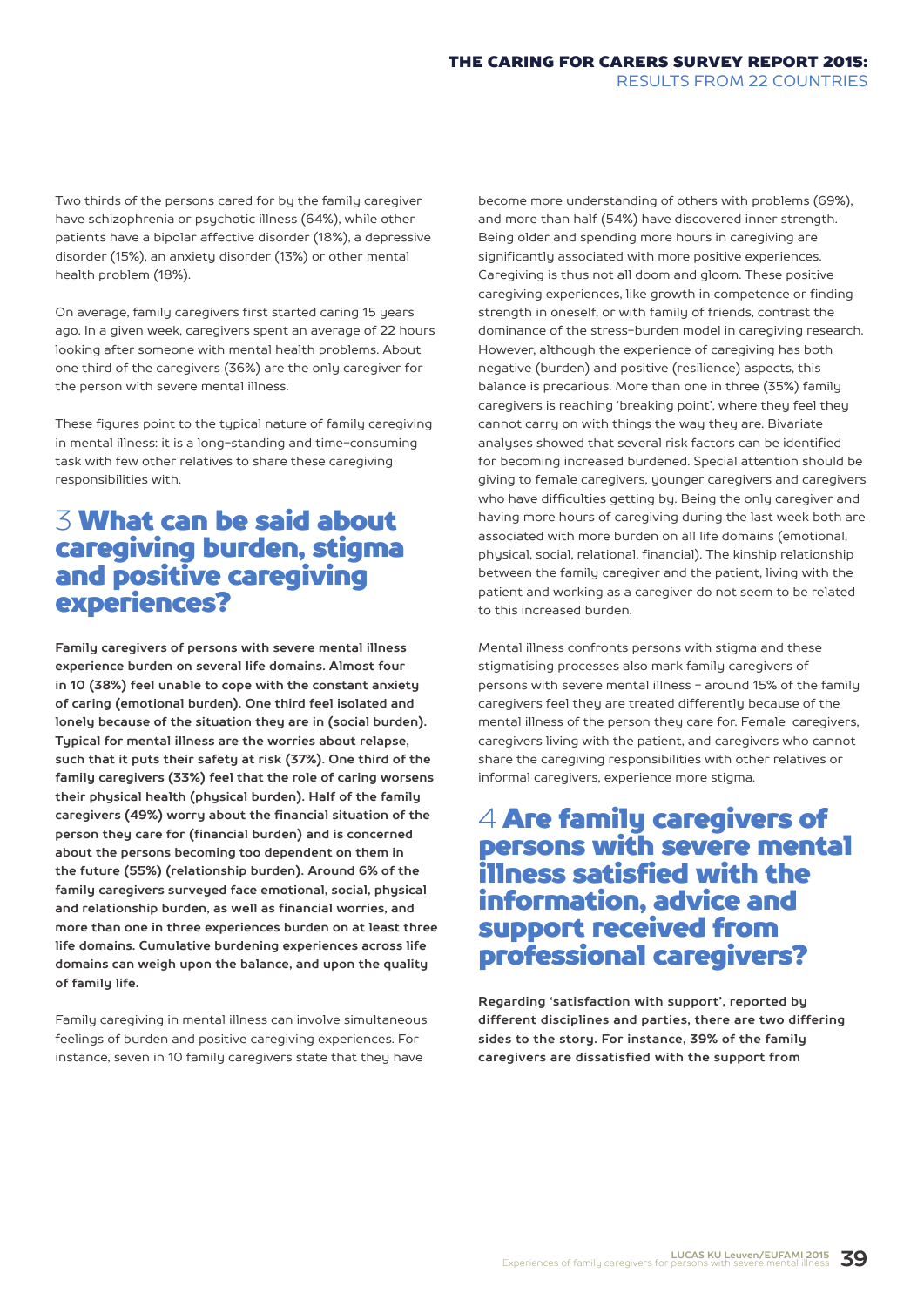Two thirds of the persons cared for by the family caregiver have schizophrenia or psychotic illness (64%), while other patients have a bipolar affective disorder (18%), a depressive disorder (15%), an anxiety disorder (13%) or other mental health problem (18%).

On average, family caregivers first started caring 15 years ago. In a given week, caregivers spent an average of 22 hours looking after someone with mental health problems. About one third of the caregivers (36%) are the only caregiver for the person with severe mental illness.

These figures point to the typical nature of family caregiving in mental illness: it is a long-standing and time-consuming task with few other relatives to share these caregiving responsibilities with.

## 3 What can be said about caregiving burden, stigma and positive caregiving experiences?

**Family caregivers of persons with severe mental illness experience burden on several life domains. Almost four in 10 (38%) feel unable to cope with the constant anxiety of caring (emotional burden). One third feel isolated and lonely because of the situation they are in (social burden). Typical for mental illness are the worries about relapse, such that it puts their safety at risk (37%). One third of the family caregivers (33%) feel that the role of caring worsens their physical health (physical burden). Half of the family caregivers (49%) worry about the financial situation of the person they care for (financial burden) and is concerned about the persons becoming too dependent on them in the future (55%) (relationship burden). Around 6% of the family caregivers surveyed face emotional, social, physical and relationship burden, as well as financial worries, and more than one in three experiences burden on at least three life domains. Cumulative burdening experiences across life domains can weigh upon the balance, and upon the quality of family life.**

Family caregiving in mental illness can involve simultaneous feelings of burden and positive caregiving experiences. For instance, seven in 10 family caregivers state that they have become more understanding of others with problems (69%), and more than half (54%) have discovered inner strength. Being older and spending more hours in caregiving are significantly associated with more positive experiences. Caregiving is thus not all doom and gloom. These positive caregiving experiences, like growth in competence or finding strength in oneself, or with family of friends, contrast the dominance of the stress-burden model in caregiving research. However, although the experience of caregiving has both negative (burden) and positive (resilience) aspects, this balance is precarious. More than one in three (35%) family caregivers is reaching 'breaking point', where they feel they cannot carry on with things the way they are. Bivariate analyses showed that several risk factors can be identified for becoming increased burdened. Special attention should be giving to female caregivers, younger caregivers and caregivers who have difficulties getting by. Being the only caregiver and having more hours of caregiving during the last week both are associated with more burden on all life domains (emotional, physical, social, relational, financial). The kinship relationship between the family caregiver and the patient, living with the patient and working as a caregiver do not seem to be related to this increased burden.

Mental illness confronts persons with stigma and these stigmatising processes also mark family caregivers of persons with severe mental illness – around 15% of the family caregivers feel they are treated differently because of the mental illness of the person they care for. Female caregivers, caregivers living with the patient, and caregivers who cannot share the caregiving responsibilities with other relatives or informal caregivers, experience more stigma.

## 4 Are family caregivers of persons with severe mental illness satisfied with the information, advice and support received from professional caregivers?

**Regarding 'satisfaction with support', reported by different disciplines and parties, there are two differing sides to the story. For instance, 39% of the family caregivers are dissatisfied with the support from**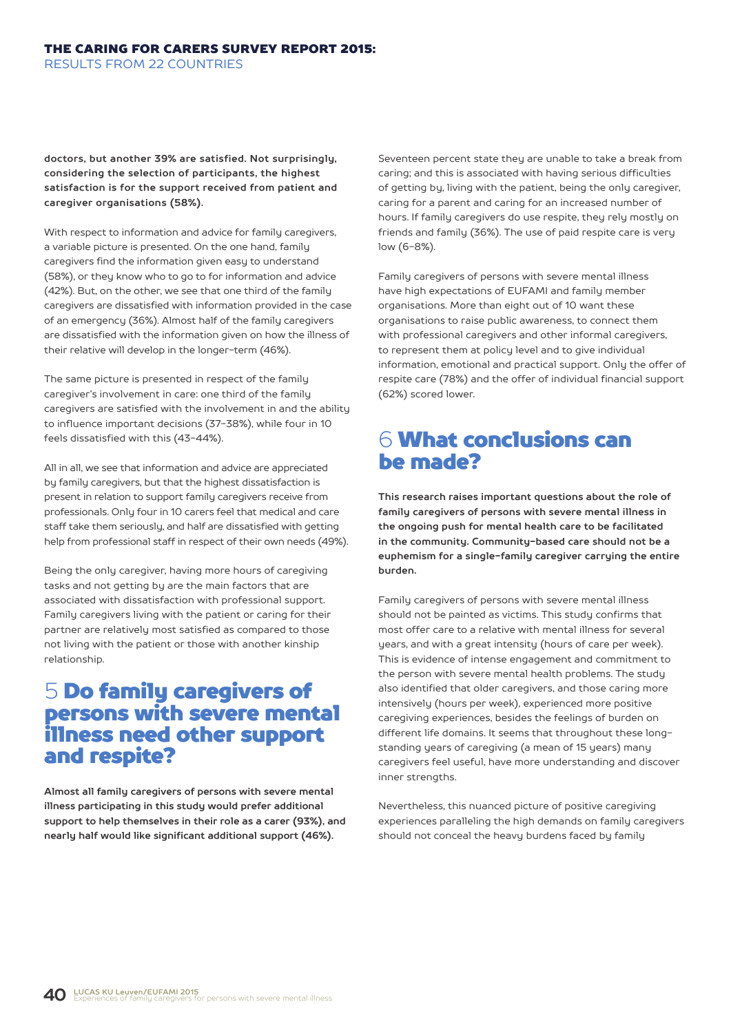**doctors, but another 39% are satisfied. Not surprisingly, considering the selection of participants, the highest satisfaction is for the support received from patient and caregiver organisations (58%).**

With respect to information and advice for family caregivers, a variable picture is presented. On the one hand, family caregivers find the information given easy to understand (58%), or they know who to go to for information and advice (42%). But, on the other, we see that one third of the family caregivers are dissatisfied with information provided in the case of an emergency (36%). Almost half of the family caregivers are dissatisfied with the information given on how the illness of their relative will develop in the longer-term (46%).

The same picture is presented in respect of the family caregiver's involvement in care: one third of the family caregivers are satisfied with the involvement in and the ability to influence important decisions (37-38%), while four in 10 feels dissatisfied with this (43-44%).

All in all, we see that information and advice are appreciated by family caregivers, but that the highest dissatisfaction is present in relation to support family caregivers receive from professionals. Only four in 10 carers feel that medical and care staff take them seriously, and half are dissatisfied with getting help from professional staff in respect of their own needs (49%).

Being the only caregiver, having more hours of caregiving tasks and not getting by are the main factors that are associated with dissatisfaction with professional support. Family caregivers living with the patient or caring for their partner are relatively most satisfied as compared to those not living with the patient or those with another kinship relationship.

## 5 Do family caregivers of persons with severe mental illness need other support and respite?

**Almost all family caregivers of persons with severe mental illness participating in this study would prefer additional support to help themselves in their role as a carer (93%), and nearly half would like significant additional support (46%).**

Seventeen percent state they are unable to take a break from caring; and this is associated with having serious difficulties of getting by, living with the patient, being the only caregiver, caring for a parent and caring for an increased number of hours. If family caregivers do use respite, they rely mostly on friends and family (36%). The use of paid respite care is very low (6-8%).

Family caregivers of persons with severe mental illness have high expectations of EUFAMI and family member organisations. More than eight out of 10 want these organisations to raise public awareness, to connect them with professional caregivers and other informal caregivers, to represent them at policy level and to give individual information, emotional and practical support. Only the offer of respite care (78%) and the offer of individual financial support (62%) scored lower.

## 6 What conclusions can be made?

**This research raises important questions about the role of family caregivers of persons with severe mental illness in the ongoing push for mental health care to be facilitated in the community. Community-based care should not be a euphemism for a single-family caregiver carrying the entire burden.**

Family caregivers of persons with severe mental illness should not be painted as victims. This study confirms that most offer care to a relative with mental illness for several years, and with a great intensity (hours of care per week). This is evidence of intense engagement and commitment to the person with severe mental health problems. The study also identified that older caregivers, and those caring more intensively (hours per week), experienced more positive caregiving experiences, besides the feelings of burden on different life domains. It seems that throughout these long-standing years of caregiving (a mean of 15 years) many caregivers feel useful, have more understanding and discover inner strengths.

Nevertheless, this nuanced picture of positive caregiving experiences paralleling the high demands on family caregivers should not conceal the heavy burdens faced by family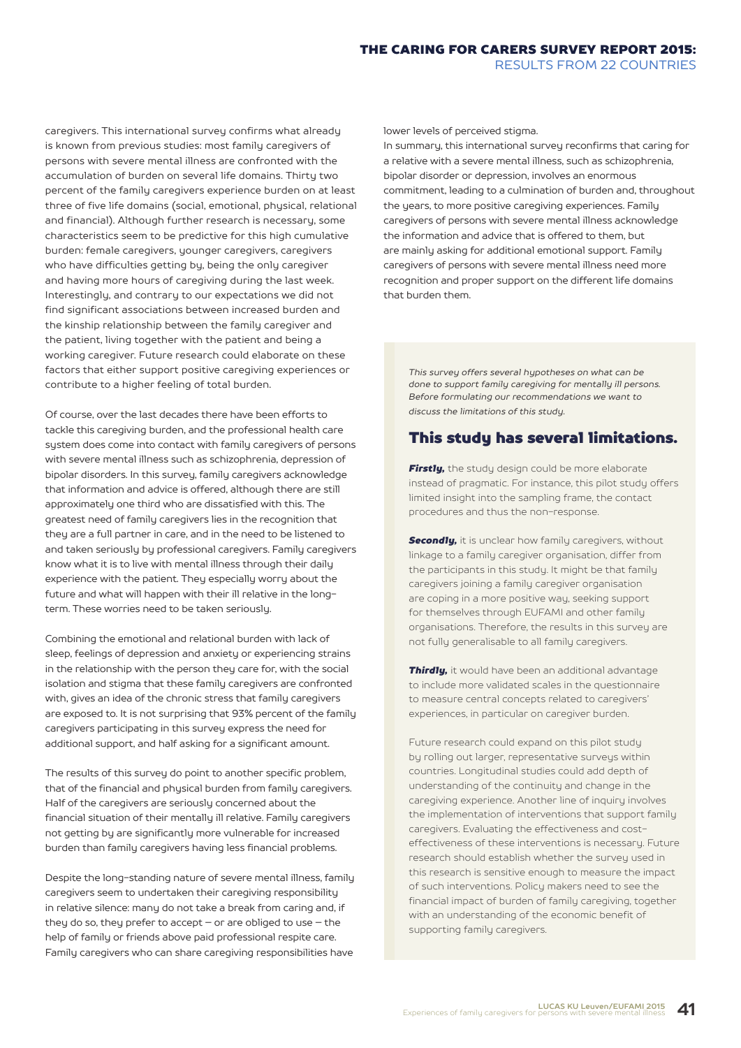caregivers. This international survey confirms what already is known from previous studies: most family caregivers of persons with severe mental illness are confronted with the accumulation of burden on several life domains. Thirty two percent of the family caregivers experience burden on at least three of five life domains (social, emotional, physical, relational and financial). Although further research is necessary, some characteristics seem to be predictive for this high cumulative burden: female caregivers, younger caregivers, caregivers who have difficulties getting by, being the only caregiver and having more hours of caregiving during the last week. Interestingly, and contrary to our expectations we did not find significant associations between increased burden and the kinship relationship between the family caregiver and the patient, living together with the patient and being a working caregiver. Future research could elaborate on these factors that either support positive caregiving experiences or contribute to a higher feeling of total burden.

Of course, over the last decades there have been efforts to tackle this caregiving burden, and the professional health care system does come into contact with family caregivers of persons with severe mental illness such as schizophrenia, depression of bipolar disorders. In this survey, family caregivers acknowledge that information and advice is offered, although there are still approximately one third who are dissatisfied with this. The greatest need of family caregivers lies in the recognition that they are a full partner in care, and in the need to be listened to and taken seriously by professional caregivers. Family caregivers know what it is to live with mental illness through their daily experience with the patient. They especially worry about the future and what will happen with their ill relative in the long-term. These worries need to be taken seriously.

Combining the emotional and relational burden with lack of sleep, feelings of depression and anxiety or experiencing strains in the relationship with the person they care for, with the social isolation and stigma that these family caregivers are confronted with, gives an idea of the chronic stress that family caregivers are exposed to. It is not surprising that 93% percent of the family caregivers participating in this survey express the need for additional support, and half asking for a significant amount.

The results of this survey do point to another specific problem, that of the financial and physical burden from family caregivers. Half of the caregivers are seriously concerned about the financial situation of their mentally ill relative. Family caregivers not getting by are significantly more vulnerable for increased burden than family caregivers having less financial problems.

Despite the long-standing nature of severe mental illness, family caregivers seem to undertaken their caregiving responsibility in relative silence: many do not take a break from caring and, if they do so, they prefer to accept – or are obliged to use – the help of family or friends above paid professional respite care. Family caregivers who can share caregiving responsibilities have lower levels of perceived stigma.

In summary, this international survey reconfirms that caring for a relative with a severe mental illness, such as schizophrenia, bipolar disorder or depression, involves an enormous commitment, leading to a culmination of burden and, throughout the years, to more positive caregiving experiences. Family caregivers of persons with severe mental illness acknowledge the information and advice that is offered to them, but are mainly asking for additional emotional support. Family caregivers of persons with severe mental illness need more recognition and proper support on the different life domains that burden them.

*This survey offers several hypotheses on what can be done to support family caregiving for mentally ill persons. Before formulating our recommendations we want to discuss the limitations of this study.*

## This study has several limitations.

***Firstly,*** the study design could be more elaborate instead of pragmatic. For instance, this pilot study offers limited insight into the sampling frame, the contact procedures and thus the non-response.

***Secondly,*** it is unclear how family caregivers, without linkage to a family caregiver organisation, differ from the participants in this study. It might be that family caregivers joining a family caregiver organisation are coping in a more positive way, seeking support for themselves through EUFAMI and other family organisations. Therefore, the results in this survey are not fully generalisable to all family caregivers.

***Thirdly,*** it would have been an additional advantage to include more validated scales in the questionnaire to measure central concepts related to caregivers' experiences, in particular on caregiver burden.

Future research could expand on this pilot study by rolling out larger, representative surveys within countries. Longitudinal studies could add depth of understanding of the continuity and change in the caregiving experience. Another line of inquiry involves the implementation of interventions that support family caregivers. Evaluating the effectiveness and cost-effectiveness of these interventions is necessary. Future research should establish whether the survey used in this research is sensitive enough to measure the impact of such interventions. Policy makers need to see the financial impact of burden of family caregiving, together with an understanding of the economic benefit of supporting family caregivers.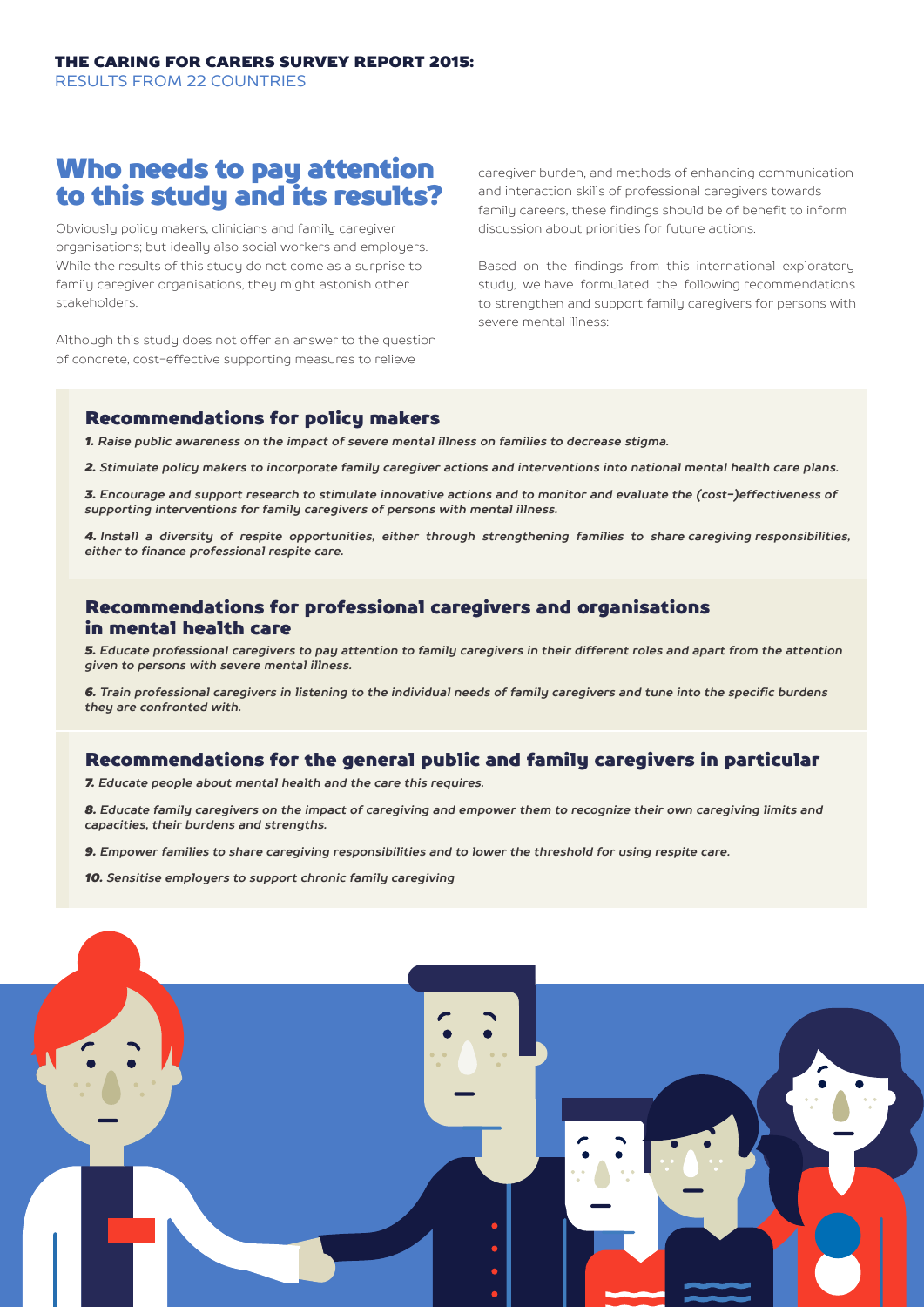## Who needs to pay attention to this study and its results?

Obviously policy makers, clinicians and family caregiver organisations; but ideally also social workers and employers. While the results of this study do not come as a surprise to family caregiver organisations, they might astonish other stakeholders.

Although this study does not offer an answer to the question of concrete, cost-effective supporting measures to relieve caregiver burden, and methods of enhancing communication and interaction skills of professional caregivers towards family careers, these findings should be of benefit to inform discussion about priorities for future actions.

Based on the findings from this international exploratory study, we have formulated the following recommendations to strengthen and support family caregivers for persons with severe mental illness:

### Recommendations for policy makers

***1.** Raise public awareness on the impact of severe mental illness on families to decrease stigma.*

***2.** Stimulate policy makers to incorporate family caregiver actions and interventions into national mental health care plans.*

***3.** Encourage and support research to stimulate innovative actions and to monitor and evaluate the (cost-)effectiveness of supporting interventions for family caregivers of persons with mental illness.*

***4.** Install a diversity of respite opportunities, either through strengthening families to share caregiving responsibilities, either to finance professional respite care.*

### Recommendations for professional caregivers and organisations in mental health care

***5.** Educate professional caregivers to pay attention to family caregivers in their different roles and apart from the attention given to persons with severe mental illness.*

***6.** Train professional caregivers in listening to the individual needs of family caregivers and tune into the specific burdens they are confronted with.*

### Recommendations for the general public and family caregivers in particular

***7.** Educate people about mental health and the care this requires.*

***8.** Educate family caregivers on the impact of caregiving and empower them to recognize their own caregiving limits and capacities, their burdens and strengths.*

***9.** Empower families to share caregiving responsibilities and to lower the threshold for using respite care.*

***10.** Sensitise employers to support chronic family caregiving*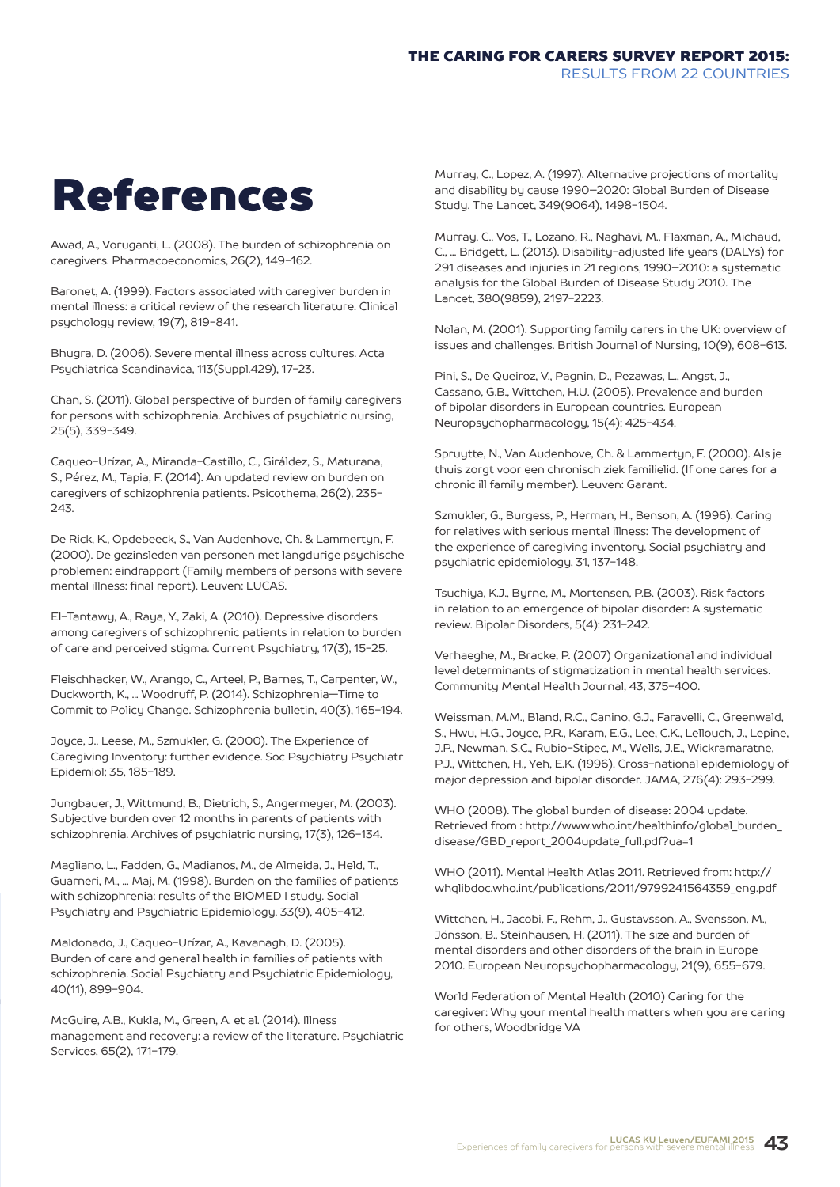# References

Awad, A., Voruganti, L. (2008). The burden of schizophrenia on caregivers. Pharmacoeconomics, 26(2), 149–162.

Baronet, A. (1999). Factors associated with caregiver burden in mental illness: a critical review of the research literature. Clinical psychology review, 19(7), 819–841.

Bhugra, D. (2006). Severe mental illness across cultures. Acta Psychiatrica Scandinavica, 113(Suppl.429), 17–23.

Chan, S. (2011). Global perspective of burden of family caregivers for persons with schizophrenia. Archives of psychiatric nursing, 25(5), 339–349.

Caqueo-Urízar, A., Miranda-Castillo, C., Giráldez, S., Maturana, S., Pérez, M., Tapia, F. (2014). An updated review on burden on caregivers of schizophrenia patients. Psicothema, 26(2), 235–243.

De Rick, K., Opdebeeck, S., Van Audenhove, Ch. & Lammertyn, F. (2000). De gezinsleden van personen met langdurige psychische problemen: eindrapport (Family members of persons with severe mental illness: final report). Leuven: LUCAS.

El-Tantawy, A., Raya, Y., Zaki, A. (2010). Depressive disorders among caregivers of schizophrenic patients in relation to burden of care and perceived stigma. Current Psychiatry, 17(3), 15–25.

Fleischhacker, W., Arango, C., Arteel, P., Barnes, T., Carpenter, W., Duckworth, K., … Woodruff, P. (2014). Schizophrenia—Time to Commit to Policy Change. Schizophrenia bulletin, 40(3), 165–194.

Joyce, J., Leese, M., Szmukler, G. (2000). The Experience of Caregiving Inventory: further evidence. Soc Psychiatry Psychiatr Epidemiol; 35, 185–189.

Jungbauer, J., Wittmund, B., Dietrich, S., Angermeyer, M. (2003). Subjective burden over 12 months in parents of patients with schizophrenia. Archives of psychiatric nursing, 17(3), 126–134.

Magliano, L., Fadden, G., Madianos, M., de Almeida, J., Held, T., Guarneri, M., … Maj, M. (1998). Burden on the families of patients with schizophrenia: results of the BIOMED I study. Social Psychiatry and Psychiatric Epidemiology, 33(9), 405–412.

Maldonado, J., Caqueo-Urízar, A., Kavanagh, D. (2005). Burden of care and general health in families of patients with schizophrenia. Social Psychiatry and Psychiatric Epidemiology, 40(11), 899–904.

McGuire, A.B., Kukla, M., Green, A. et al. (2014). Illness management and recovery: a review of the literature. Psychiatric Services, 65(2), 171–179.

Murray, C., Lopez, A. (1997). Alternative projections of mortality and disability by cause 1990–2020: Global Burden of Disease Study. The Lancet, 349(9064), 1498–1504.

Murray, C., Vos, T., Lozano, R., Naghavi, M., Flaxman, A., Michaud, C., … Bridgett, L. (2013). Disability-adjusted life years (DALYs) for 291 diseases and injuries in 21 regions, 1990–2010: a systematic analysis for the Global Burden of Disease Study 2010. The Lancet, 380(9859), 2197–2223.

Nolan, M. (2001). Supporting family carers in the UK: overview of issues and challenges. British Journal of Nursing, 10(9), 608–613.

Pini, S., De Queiroz, V., Pagnin, D., Pezawas, L., Angst, J., Cassano, G.B., Wittchen, H.U. (2005). Prevalence and burden of bipolar disorders in European countries. European Neuropsychopharmacology, 15(4): 425–434.

Spruytte, N., Van Audenhove, Ch. & Lammertyn, F. (2000). Als je thuis zorgt voor een chronisch ziek familielid. (If one cares for a chronic ill family member). Leuven: Garant.

Szmukler, G., Burgess, P., Herman, H., Benson, A. (1996). Caring for relatives with serious mental illness: The development of the experience of caregiving inventory. Social psychiatry and psychiatric epidemiology, 31, 137–148.

Tsuchiya, K.J., Byrne, M., Mortensen, P.B. (2003). Risk factors in relation to an emergence of bipolar disorder: A systematic review. Bipolar Disorders, 5(4): 231–242.

Verhaeghe, M., Bracke, P. (2007) Organizational and individual level determinants of stigmatization in mental health services. Community Mental Health Journal, 43, 375–400.

Weissman, M.M., Bland, R.C., Canino, G.J., Faravelli, C., Greenwald, S., Hwu, H.G., Joyce, P.R., Karam, E.G., Lee, C.K., Lellouch, J., Lepine, J.P., Newman, S.C., Rubio-Stipec, M., Wells, J.E., Wickramaratne, P.J., Wittchen, H., Yeh, E.K. (1996). Cross-national epidemiology of major depression and bipolar disorder. JAMA, 276(4): 293–299.

WHO (2008). The global burden of disease: 2004 update. Retrieved from : http://www.who.int/healthinfo/global_burden_disease/GBD_report_2004update_full.pdf?ua=1

WHO (2011). Mental Health Atlas 2011. Retrieved from: http://whqlibdoc.who.int/publications/2011/9799241564359_eng.pdf

Wittchen, H., Jacobi, F., Rehm, J., Gustavsson, A., Svensson, M., Jönsson, B., Steinhausen, H. (2011). The size and burden of mental disorders and other disorders of the brain in Europe 2010. European Neuropsychopharmacology, 21(9), 655–679.

World Federation of Mental Health (2010) Caring for the caregiver: Why your mental health matters when you are caring for others, Woodbridge VA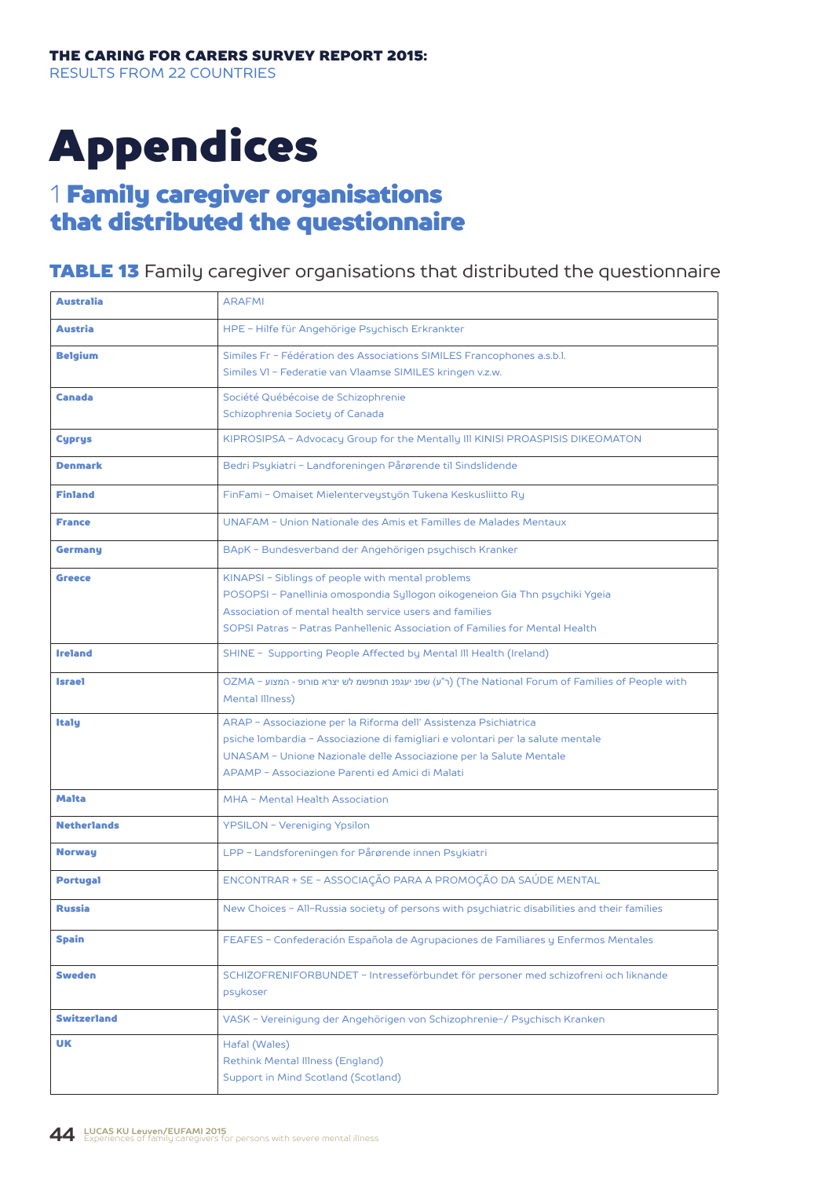# Appendices

## 1 Family caregiver organisations that distributed the questionnaire

**TABLE 13** Family caregiver organisations that distributed the questionnaire

| | |
|---|---|
| **Australia** | ARAFMI |
| **Austria** | HPE – Hilfe für Angehörige Psychisch Erkrankter |
| **Belgium** | Similes Fr – Fédération des Associations SIMILES Francophones a.s.b.l.<br>Similes Vl – Federatie van Vlaamse SIMILES kringen v.z.w. |
| **Canada** | Société Québécoise de Schizophrenie<br>Schizophrenia Society of Canada |
| **Cyprus** | KIPROSIPSA – Advocacy Group for the Mentally Ill KINISI PROASPISIS DIKEOMATON |
| **Denmark** | Bedri Psykiatri – Landsforeningen Pårørende til Sindslidende |
| **Finland** | FinFami – Omaiset Mielenterveystyön Tukena Keskusliitto Ry |
| **France** | UNAFAM – Union Nationale des Amis et Familles de Malades Mentaux |
| **Germany** | BApK – Bundesverband der Angehörigen psychisch Kranker |
| **Greece** | KINAPSI – Siblings of people with mental problems<br>POSOPSI – Panellinia omospondia Syllogon oikogeneion Gia Thn psychiki Ygeia<br>Association of mental health service users and families<br>SOPSI Patras – Patras Panhellenic Association of Families for Mental Health |
| **Ireland** | SHINE – Supporting People Affected by Mental Ill Health (Ireland) |
| **Israel** | OZMA – המצוע - פורום ארצי של משפחות נפגעי נפש (ע"ר) (The National Forum of Families of People with Mental Illness) |
| **Italy** | ARAP – Associazione per la Riforma dell' Assistenza Psichiatrica<br>psiche lombardia – Associazione di famigliari e volontari per la salute mentale<br>UNASAM – Unione Nazionale delle Associazione per la Salute Mentale<br>APAMP – Associazione Parenti ed Amici di Malati |
| **Malta** | MHA – Mental Health Association |
| **Netherlands** | YPSILON – Vereniging Ypsilon |
| **Norway** | LPP – Landsforeningen for Pårørende innen Psykiatri |
| **Portugal** | ENCONTRAR + SE – ASSOCIAÇÃO PARA A PROMOÇÃO DA SAÚDE MENTAL |
| **Russia** | New Choices – All-Russia society of persons with psychiatric disabilities and their families |
| **Spain** | FEAFES – Confederación Española de Agrupaciones de Familiares y Enfermos Mentales |
| **Sweden** | SCHIZOFRENIFORBUNDET – Intresseförbundet för personer med schizofreni och liknande psykoser |
| **Switzerland** | VASK – Vereinigung der Angehörigen von Schizophrenie-/ Psychisch Kranken |
| **UK** | Hafal (Wales)<br>Rethink Mental Illness (England)<br>Support in Mind Scotland (Scotland) |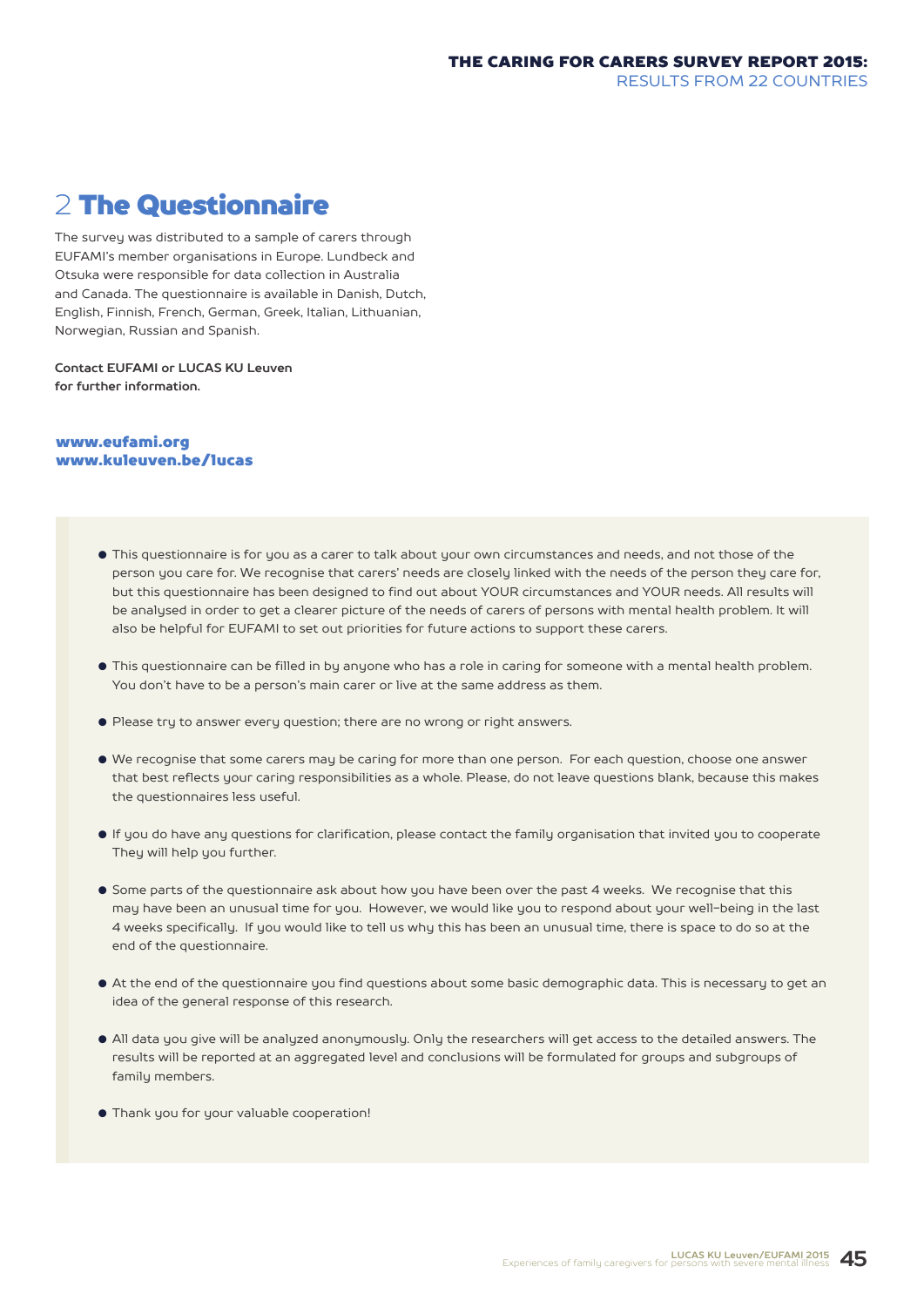# 2 The Questionnaire

The survey was distributed to a sample of carers through EUFAMI's member organisations in Europe. Lundbeck and Otsuka were responsible for data collection in Australia and Canada. The questionnaire is available in Danish, Dutch, English, Finnish, French, German, Greek, Italian, Lithuanian, Norwegian, Russian and Spanish.

**Contact EUFAMI or LUCAS KU Leuven for further information.**

**www.eufami.org**
**www.kuleuven.be/lucas**

- This questionnaire is for you as a carer to talk about your own circumstances and needs, and not those of the person you care for. We recognise that carers' needs are closely linked with the needs of the person they care for, but this questionnaire has been designed to find out about YOUR circumstances and YOUR needs. All results will be analysed in order to get a clearer picture of the needs of carers of persons with mental health problem. It will also be helpful for EUFAMI to set out priorities for future actions to support these carers.

- This questionnaire can be filled in by anyone who has a role in caring for someone with a mental health problem. You don't have to be a person's main carer or live at the same address as them.

- Please try to answer every question; there are no wrong or right answers.

- We recognise that some carers may be caring for more than one person. For each question, choose one answer that best reflects your caring responsibilities as a whole. Please, do not leave questions blank, because this makes the questionnaires less useful.

- If you do have any questions for clarification, please contact the family organisation that invited you to cooperate They will help you further.

- Some parts of the questionnaire ask about how you have been over the past 4 weeks. We recognise that this may have been an unusual time for you. However, we would like you to respond about your well-being in the last 4 weeks specifically. If you would like to tell us why this has been an unusual time, there is space to do so at the end of the questionnaire.

- At the end of the questionnaire you find questions about some basic demographic data. This is necessary to get an idea of the general response of this research.

- All data you give will be analyzed anonymously. Only the researchers will get access to the detailed answers. The results will be reported at an aggregated level and conclusions will be formulated for groups and subgroups of family members.

- Thank you for your valuable cooperation!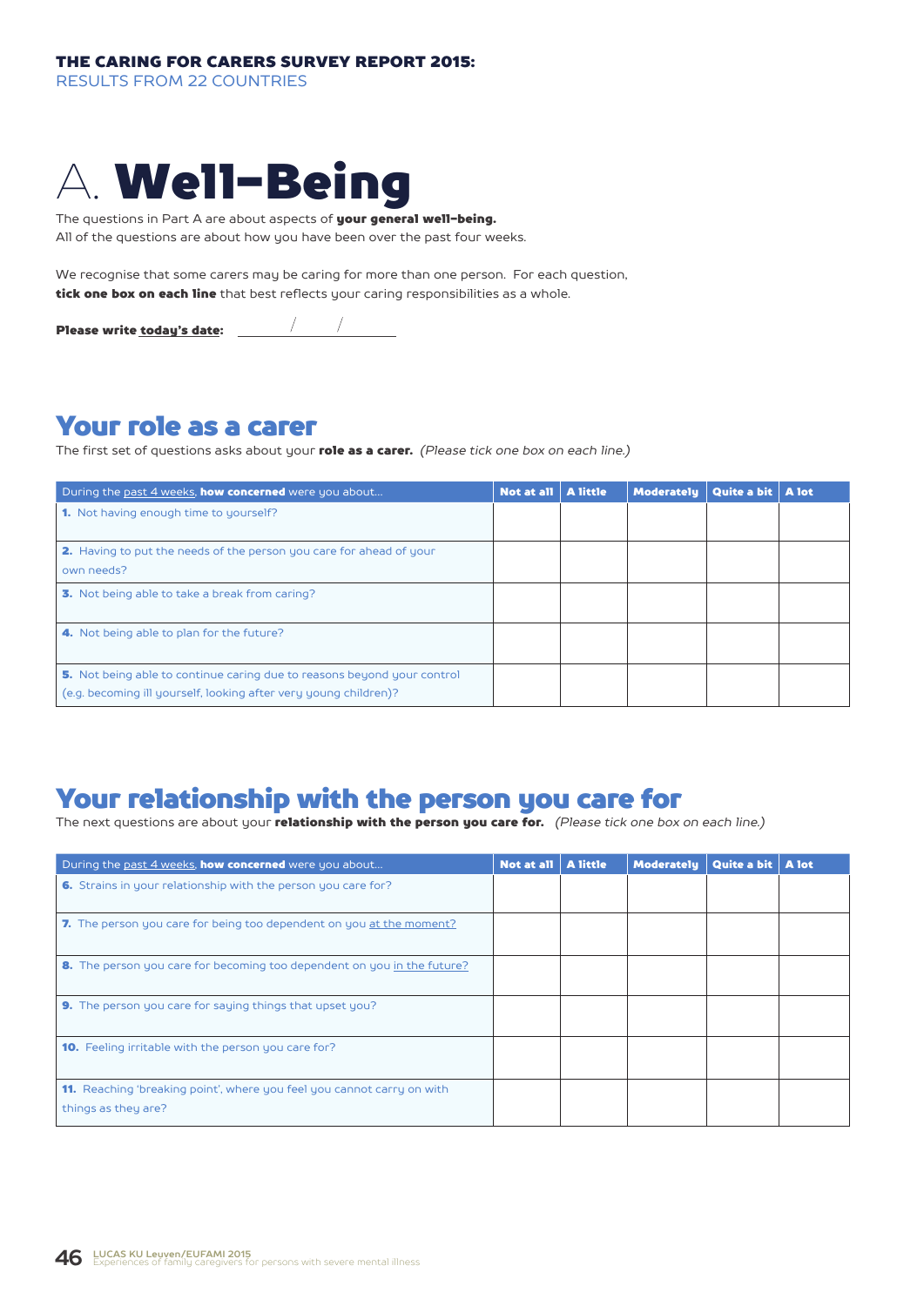# A. Well-Being

The questions in Part A are about aspects of **your general well-being.**
All of the questions are about how you have been over the past four weeks.

We recognise that some carers may be caring for more than one person. For each question, **tick one box on each line** that best reflects your caring responsibilities as a whole.

**Please write today's date:** ______ / ______ / ______

## Your role as a carer

The first set of questions asks about your **role as a carer.** *(Please tick one box on each line.)*

| During the past 4 weeks, **how concerned** were you about... | Not at all | A little | Moderately | Quite a bit | A lot |
|---|---|---|---|---|---|
| **1.** Not having enough time to yourself? | | | | | |
| **2.** Having to put the needs of the person you care for ahead of your own needs? | | | | | |
| **3.** Not being able to take a break from caring? | | | | | |
| **4.** Not being able to plan for the future? | | | | | |
| **5.** Not being able to continue caring due to reasons beyond your control (e.g. becoming ill yourself, looking after very young children)? | | | | | |

## Your relationship with the person you care for

The next questions are about your **relationship with the person you care for.** *(Please tick one box on each line.)*

| During the past 4 weeks, **how concerned** were you about... | Not at all | A little | Moderately | Quite a bit | A lot |
|---|---|---|---|---|---|
| **6.** Strains in your relationship with the person you care for? | | | | | |
| **7.** The person you care for being too dependent on you at the moment? | | | | | |
| **8.** The person you care for becoming too dependent on you in the future? | | | | | |
| **9.** The person you care for saying things that upset you? | | | | | |
| **10.** Feeling irritable with the person you care for? | | | | | |
| **11.** Reaching 'breaking point', where you feel you cannot carry on with things as they are? | | | | | |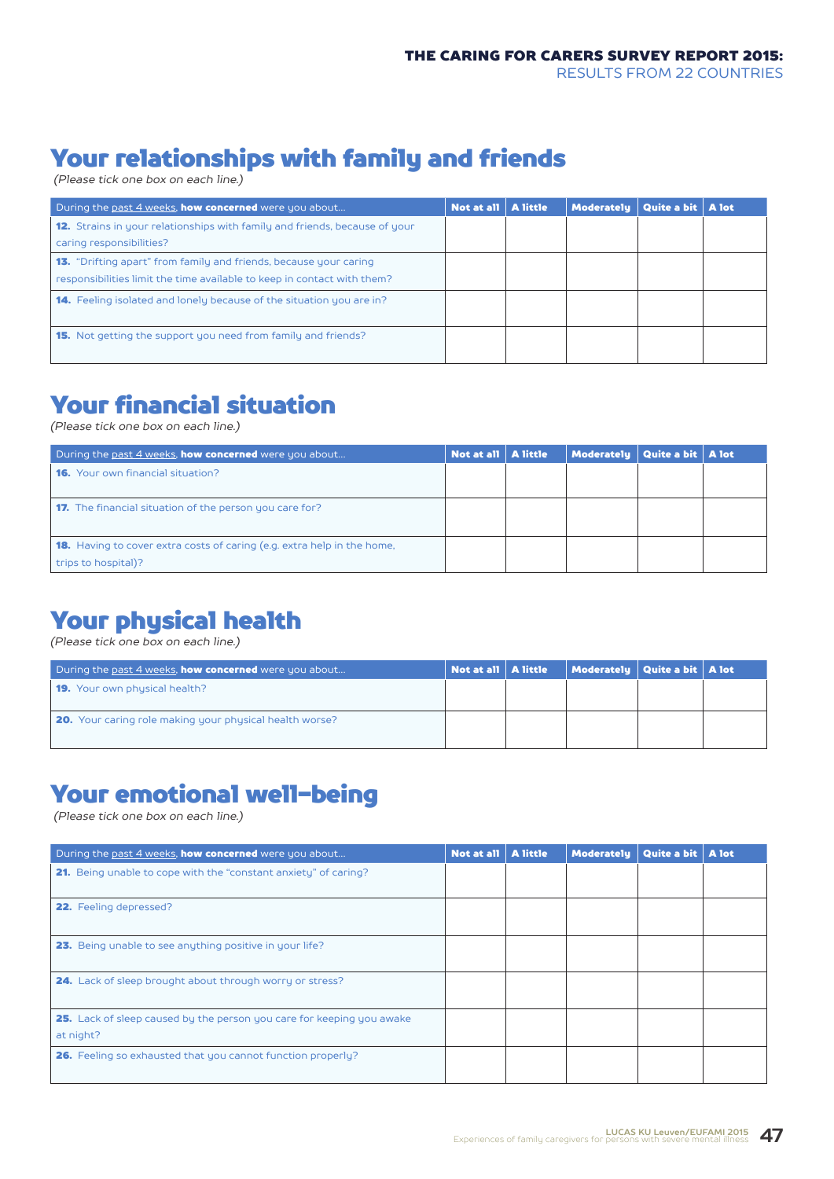## Your relationships with family and friends

*(Please tick one box on each line.)*

| During the past 4 weeks, **how concerned** were you about... | Not at all | A little | Moderately | Quite a bit | A lot |
|---|---|---|---|---|---|
| **12.** Strains in your relationships with family and friends, because of your caring responsibilities? | | | | | |
| **13.** "Drifting apart" from family and friends, because your caring responsibilities limit the time available to keep in contact with them? | | | | | |
| **14.** Feeling isolated and lonely because of the situation you are in? | | | | | |
| **15.** Not getting the support you need from family and friends? | | | | | |

## Your financial situation

*(Please tick one box on each line.)*

| During the past 4 weeks, **how concerned** were you about... | Not at all | A little | Moderately | Quite a bit | A lot |
|---|---|---|---|---|---|
| **16.** Your own financial situation? | | | | | |
| **17.** The financial situation of the person you care for? | | | | | |
| **18.** Having to cover extra costs of caring (e.g. extra help in the home, trips to hospital)? | | | | | |

## Your physical health

*(Please tick one box on each line.)*

| During the past 4 weeks, **how concerned** were you about... | Not at all | A little | Moderately | Quite a bit | A lot |
|---|---|---|---|---|---|
| **19.** Your own physical health? | | | | | |
| **20.** Your caring role making your physical health worse? | | | | | |

## Your emotional well-being

*(Please tick one box on each line.)*

| During the past 4 weeks, **how concerned** were you about... | Not at all | A little | Moderately | Quite a bit | A lot |
|---|---|---|---|---|---|
| **21.** Being unable to cope with the "constant anxiety" of caring? | | | | | |
| **22.** Feeling depressed? | | | | | |
| **23.** Being unable to see anything positive in your life? | | | | | |
| **24.** Lack of sleep brought about through worry or stress? | | | | | |
| **25.** Lack of sleep caused by the person you care for keeping you awake at night? | | | | | |
| **26.** Feeling so exhausted that you cannot function properly? | | | | | |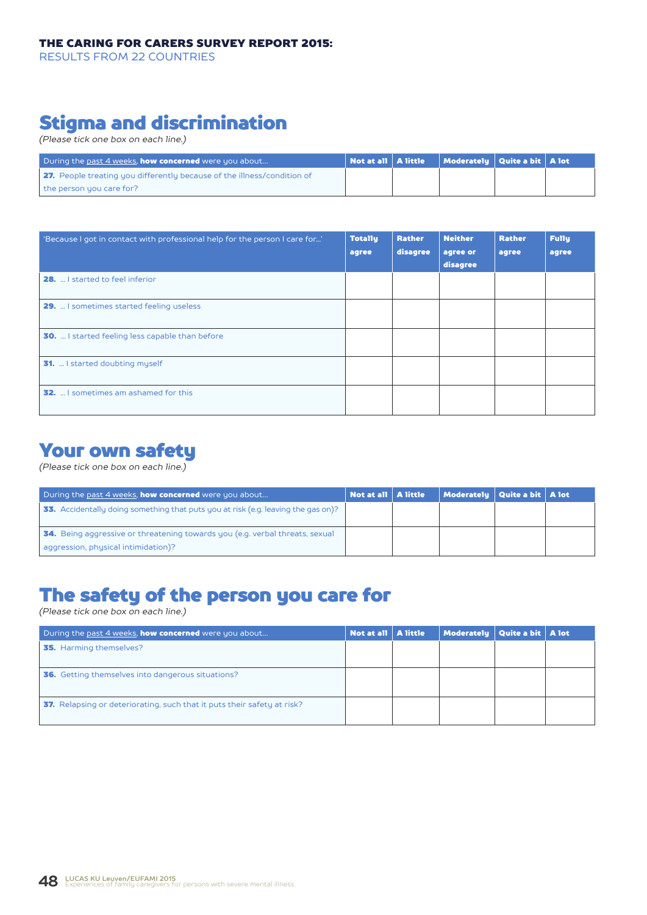## Stigma and discrimination

*(Please tick one box on each line.)*

| During the past 4 weeks, **how concerned** were you about… | Not at all | A little | Moderately | Quite a bit | A lot |
|---|---|---|---|---|---|
| **27.** People treating you differently because of the illness/condition of the person you care for? | | | | | |

| 'Because I got in contact with professional help for the person I care for…' | Totally agree | Rather disagree | Neither agree or disagree | Rather agree | Fully agree |
|---|---|---|---|---|---|
| **28.** … I started to feel inferior | | | | | |
| **29.** … I sometimes started feeling useless | | | | | |
| **30.** … I started feeling less capable than before | | | | | |
| **31.** … I started doubting myself | | | | | |
| **32.** … I sometimes am ashamed for this | | | | | |

## Your own safety

*(Please tick one box on each line.)*

| During the past 4 weeks, **how concerned** were you about… | Not at all | A little | Moderately | Quite a bit | A lot |
|---|---|---|---|---|---|
| **33.** Accidentally doing something that puts you at risk (e.g. leaving the gas on)? | | | | | |
| **34.** Being aggressive or threatening towards you (e.g. verbal threats, sexual aggression, physical intimidation)? | | | | | |

## The safety of the person you care for

*(Please tick one box on each line.)*

| During the past 4 weeks, **how concerned** were you about… | Not at all | A little | Moderately | Quite a bit | A lot |
|---|---|---|---|---|---|
| **35.** Harming themselves? | | | | | |
| **36.** Getting themselves into dangerous situations? | | | | | |
| **37.** Relapsing or deteriorating, such that it puts their safety at risk? | | | | | |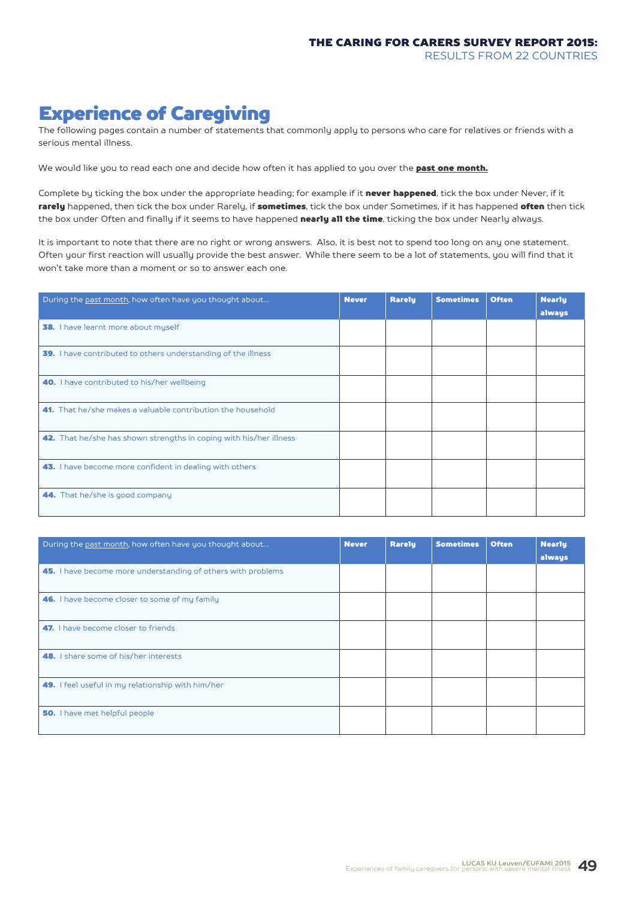# Experience of Caregiving

The following pages contain a number of statements that commonly apply to persons who care for relatives or friends with a serious mental illness.

We would like you to read each one and decide how often it has applied to you over the **past one month.**

Complete by ticking the box under the appropriate heading; for example if it **never happened**, tick the box under Never, if it **rarely** happened, then tick the box under Rarely, if **sometimes**, tick the box under Sometimes, if it has happened **often** then tick the box under Often and finally if it seems to have happened **nearly all the time**, ticking the box under Nearly always.

It is important to note that there are no right or wrong answers. Also, it is best not to spend too long on any one statement. Often your first reaction will usually provide the best answer. While there seem to be a lot of statements, you will find that it won't take more than a moment or so to answer each one.

| During the past month, how often have you thought about... | Never | Rarely | Sometimes | Often | Nearly always |
|---|---|---|---|---|---|
| **38.** I have learnt more about myself | | | | | |
| **39.** I have contributed to others understanding of the illness | | | | | |
| **40.** I have contributed to his/her wellbeing | | | | | |
| **41.** That he/she makes a valuable contribution the household | | | | | |
| **42.** That he/she has shown strengths in coping with his/her illness | | | | | |
| **43.** I have become more confident in dealing with others | | | | | |
| **44.** That he/she is good company | | | | | |

| During the past month, how often have you thought about... | Never | Rarely | Sometimes | Often | Nearly always |
|---|---|---|---|---|---|
| **45.** I have become more understanding of others with problems | | | | | |
| **46.** I have become closer to some of my family | | | | | |
| **47.** I have become closer to friends | | | | | |
| **48.** I share some of his/her interests | | | | | |
| **49.** I feel useful in my relationship with him/her | | | | | |
| **50.** I have met helpful people | | | | | |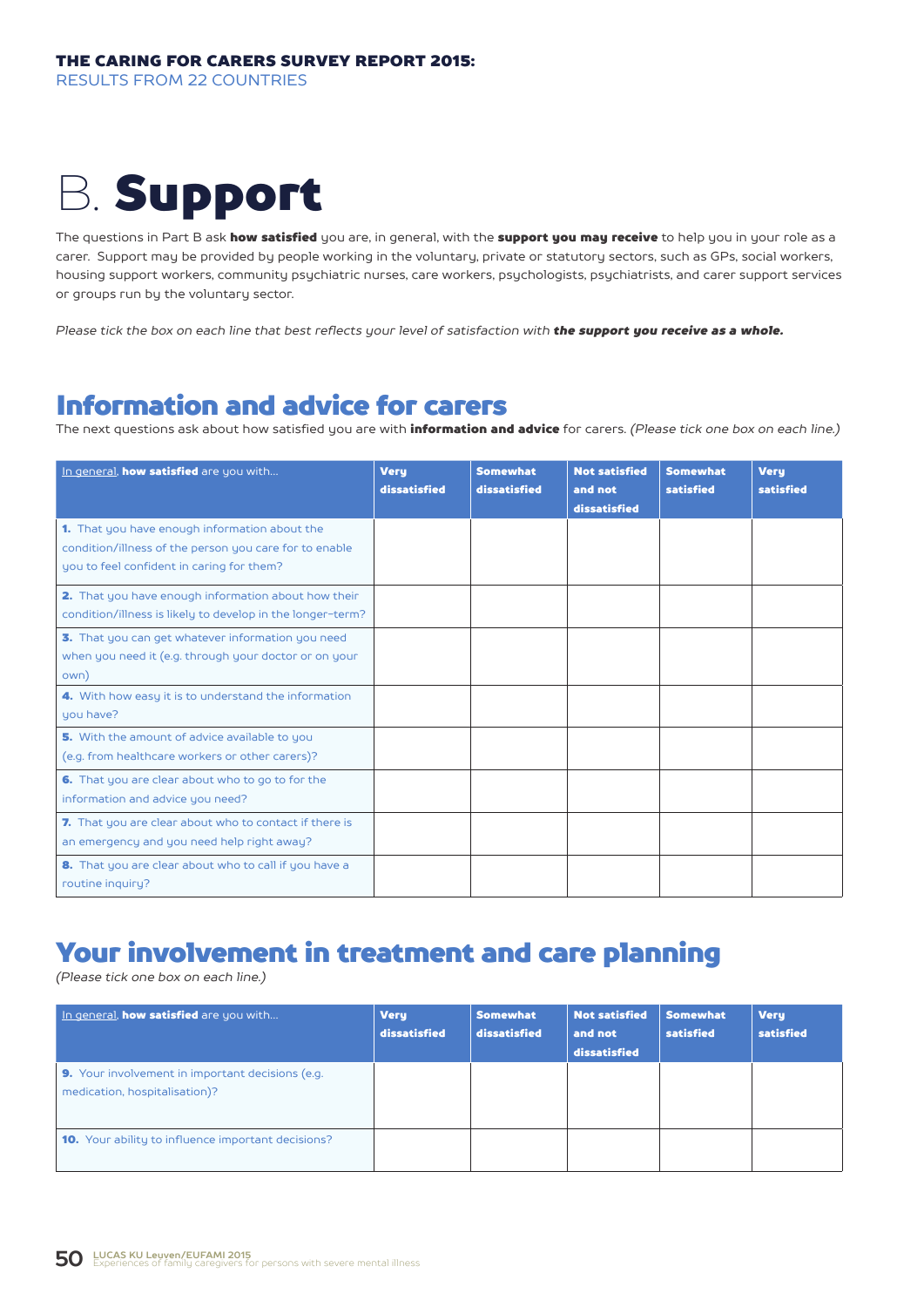# B. Support

The questions in Part B ask **how satisfied** you are, in general, with the **support you may receive** to help you in your role as a carer. Support may be provided by people working in the voluntary, private or statutory sectors, such as GPs, social workers, housing support workers, community psychiatric nurses, care workers, psychologists, psychiatrists, and carer support services or groups run by the voluntary sector.

*Please tick the box on each line that best reflects your level of satisfaction with **the support you receive as a whole.***

## Information and advice for carers

The next questions ask about how satisfied you are with **information and advice** for carers. *(Please tick one box on each line.)*

| In general, **how satisfied** are you with… | Very dissatisfied | Somewhat dissatisfied | Not satisfied and not dissatisfied | Somewhat satisfied | Very satisfied |
|---|---|---|---|---|---|
| **1.** That you have enough information about the condition/illness of the person you care for to enable you to feel confident in caring for them? | | | | | |
| **2.** That you have enough information about how their condition/illness is likely to develop in the longer-term? | | | | | |
| **3.** That you can get whatever information you need when you need it (e.g. through your doctor or on your own) | | | | | |
| **4.** With how easy it is to understand the information you have? | | | | | |
| **5.** With the amount of advice available to you (e.g. from healthcare workers or other carers)? | | | | | |
| **6.** That you are clear about who to go to for the information and advice you need? | | | | | |
| **7.** That you are clear about who to contact if there is an emergency and you need help right away? | | | | | |
| **8.** That you are clear about who to call if you have a routine inquiry? | | | | | |

## Your involvement in treatment and care planning

*(Please tick one box on each line.)*

| In general, **how satisfied** are you with… | Very dissatisfied | Somewhat dissatisfied | Not satisfied and not dissatisfied | Somewhat satisfied | Very satisfied |
|---|---|---|---|---|---|
| **9.** Your involvement in important decisions (e.g. medication, hospitalisation)? | | | | | |
| **10.** Your ability to influence important decisions? | | | | | |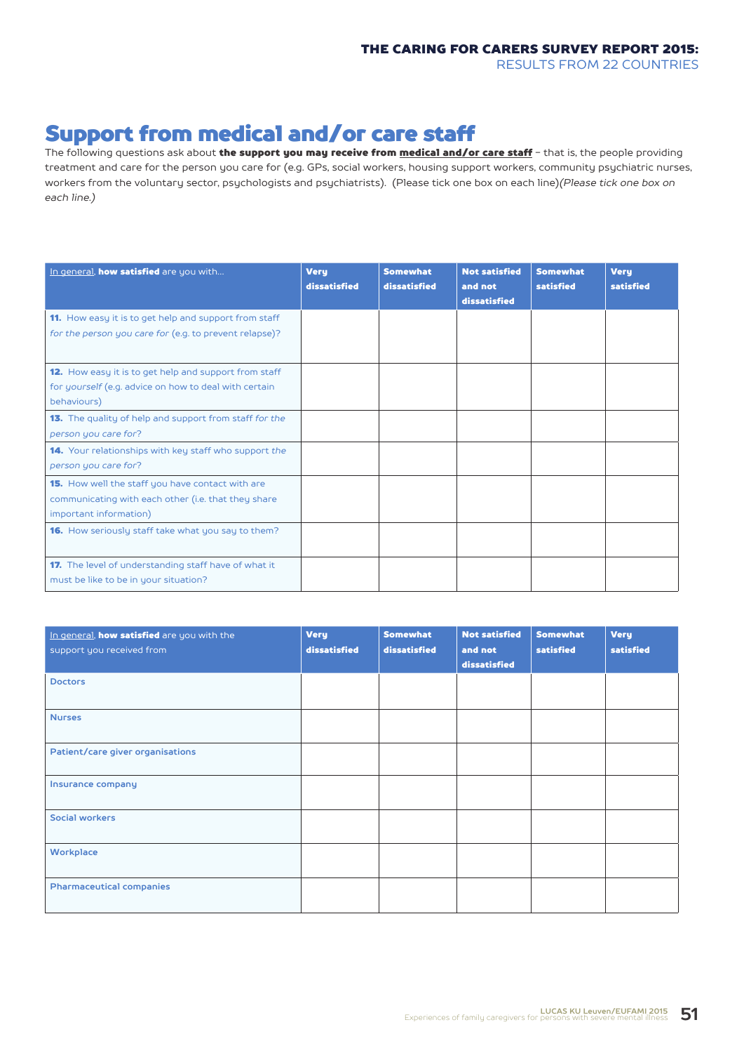## Support from medical and/or care staff

The following questions ask about **the support you may receive from <u>medical and/or care staff</u>** – that is, the people providing treatment and care for the person you care for (e.g. GPs, social workers, housing support workers, community psychiatric nurses, workers from the voluntary sector, psychologists and psychiatrists). (Please tick one box on each line)*(Please tick one box on each line.)*

| <u>In general</u>, **how satisfied** are you with... | **Very dissatisfied** | **Somewhat dissatisfied** | **Not satisfied and not dissatisfied** | **Somewhat satisfied** | **Very satisfied** |
|---|---|---|---|---|---|
| **11.** How easy it is to get help and support from staff *for the person you care for* (e.g. to prevent relapse)? | | | | | |
| **12.** How easy it is to get help and support from staff for *yourself* (e.g. advice on how to deal with certain behaviours) | | | | | |
| **13.** The quality of help and support from staff *for the person you care for*? | | | | | |
| **14.** Your relationships with key staff who support *the person you care for*? | | | | | |
| **15.** How well the staff you have contact with are communicating with each other (i.e. that they share important information) | | | | | |
| **16.** How seriously staff take what you say to them? | | | | | |
| **17.** The level of understanding staff have of what it must be like to be in your situation? | | | | | |

| <u>In general</u>, **how satisfied** are you with the support you received from | **Very dissatisfied** | **Somewhat dissatisfied** | **Not satisfied and not dissatisfied** | **Somewhat satisfied** | **Very satisfied** |
|---|---|---|---|---|---|
| **Doctors** | | | | | |
| **Nurses** | | | | | |
| **Patient/care giver organisations** | | | | | |
| **Insurance company** | | | | | |
| **Social workers** | | | | | |
| **Workplace** | | | | | |
| **Pharmaceutical companies** | | | | | |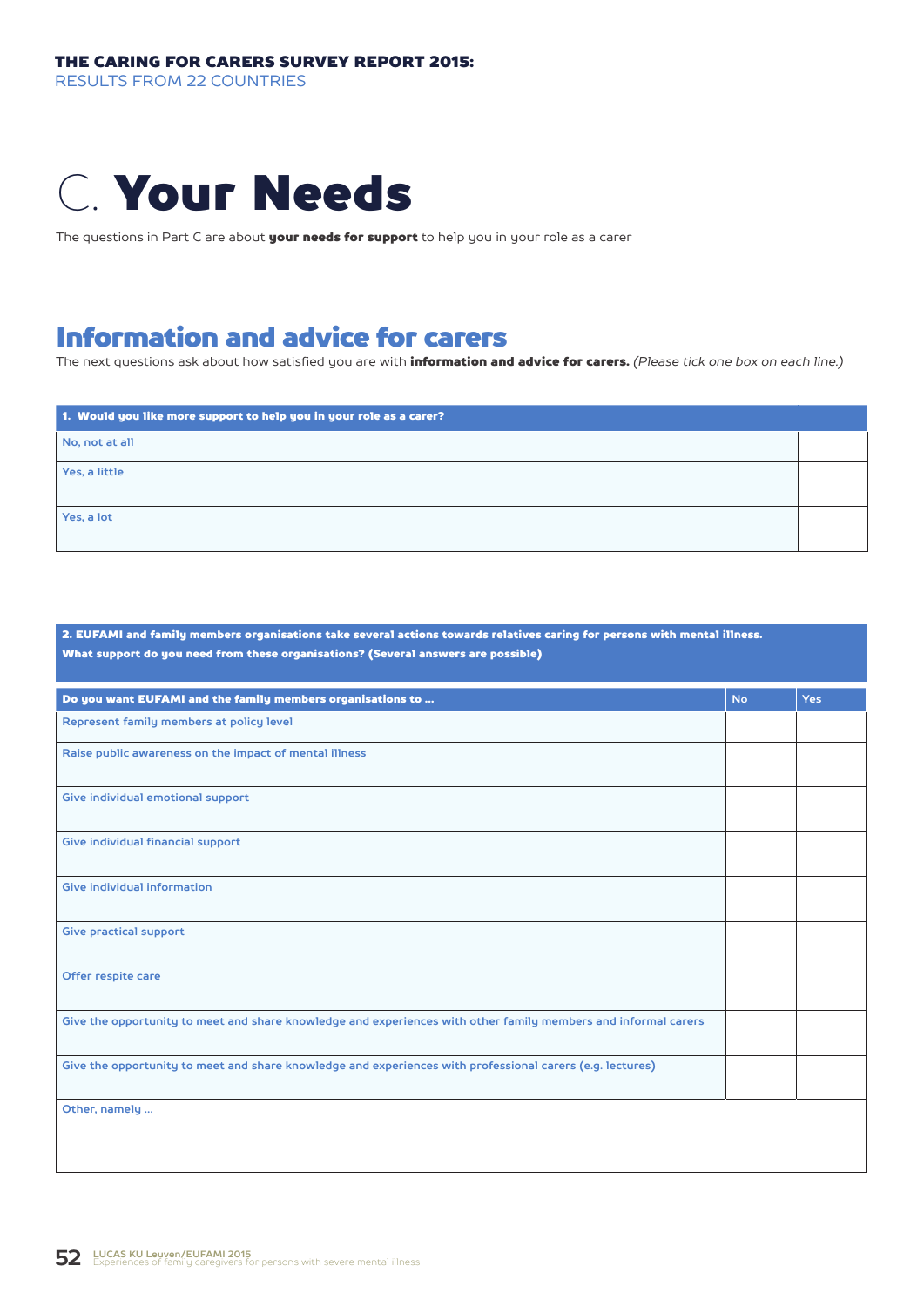# C. Your Needs

The questions in Part C are about **your needs for support** to help you in your role as a carer

## Information and advice for carers

The next questions ask about how satisfied you are with **information and advice for carers.** *(Please tick one box on each line.)*

| 1. Would you like more support to help you in your role as a carer? | |
|---|---|
| No, not at all | |
| Yes, a little | |
| Yes, a lot | |

**2. EUFAMI and family members organisations take several actions towards relatives caring for persons with mental illness. What support do you need from these organisations? (Several answers are possible)**

| Do you want EUFAMI and the family members organisations to ... | No | Yes |
|---|---|---|
| Represent family members at policy level | | |
| Raise public awareness on the impact of mental illness | | |
| Give individual emotional support | | |
| Give individual financial support | | |
| Give individual information | | |
| Give practical support | | |
| Offer respite care | | |
| Give the opportunity to meet and share knowledge and experiences with other family members and informal carers | | |
| Give the opportunity to meet and share knowledge and experiences with professional carers (e.g. lectures) | | |
| Other, namely ... | | |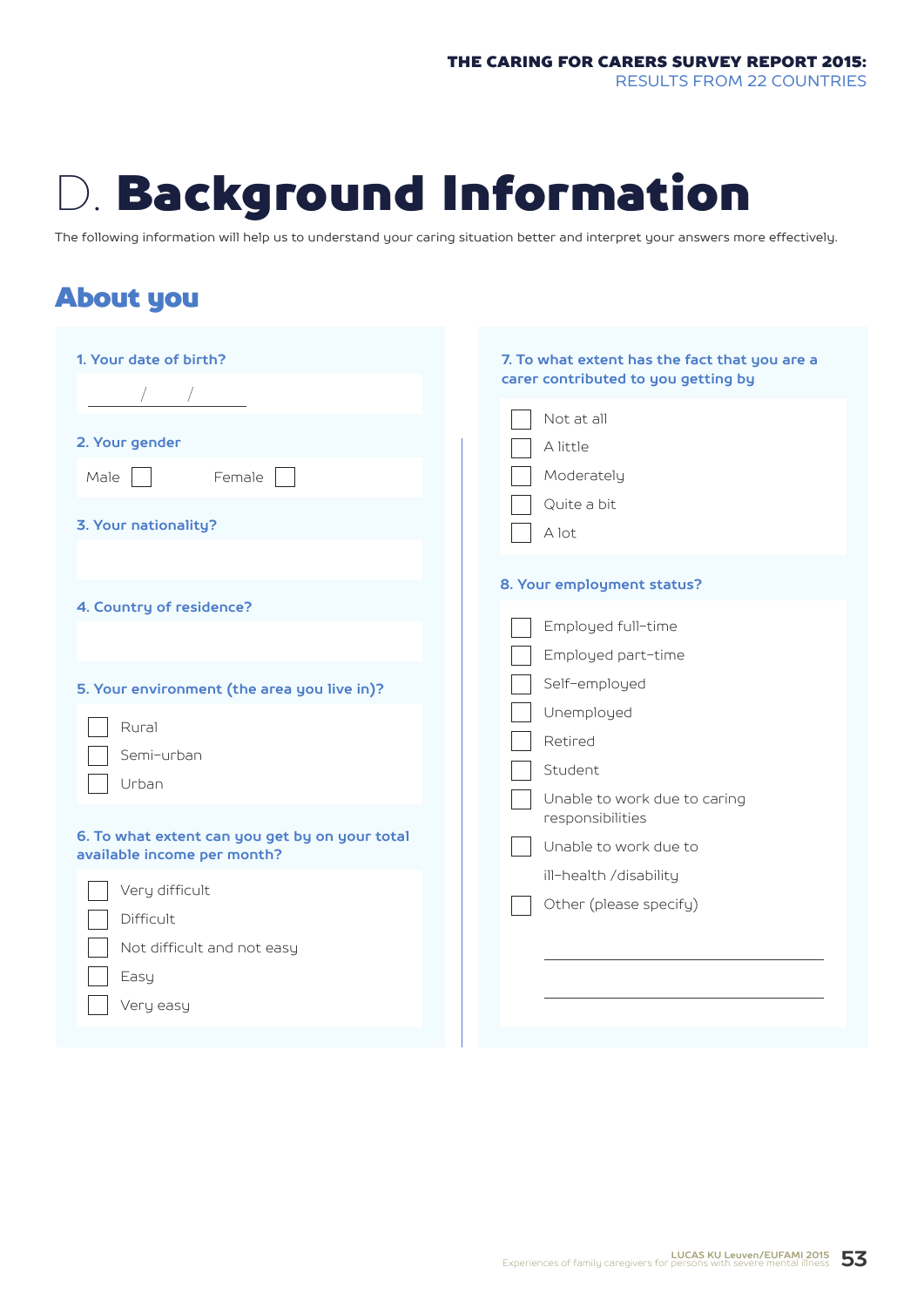# D. Background Information

The following information will help us to understand your caring situation better and interpret your answers more effectively.

## About you

**1. Your date of birth?**

\_\_\_\_ / \_\_\_\_ / \_\_\_\_

**2. Your gender**

Male ☐ Female ☐

**3. Your nationality?**

**4. Country of residence?**

**5. Your environment (the area you live in)?**

- ☐ Rural
- ☐ Semi-urban
- ☐ Urban

**6. To what extent can you get by on your total available income per month?**

- ☐ Very difficult
- ☐ Difficult
- ☐ Not difficult and not easy
- ☐ Easy
- ☐ Very easy

**7. To what extent has the fact that you are a carer contributed to you getting by**

- ☐ Not at all
- ☐ A little
- ☐ Moderately
- ☐ Quite a bit
- ☐ A lot

**8. Your employment status?**

- ☐ Employed full-time
- ☐ Employed part-time
- ☐ Self-employed
- ☐ Unemployed
- ☐ Retired
- ☐ Student
- ☐ Unable to work due to caring responsibilities
- ☐ Unable to work due to ill-health /disability
- ☐ Other (please specify)

\_\_\_\_\_\_\_\_\_\_\_\_\_\_\_\_\_\_\_\_\_\_\_\_\_\_\_\_\_\_

\_\_\_\_\_\_\_\_\_\_\_\_\_\_\_\_\_\_\_\_\_\_\_\_\_\_\_\_\_\_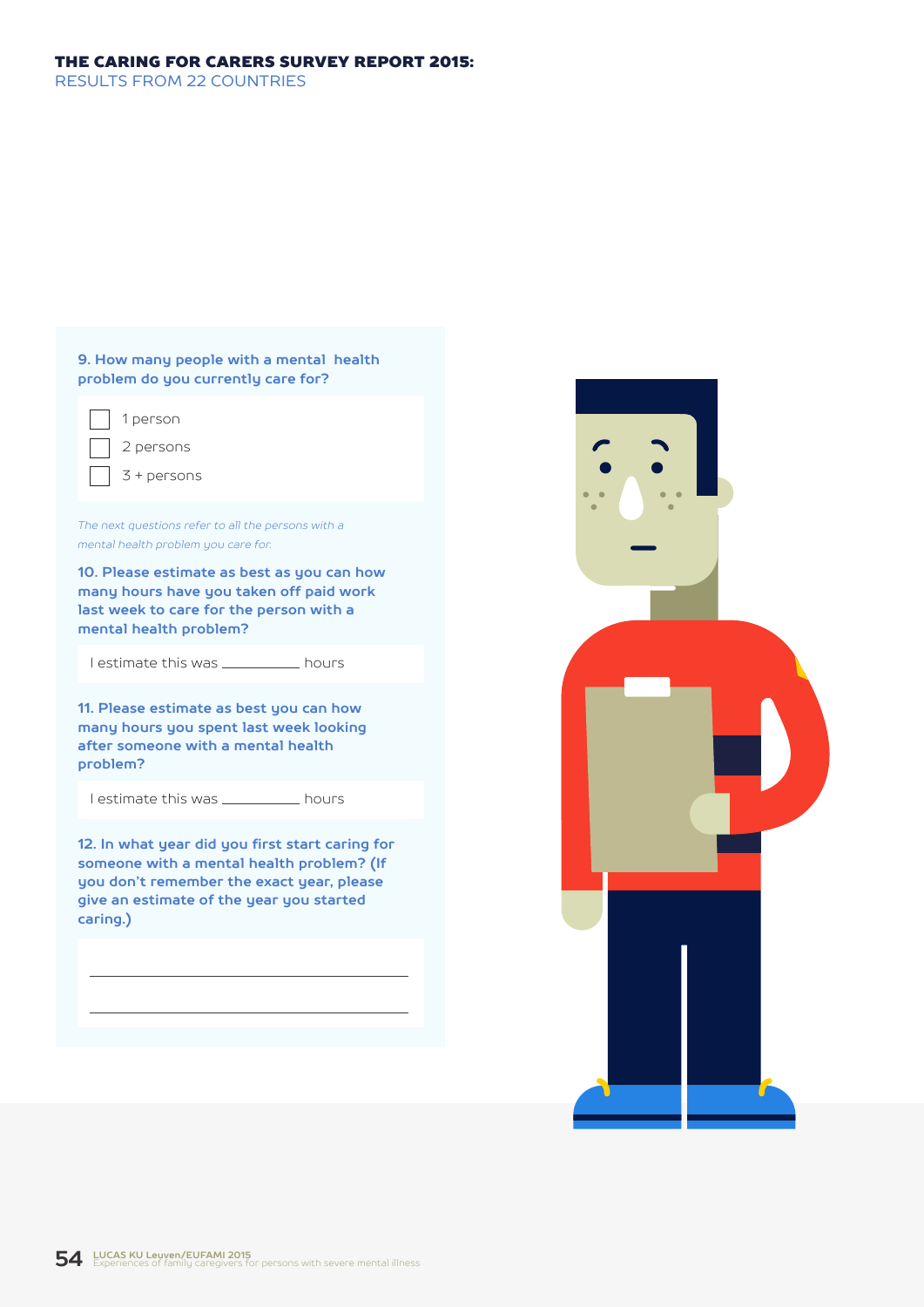**9. How many people with a mental health problem do you currently care for?**

- ☐ 1 person
- ☐ 2 persons
- ☐ 3 + persons

*The next questions refer to all the persons with a mental health problem you care for.*

**10. Please estimate as best as you can how many hours have you taken off paid work last week to care for the person with a mental health problem?**

I estimate this was __________ hours

**11. Please estimate as best you can how many hours you spent last week looking after someone with a mental health problem?**

I estimate this was __________ hours

**12. In what year did you first start caring for someone with a mental health problem? (If you don't remember the exact year, please give an estimate of the year you started caring.)**

_______________________________________

_______________________________________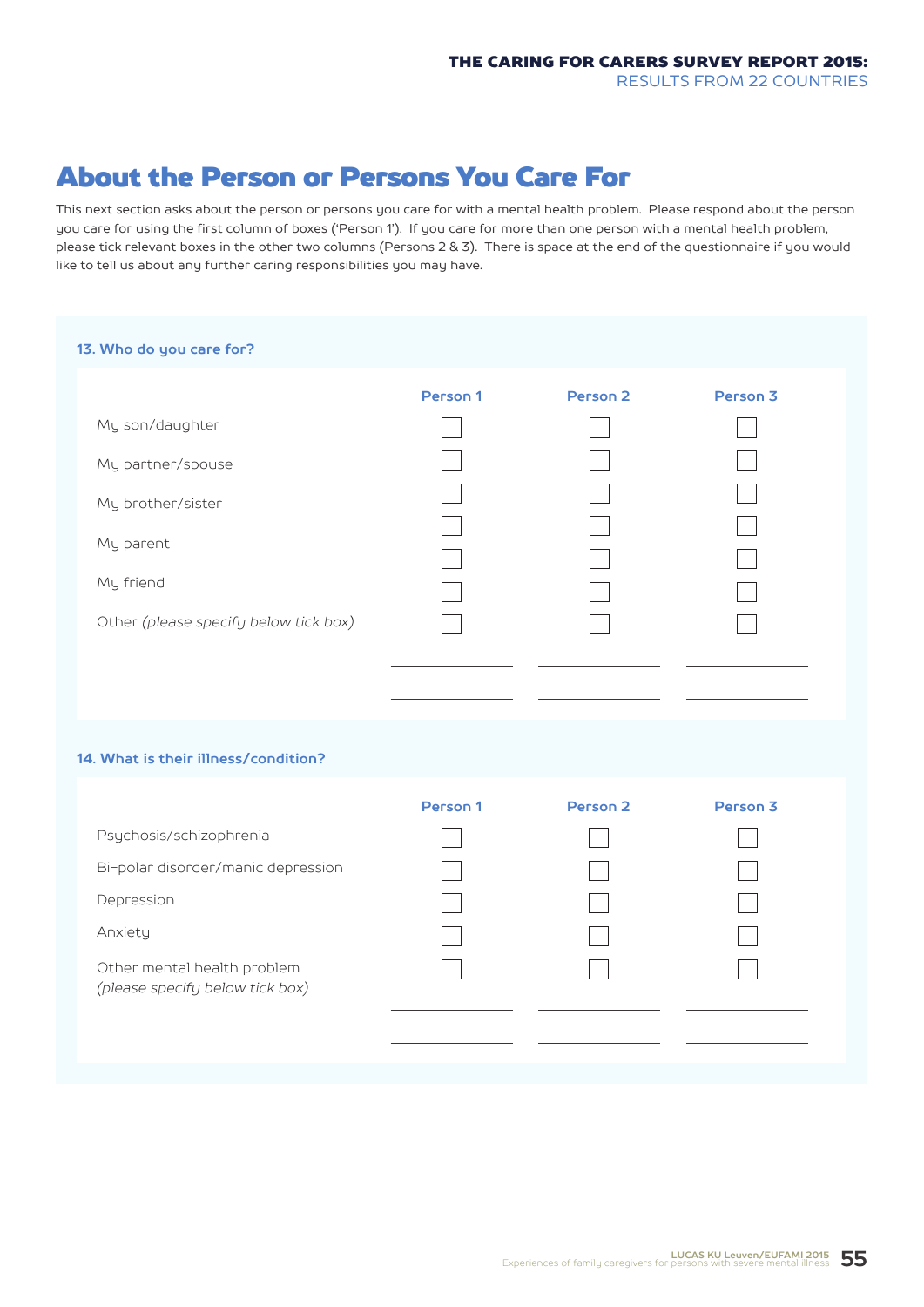# About the Person or Persons You Care For

This next section asks about the person or persons you care for with a mental health problem. Please respond about the person you care for using the first column of boxes ('Person 1'). If you care for more than one person with a mental health problem, please tick relevant boxes in the other two columns (Persons 2 & 3). There is space at the end of the questionnaire if you would like to tell us about any further caring responsibilities you may have.

### 13. Who do you care for?

| | Person 1 | Person 2 | Person 3 |
|---|---|---|---|
| My son/daughter | ☐ | ☐ | ☐ |
| My partner/spouse | ☐ | ☐ | ☐ |
| My brother/sister | ☐ | ☐ | ☐ |
| My parent | ☐ | ☐ | ☐ |
| My friend | ☐ | ☐ | ☐ |
| Other *(please specify below tick box)* | ☐ | ☐ | ☐ |
| | ______________ | ______________ | ______________ |
| | ______________ | ______________ | ______________ |

### 14. What is their illness/condition?

| | Person 1 | Person 2 | Person 3 |
|---|---|---|---|
| Psychosis/schizophrenia | ☐ | ☐ | ☐ |
| Bi-polar disorder/manic depression | ☐ | ☐ | ☐ |
| Depression | ☐ | ☐ | ☐ |
| Anxiety | ☐ | ☐ | ☐ |
| Other mental health problem *(please specify below tick box)* | ☐ | ☐ | ☐ |
| | ______________ | ______________ | ______________ |
| | ______________ | ______________ | ______________ |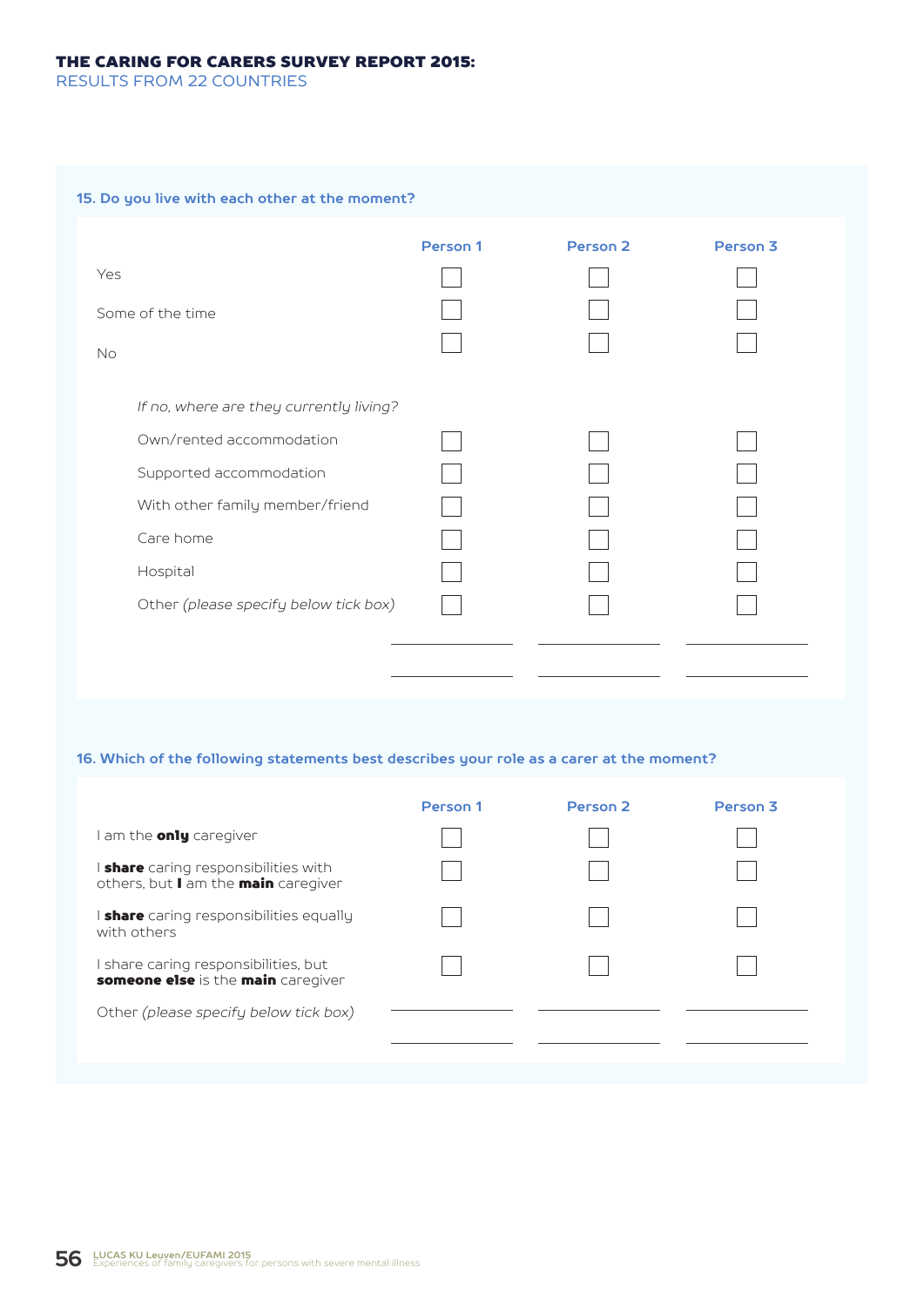**15. Do you live with each other at the moment?**

| | Person 1 | Person 2 | Person 3 |
|---|---|---|---|
| Yes | ☐ | ☐ | ☐ |
| Some of the time | ☐ | ☐ | ☐ |
| No | ☐ | ☐ | ☐ |
| *If no, where are they currently living?* | | | |
| Own/rented accommodation | ☐ | ☐ | ☐ |
| Supported accommodation | ☐ | ☐ | ☐ |
| With other family member/friend | ☐ | ☐ | ☐ |
| Care home | ☐ | ☐ | ☐ |
| Hospital | ☐ | ☐ | ☐ |
| Other *(please specify below tick box)* | ☐ | ☐ | ☐ |
| | ________ | ________ | ________ |
| | ________ | ________ | ________ |

**16. Which of the following statements best describes your role as a carer at the moment?**

| | Person 1 | Person 2 | Person 3 |
|---|---|---|---|
| I am the **only** caregiver | ☐ | ☐ | ☐ |
| I **share** caring responsibilities with others, but **I** am the **main** caregiver | ☐ | ☐ | ☐ |
| I **share** caring responsibilities equally with others | ☐ | ☐ | ☐ |
| I share caring responsibilities, but **someone else** is the **main** caregiver | ☐ | ☐ | ☐ |
| Other *(please specify below tick box)* | ________ | ________ | ________ |
| | ________ | ________ | ________ |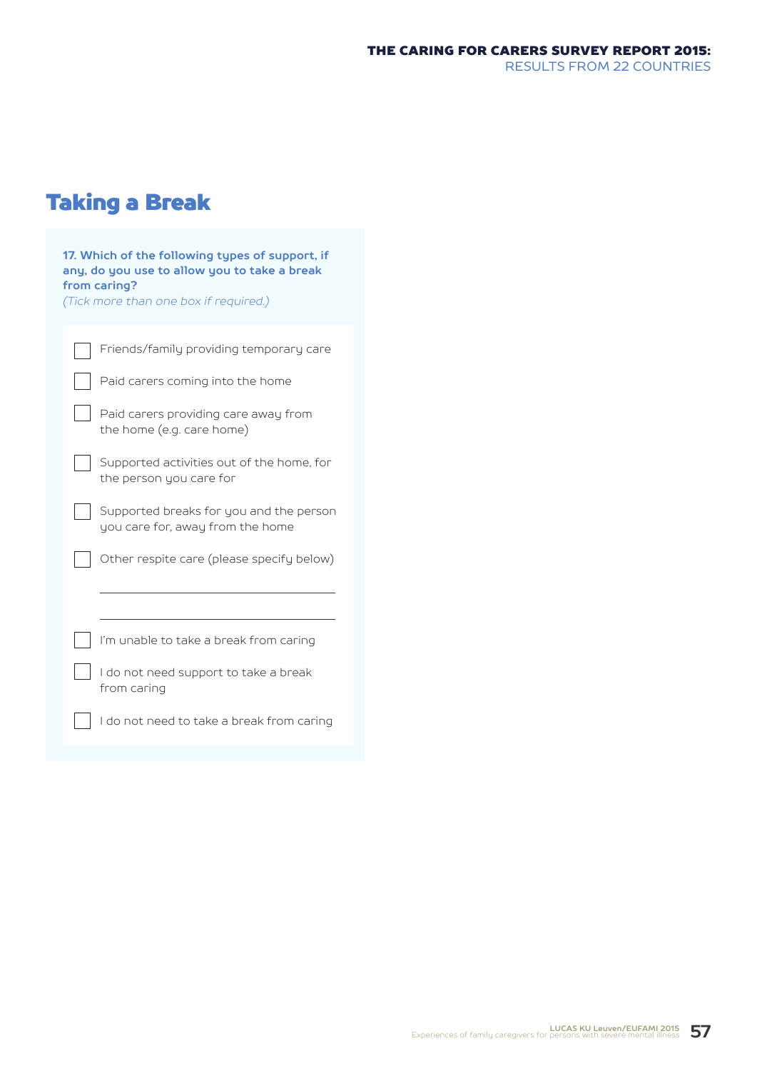## Taking a Break

**17. Which of the following types of support, if any, do you use to allow you to take a break from caring?**
*(Tick more than one box if required.)*

- ☐ Friends/family providing temporary care
- ☐ Paid carers coming into the home
- ☐ Paid carers providing care away from the home (e.g. care home)
- ☐ Supported activities out of the home, for the person you care for
- ☐ Supported breaks for you and the person you care for, away from the home
- ☐ Other respite care (please specify below)

\_\_\_\_\_\_\_\_\_\_\_\_\_\_\_\_\_\_\_\_\_\_\_\_\_\_\_\_\_\_\_\_\_\_\_\_\_\_\_\_

\_\_\_\_\_\_\_\_\_\_\_\_\_\_\_\_\_\_\_\_\_\_\_\_\_\_\_\_\_\_\_\_\_\_\_\_\_\_\_\_

- ☐ I'm unable to take a break from caring
- ☐ I do not need support to take a break from caring
- ☐ I do not need to take a break from caring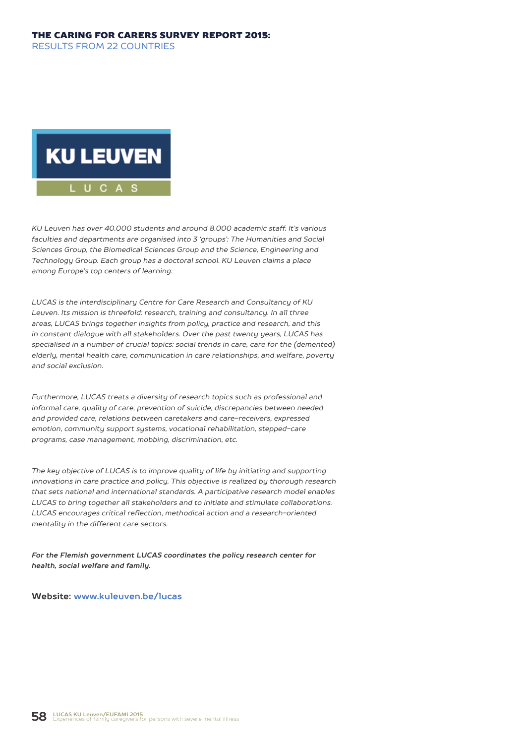KU LEUVEN

LUCAS

*KU Leuven has over 40.000 students and around 8.000 academic staff. It's various faculties and departments are organised into 3 'groups': The Humanities and Social Sciences Group, the Biomedical Sciences Group and the Science, Engineering and Technology Group. Each group has a doctoral school. KU Leuven claims a place among Europe's top centers of learning.*

*LUCAS is the interdisciplinary Centre for Care Research and Consultancy of KU Leuven. Its mission is threefold: research, training and consultancy. In all three areas, LUCAS brings together insights from policy, practice and research, and this in constant dialogue with all stakeholders. Over the past twenty years, LUCAS has specialised in a number of crucial topics: social trends in care, care for the (demented) elderly, mental health care, communication in care relationships, and welfare, poverty and social exclusion.*

*Furthermore, LUCAS treats a diversity of research topics such as professional and informal care, quality of care, prevention of suicide, discrepancies between needed and provided care, relations between caretakers and care-receivers, expressed emotion, community support systems, vocational rehabilitation, stepped-care programs, case management, mobbing, discrimination, etc.*

*The key objective of LUCAS is to improve quality of life by initiating and supporting innovations in care practice and policy. This objective is realized by thorough research that sets national and international standards. A participative research model enables LUCAS to bring together all stakeholders and to initiate and stimulate collaborations. LUCAS encourages critical reflection, methodical action and a research-oriented mentality in the different care sectors.*

***For the Flemish government LUCAS coordinates the policy research center for health, social welfare and family.***

**Website:** www.kuleuven.be/lucas